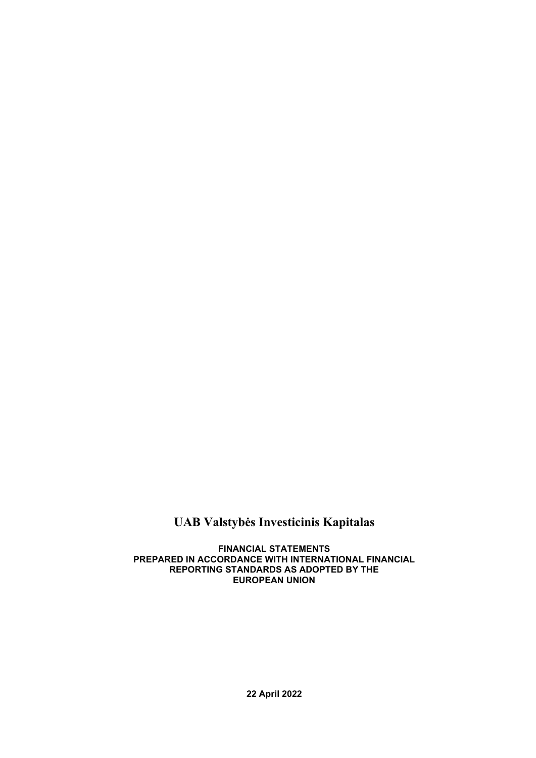# UAB Valstybės Investicinis Kapitalas

**FINANCIAL STATEMENTS**
**PREPARED IN ACCORDANCE WITH INTERNATIONAL FINANCIAL REPORTING STANDARDS AS ADOPTED BY THE EUROPEAN UNION**

**22 April 2022**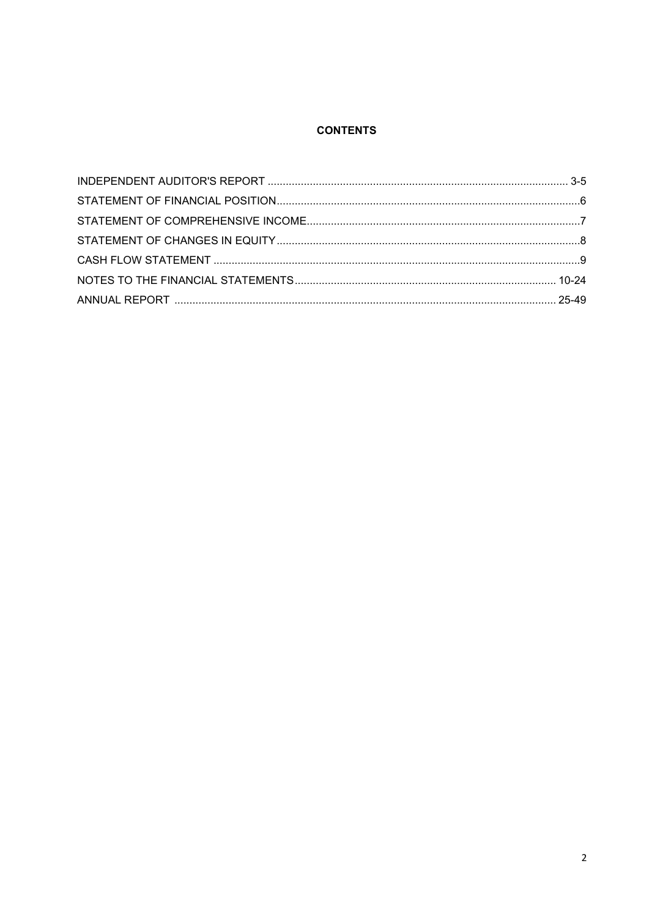# CONTENTS

| | |
|---|---|
| INDEPENDENT AUDITOR'S REPORT | 3-5 |
| STATEMENT OF FINANCIAL POSITION | 6 |
| STATEMENT OF COMPREHENSIVE INCOME | 7 |
| STATEMENT OF CHANGES IN EQUITY | 8 |
| CASH FLOW STATEMENT | 9 |
| NOTES TO THE FINANCIAL STATEMENTS | 10-24 |
| ANNUAL REPORT | 25-49 |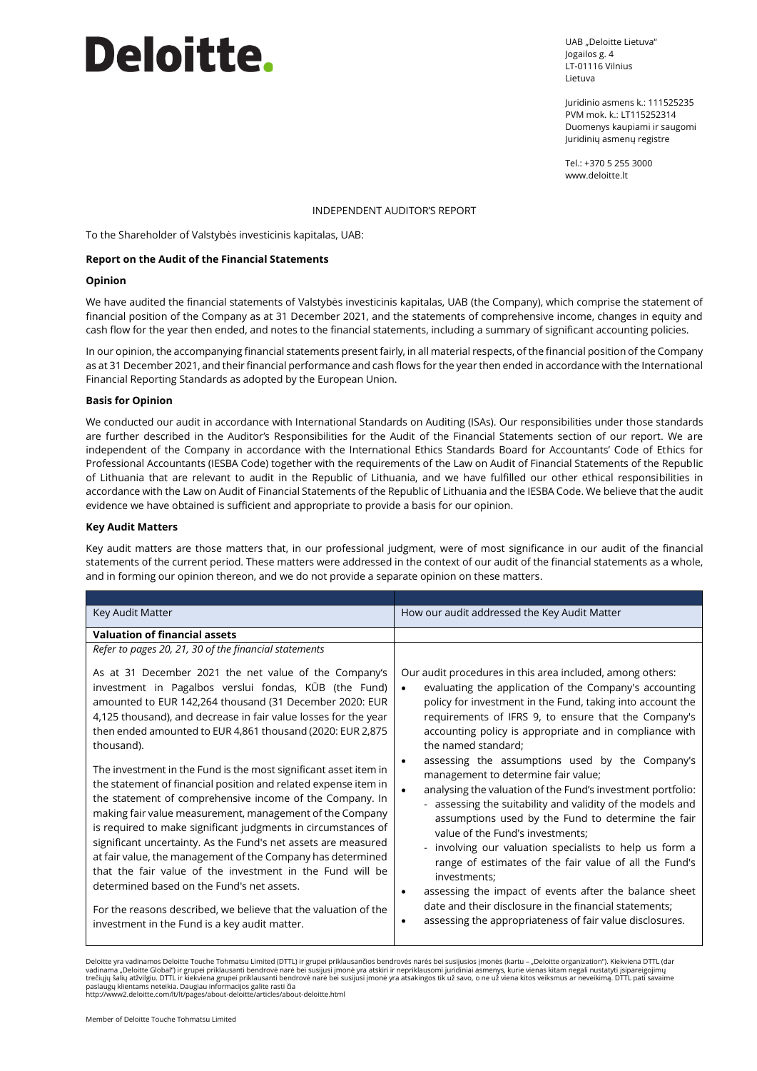# Deloitte.

UAB „Deloitte Lietuva"
Jogailos g. 4
LT-01116 Vilnius
Lietuva

Juridinio asmens k.: 111525235
PVM mok. k.: LT115252314
Duomenys kaupiami ir saugomi
Juridinių asmenų registre

Tel.: +370 5 255 3000
www.deloitte.lt

INDEPENDENT AUDITOR'S REPORT

To the Shareholder of Valstybės investicinis kapitalas, UAB:

**Report on the Audit of the Financial Statements**

**Opinion**

We have audited the financial statements of Valstybės investicinis kapitalas, UAB (the Company), which comprise the statement of financial position of the Company as at 31 December 2021, and the statements of comprehensive income, changes in equity and cash flow for the year then ended, and notes to the financial statements, including a summary of significant accounting policies.

In our opinion, the accompanying financial statements present fairly, in all material respects, of the financial position of the Company as at 31 December 2021, and their financial performance and cash flows for the year then ended in accordance with the International Financial Reporting Standards as adopted by the European Union.

**Basis for Opinion**

We conducted our audit in accordance with International Standards on Auditing (ISAs). Our responsibilities under those standards are further described in the Auditor's Responsibilities for the Audit of the Financial Statements section of our report. We are independent of the Company in accordance with the International Ethics Standards Board for Accountants' Code of Ethics for Professional Accountants (IESBA Code) together with the requirements of the Law on Audit of Financial Statements of the Republic of Lithuania that are relevant to audit in the Republic of Lithuania, and we have fulfilled our other ethical responsibilities in accordance with the Law on Audit of Financial Statements of the Republic of Lithuania and the IESBA Code. We believe that the audit evidence we have obtained is sufficient and appropriate to provide a basis for our opinion.

**Key Audit Matters**

Key audit matters are those matters that, in our professional judgment, were of most significance in our audit of the financial statements of the current period. These matters were addressed in the context of our audit of the financial statements as a whole, and in forming our opinion thereon, and we do not provide a separate opinion on these matters.

| Key Audit Matter | How our audit addressed the Key Audit Matter |
|---|---|
| **Valuation of financial assets** | |
| *Refer to pages 20, 21, 30 of the financial statements*<br><br>As at 31 December 2021 the net value of the Company's investment in Pagalbos verslui fondas, KŪB (the Fund) amounted to EUR 142,264 thousand (31 December 2020: EUR 4,125 thousand), and decrease in fair value losses for the year then ended amounted to EUR 4,861 thousand (2020: EUR 2,875 thousand).<br><br>The investment in the Fund is the most significant asset item in the statement of financial position and related expense item in the statement of comprehensive income of the Company. In making fair value measurement, management of the Company is required to make significant judgments in circumstances of significant uncertainty. As the Fund's net assets are measured at fair value, the management of the Company has determined that the fair value of the investment in the Fund will be determined based on the Fund's net assets.<br><br>For the reasons described, we believe that the valuation of the investment in the Fund is a key audit matter. | Our audit procedures in this area included, among others:<br>• evaluating the application of the Company's accounting policy for investment in the Fund, taking into account the requirements of IFRS 9, to ensure that the Company's accounting policy is appropriate and in compliance with the named standard;<br>• assessing the assumptions used by the Company's management to determine fair value;<br>• analysing the valuation of the Fund's investment portfolio:<br>  - assessing the suitability and validity of the models and assumptions used by the Fund to determine the fair value of the Fund's investments;<br>  - involving our valuation specialists to help us form a range of estimates of the fair value of all the Fund's investments;<br>• assessing the impact of events after the balance sheet date and their disclosure in the financial statements;<br>• assessing the appropriateness of fair value disclosures. |

Deloitte yra vadinamos Deloitte Touche Tohmatsu Limited (DTTL) ir grupei priklausančios bendrovės narės bei susijusios įmonės (kartu – „Deloitte organization"). Kiekviena DTTL (dar vadinama „Deloitte Global") ir grupei priklausanti bendrovė narė bei susijusi įmonė yra atskiri ir nepriklausomi juridiniai asmenys, kurie vienas kitam negali nustatyti įsipareigojimų trečiųjų šalių atžvilgiu. DTTL ir kiekviena grupei priklausanti bendrovė narė bei susijusi įmonė yra atsakingos tik už savo, o ne už viena kitos veiksmus ar neveikimą. DTTL pati savaime paslaugų klientams neteikia. Daugiau informacijos galite rasti čia http://www2.deloitte.com/lt/lt/pages/about-deloitte/articles/about-deloitte.html

Member of Deloitte Touche Tohmatsu Limited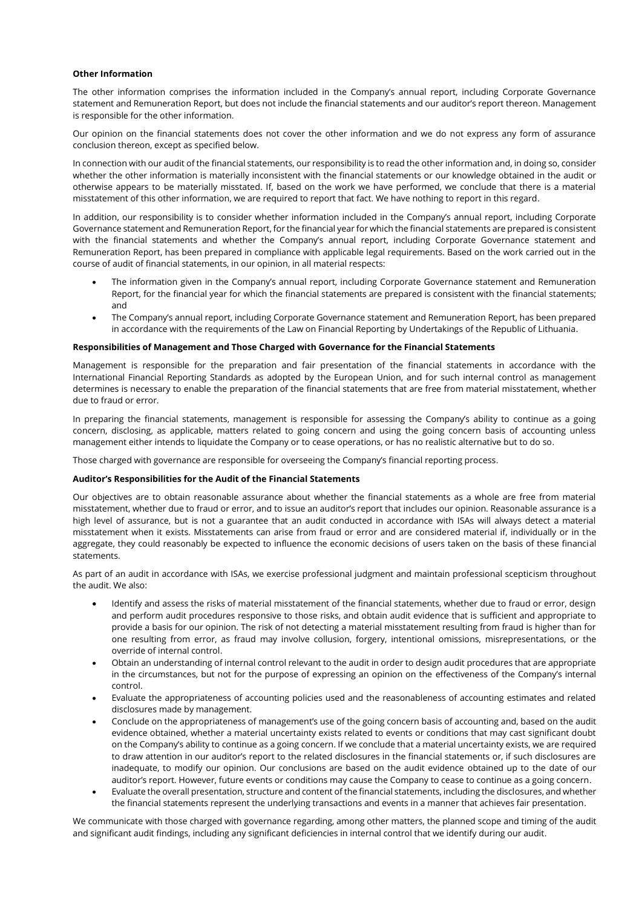**Other Information**

The other information comprises the information included in the Company's annual report, including Corporate Governance statement and Remuneration Report, but does not include the financial statements and our auditor's report thereon. Management is responsible for the other information.

Our opinion on the financial statements does not cover the other information and we do not express any form of assurance conclusion thereon, except as specified below.

In connection with our audit of the financial statements, our responsibility is to read the other information and, in doing so, consider whether the other information is materially inconsistent with the financial statements or our knowledge obtained in the audit or otherwise appears to be materially misstated. If, based on the work we have performed, we conclude that there is a material misstatement of this other information, we are required to report that fact. We have nothing to report in this regard.

In addition, our responsibility is to consider whether information included in the Company's annual report, including Corporate Governance statement and Remuneration Report, for the financial year for which the financial statements are prepared is consistent with the financial statements and whether the Company's annual report, including Corporate Governance statement and Remuneration Report, has been prepared in compliance with applicable legal requirements. Based on the work carried out in the course of audit of financial statements, in our opinion, in all material respects:

- The information given in the Company's annual report, including Corporate Governance statement and Remuneration Report, for the financial year for which the financial statements are prepared is consistent with the financial statements; and
- The Company's annual report, including Corporate Governance statement and Remuneration Report, has been prepared in accordance with the requirements of the Law on Financial Reporting by Undertakings of the Republic of Lithuania.

**Responsibilities of Management and Those Charged with Governance for the Financial Statements**

Management is responsible for the preparation and fair presentation of the financial statements in accordance with the International Financial Reporting Standards as adopted by the European Union, and for such internal control as management determines is necessary to enable the preparation of the financial statements that are free from material misstatement, whether due to fraud or error.

In preparing the financial statements, management is responsible for assessing the Company's ability to continue as a going concern, disclosing, as applicable, matters related to going concern and using the going concern basis of accounting unless management either intends to liquidate the Company or to cease operations, or has no realistic alternative but to do so.

Those charged with governance are responsible for overseeing the Company's financial reporting process.

**Auditor's Responsibilities for the Audit of the Financial Statements**

Our objectives are to obtain reasonable assurance about whether the financial statements as a whole are free from material misstatement, whether due to fraud or error, and to issue an auditor's report that includes our opinion. Reasonable assurance is a high level of assurance, but is not a guarantee that an audit conducted in accordance with ISAs will always detect a material misstatement when it exists. Misstatements can arise from fraud or error and are considered material if, individually or in the aggregate, they could reasonably be expected to influence the economic decisions of users taken on the basis of these financial statements.

As part of an audit in accordance with ISAs, we exercise professional judgment and maintain professional scepticism throughout the audit. We also:

- Identify and assess the risks of material misstatement of the financial statements, whether due to fraud or error, design and perform audit procedures responsive to those risks, and obtain audit evidence that is sufficient and appropriate to provide a basis for our opinion. The risk of not detecting a material misstatement resulting from fraud is higher than for one resulting from error, as fraud may involve collusion, forgery, intentional omissions, misrepresentations, or the override of internal control.
- Obtain an understanding of internal control relevant to the audit in order to design audit procedures that are appropriate in the circumstances, but not for the purpose of expressing an opinion on the effectiveness of the Company's internal control.
- Evaluate the appropriateness of accounting policies used and the reasonableness of accounting estimates and related disclosures made by management.
- Conclude on the appropriateness of management's use of the going concern basis of accounting and, based on the audit evidence obtained, whether a material uncertainty exists related to events or conditions that may cast significant doubt on the Company's ability to continue as a going concern. If we conclude that a material uncertainty exists, we are required to draw attention in our auditor's report to the related disclosures in the financial statements or, if such disclosures are inadequate, to modify our opinion. Our conclusions are based on the audit evidence obtained up to the date of our auditor's report. However, future events or conditions may cause the Company to cease to continue as a going concern.
- Evaluate the overall presentation, structure and content of the financial statements, including the disclosures, and whether the financial statements represent the underlying transactions and events in a manner that achieves fair presentation.

We communicate with those charged with governance regarding, among other matters, the planned scope and timing of the audit and significant audit findings, including any significant deficiencies in internal control that we identify during our audit.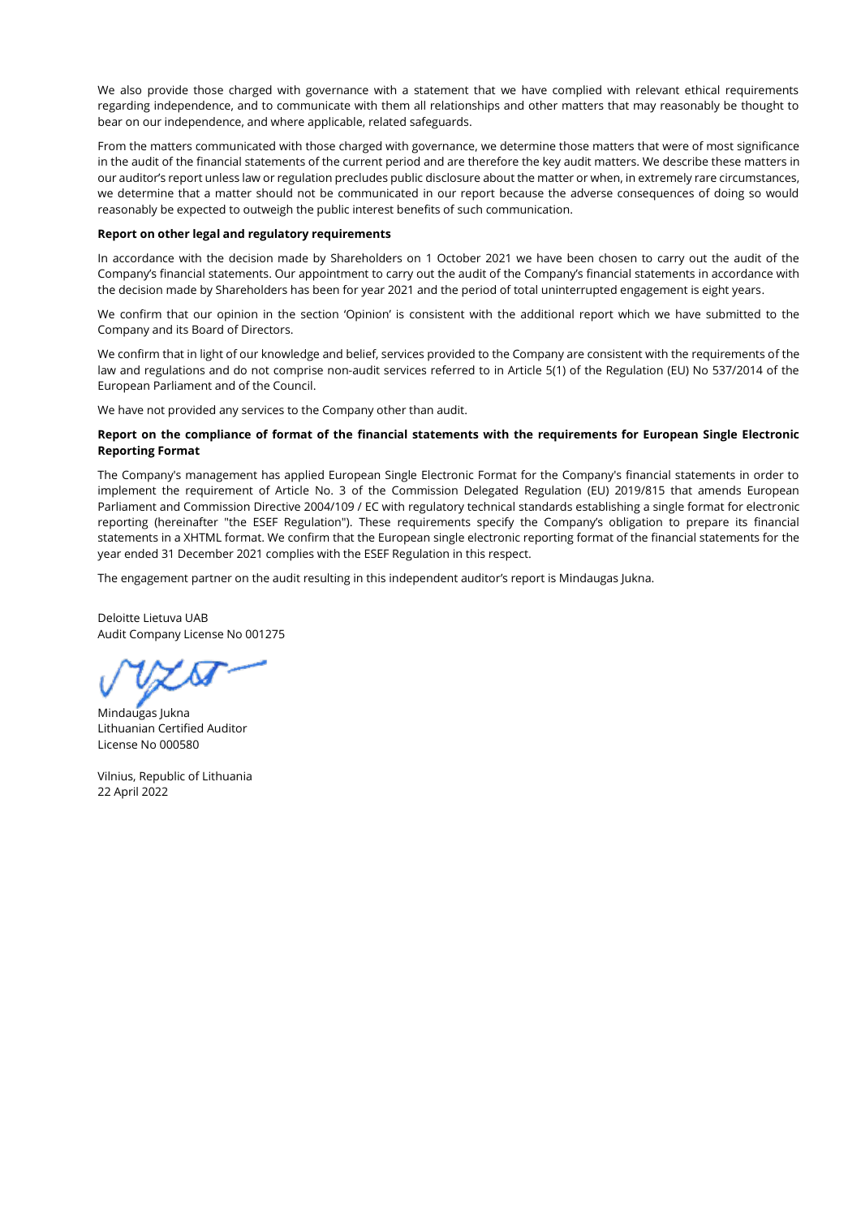We also provide those charged with governance with a statement that we have complied with relevant ethical requirements regarding independence, and to communicate with them all relationships and other matters that may reasonably be thought to bear on our independence, and where applicable, related safeguards.

From the matters communicated with those charged with governance, we determine those matters that were of most significance in the audit of the financial statements of the current period and are therefore the key audit matters. We describe these matters in our auditor's report unless law or regulation precludes public disclosure about the matter or when, in extremely rare circumstances, we determine that a matter should not be communicated in our report because the adverse consequences of doing so would reasonably be expected to outweigh the public interest benefits of such communication.

**Report on other legal and regulatory requirements**

In accordance with the decision made by Shareholders on 1 October 2021 we have been chosen to carry out the audit of the Company's financial statements. Our appointment to carry out the audit of the Company's financial statements in accordance with the decision made by Shareholders has been for year 2021 and the period of total uninterrupted engagement is eight years.

We confirm that our opinion in the section 'Opinion' is consistent with the additional report which we have submitted to the Company and its Board of Directors.

We confirm that in light of our knowledge and belief, services provided to the Company are consistent with the requirements of the law and regulations and do not comprise non-audit services referred to in Article 5(1) of the Regulation (EU) No 537/2014 of the European Parliament and of the Council.

We have not provided any services to the Company other than audit.

**Report on the compliance of format of the financial statements with the requirements for European Single Electronic Reporting Format**

The Company's management has applied European Single Electronic Format for the Company's financial statements in order to implement the requirement of Article No. 3 of the Commission Delegated Regulation (EU) 2019/815 that amends European Parliament and Commission Directive 2004/109 / EC with regulatory technical standards establishing a single format for electronic reporting (hereinafter "the ESEF Regulation"). These requirements specify the Company's obligation to prepare its financial statements in a XHTML format. We confirm that the European single electronic reporting format of the financial statements for the year ended 31 December 2021 complies with the ESEF Regulation in this respect.

The engagement partner on the audit resulting in this independent auditor's report is Mindaugas Jukna.

Deloitte Lietuva UAB
Audit Company License No 001275

Mindaugas Jukna
Lithuanian Certified Auditor
License No 000580

Vilnius, Republic of Lithuania
22 April 2022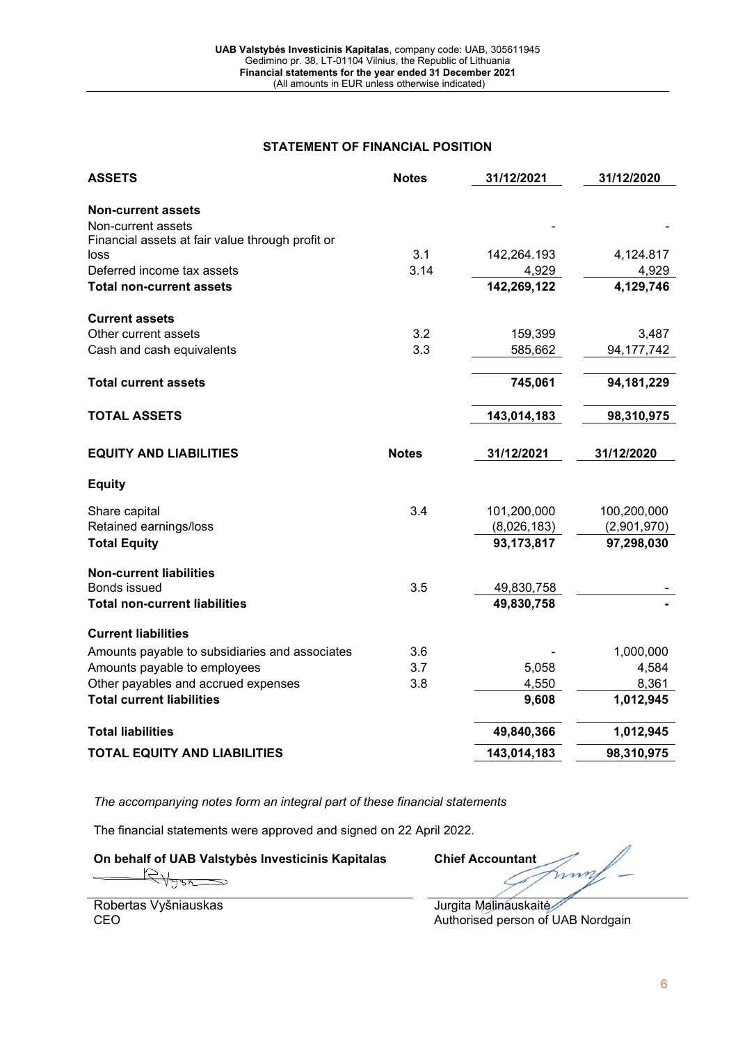## STATEMENT OF FINANCIAL POSITION

| ASSETS | Notes | 31/12/2021 | 31/12/2020 |
|---|---|---|---|
| **Non-current assets** | | | |
| Non-current assets | | - | - |
| Financial assets at fair value through profit or loss | 3.1 | 142,264.193 | 4,124.817 |
| Deferred income tax assets | 3.14 | 4,929 | 4,929 |
| **Total non-current assets** | | **142,269,122** | **4,129,746** |
| **Current assets** | | | |
| Other current assets | 3.2 | 159,399 | 3,487 |
| Cash and cash equivalents | 3.3 | 585,662 | 94,177,742 |
| **Total current assets** | | **745,061** | **94,181,229** |
| **TOTAL ASSETS** | | **143,014,183** | **98,310,975** |

| EQUITY AND LIABILITIES | Notes | 31/12/2021 | 31/12/2020 |
|---|---|---|---|
| **Equity** | | | |
| Share capital | 3.4 | 101,200,000 | 100,200,000 |
| Retained earnings/loss | | (8,026,183) | (2,901,970) |
| **Total Equity** | | **93,173,817** | **97,298,030** |
| **Non-current liabilities** | | | |
| Bonds issued | 3.5 | 49,830,758 | - |
| **Total non-current liabilities** | | **49,830,758** | **-** |
| **Current liabilities** | | | |
| Amounts payable to subsidiaries and associates | 3.6 | - | 1,000,000 |
| Amounts payable to employees | 3.7 | 5,058 | 4,584 |
| Other payables and accrued expenses | 3.8 | 4,550 | 8,361 |
| **Total current liabilities** | | **9,608** | **1,012,945** |
| **Total liabilities** | | **49,840,366** | **1,012,945** |
| **TOTAL EQUITY AND LIABILITIES** | | **143,014,183** | **98,310,975** |

*The accompanying notes form an integral part of these financial statements*

The financial statements were approved and signed on 22 April 2022.

**On behalf of UAB Valstybės Investicinis Kapitalas**

Robertas Vyšniauskas
CEO

**Chief Accountant**

Jurgita Malinauskaitė
Authorised person of UAB Nordgain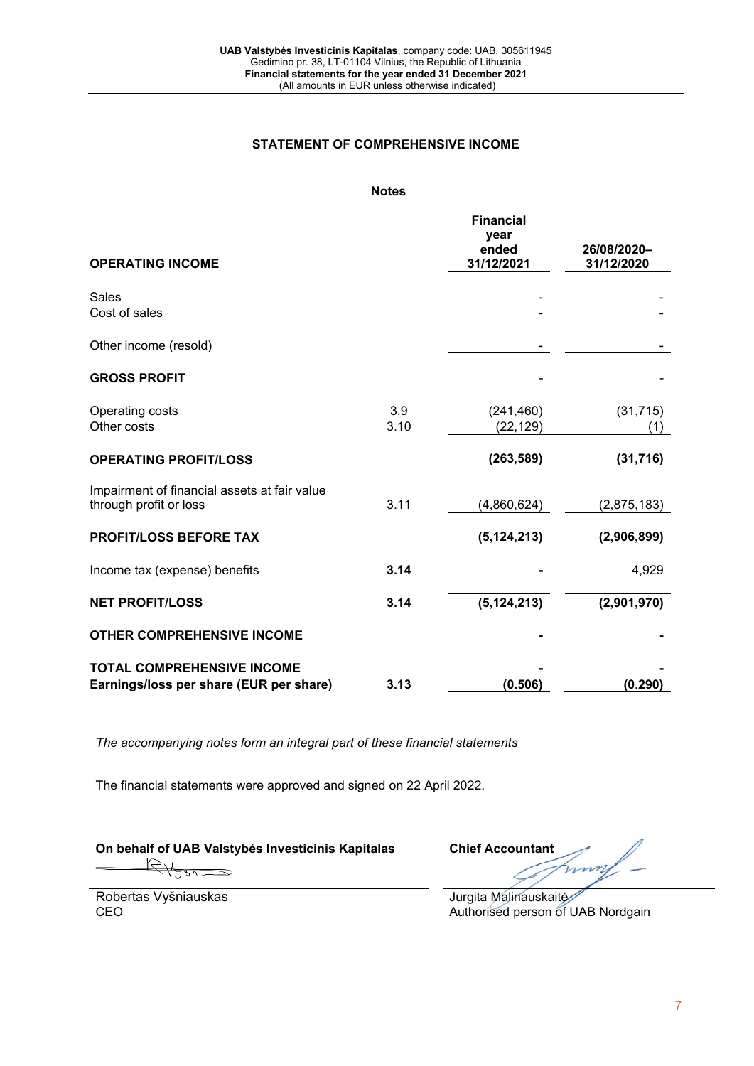## STATEMENT OF COMPREHENSIVE INCOME

| OPERATING INCOME | Notes | Financial year ended 31/12/2021 | 26/08/2020–31/12/2020 |
|---|---|---|---|
| Sales | | - | - |
| Cost of sales | | - | - |
| Other income (resold) | | - | - |
| **GROSS PROFIT** | | **-** | **-** |
| Operating costs | 3.9 | (241,460) | (31,715) |
| Other costs | 3.10 | (22,129) | (1) |
| **OPERATING PROFIT/LOSS** | | **(263,589)** | **(31,716)** |
| Impairment of financial assets at fair value through profit or loss | 3.11 | (4,860,624) | (2,875,183) |
| **PROFIT/LOSS BEFORE TAX** | | **(5,124,213)** | **(2,906,899)** |
| Income tax (expense) benefits | **3.14** | **-** | 4,929 |
| **NET PROFIT/LOSS** | **3.14** | **(5,124,213)** | **(2,901,970)** |
| **OTHER COMPREHENSIVE INCOME** | | **-** | **-** |
| **TOTAL COMPREHENSIVE INCOME** | | **-** | **-** |
| **Earnings/loss per share (EUR per share)** | **3.13** | **(0.506)** | **(0.290)** |

*The accompanying notes form an integral part of these financial statements*

The financial statements were approved and signed on 22 April 2022.

**On behalf of UAB Valstybės Investicinis Kapitalas**

Robertas Vyšniauskas
CEO

**Chief Accountant**

Jurgita Malinauskaitė
Authorised person of UAB Nordgain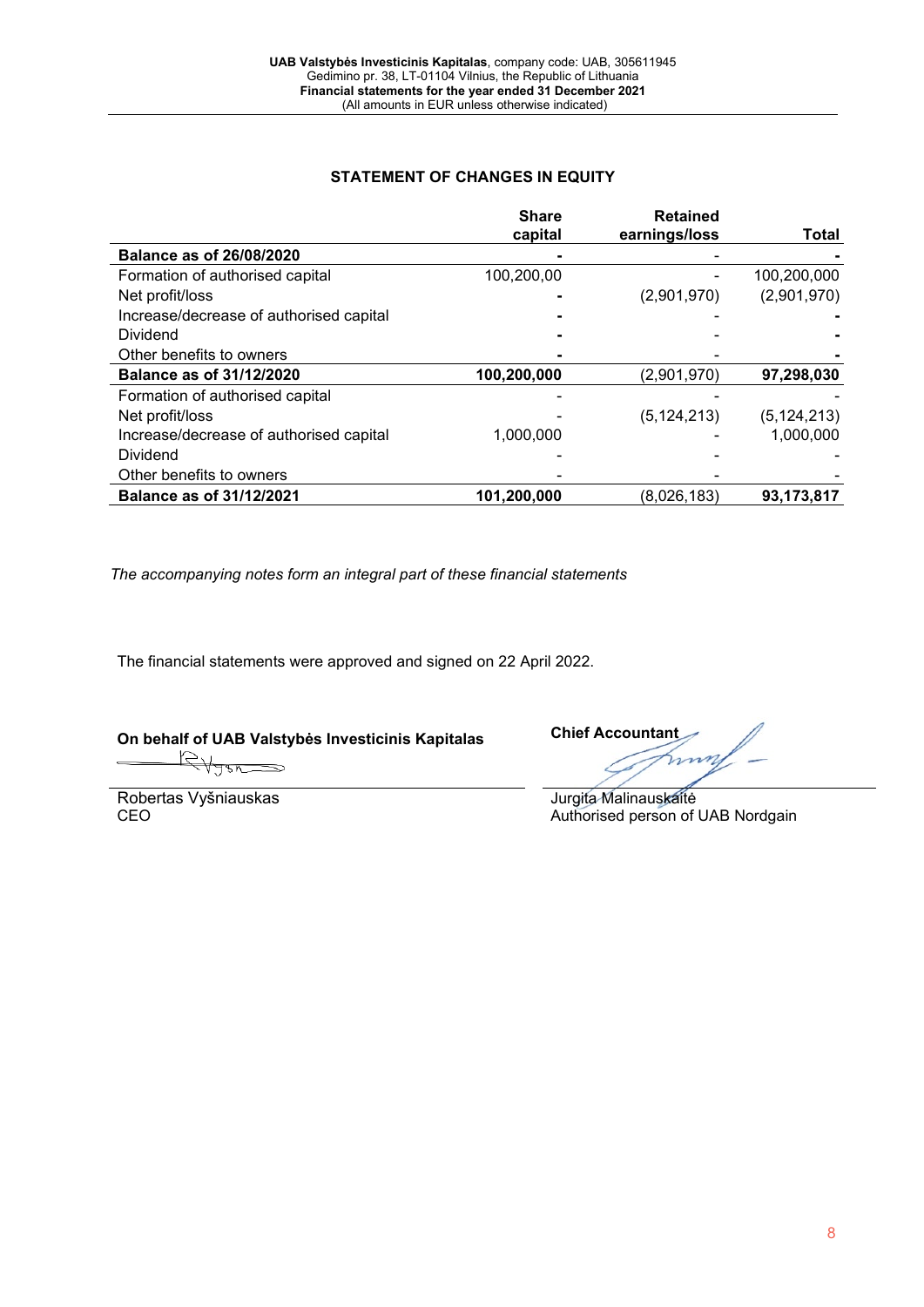## STATEMENT OF CHANGES IN EQUITY

| | Share capital | Retained earnings/loss | Total |
|---|---|---|---|
| **Balance as of 26/08/2020** | - | - | - |
| Formation of authorised capital | 100,200,00 | - | 100,200,000 |
| Net profit/loss | - | (2,901,970) | (2,901,970) |
| Increase/decrease of authorised capital | - | - | - |
| Dividend | - | - | - |
| Other benefits to owners | - | - | - |
| **Balance as of 31/12/2020** | **100,200,000** | (2,901,970) | **97,298,030** |
| Formation of authorised capital | - | - | - |
| Net profit/loss | - | (5,124,213) | (5,124,213) |
| Increase/decrease of authorised capital | 1,000,000 | - | 1,000,000 |
| Dividend | - | - | - |
| Other benefits to owners | - | - | - |
| **Balance as of 31/12/2021** | **101,200,000** | (8,026,183) | **93,173,817** |

*The accompanying notes form an integral part of these financial statements*

The financial statements were approved and signed on 22 April 2022.

**On behalf of UAB Valstybės Investicinis Kapitalas**

Robertas Vyšniauskas
CEO

**Chief Accountant**

Jurgita Malinauskaitė
Authorised person of UAB Nordgain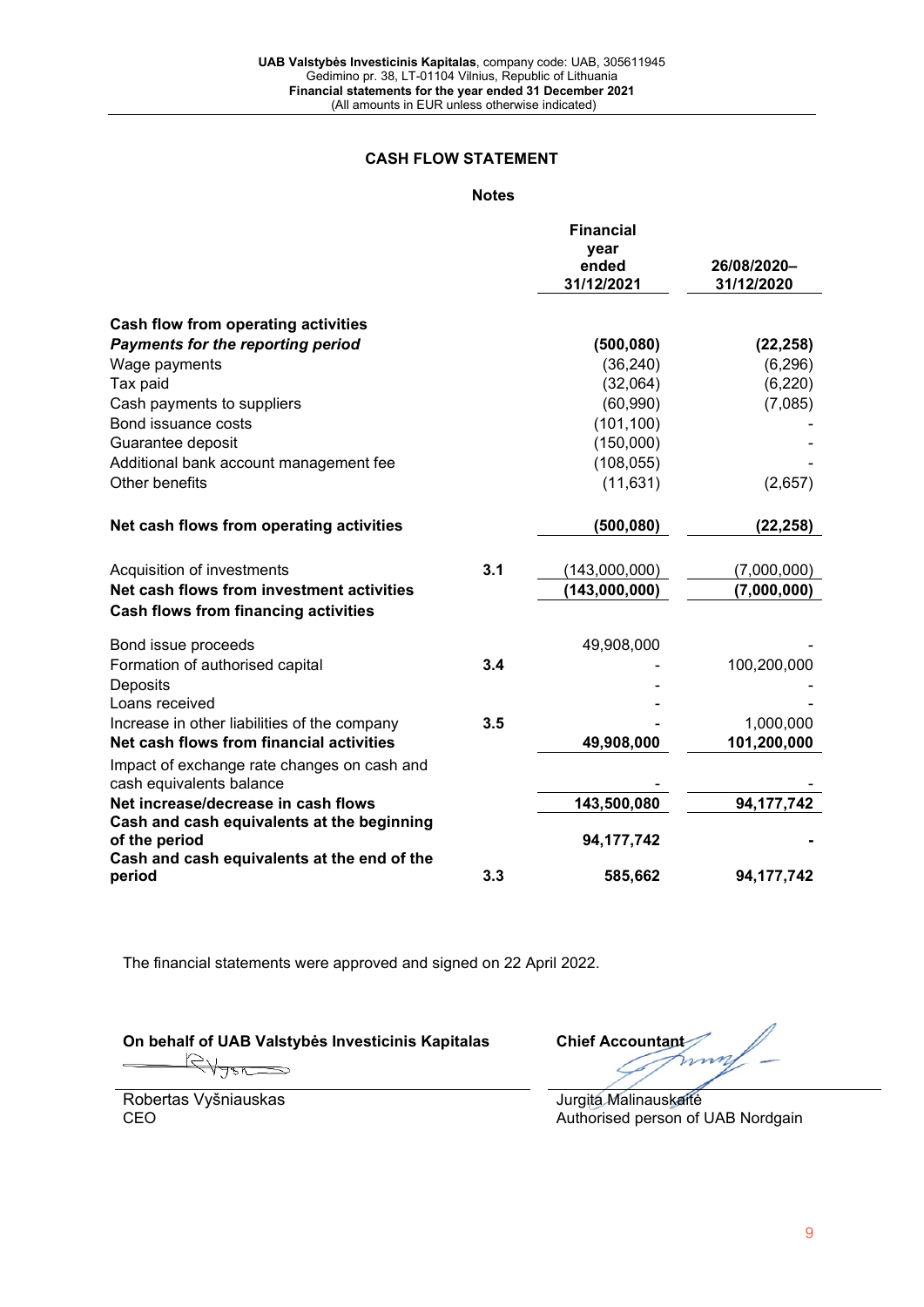## CASH FLOW STATEMENT

| | Notes | Financial year ended 31/12/2021 | 26/08/2020–31/12/2020 |
|---|---|---|---|
| **Cash flow from operating activities** | | | |
| ***Payments for the reporting period*** | | **(500,080)** | **(22,258)** |
| Wage payments | | (36,240) | (6,296) |
| Tax paid | | (32,064) | (6,220) |
| Cash payments to suppliers | | (60,990) | (7,085) |
| Bond issuance costs | | (101,100) | - |
| Guarantee deposit | | (150,000) | - |
| Additional bank account management fee | | (108,055) | - |
| Other benefits | | (11,631) | (2,657) |
| **Net cash flows from operating activities** | | **(500,080)** | **(22,258)** |
| Acquisition of investments | **3.1** | (143,000,000) | (7,000,000) |
| **Net cash flows from investment activities** | | **(143,000,000)** | **(7,000,000)** |
| **Cash flows from financing activities** | | | |
| Bond issue proceeds | | 49,908,000 | - |
| Formation of authorised capital | **3.4** | - | 100,200,000 |
| Deposits | | - | - |
| Loans received | | - | - |
| Increase in other liabilities of the company | **3.5** | - | 1,000,000 |
| **Net cash flows from financial activities** | | **49,908,000** | **101,200,000** |
| Impact of exchange rate changes on cash and cash equivalents balance | | - | - |
| **Net increase/decrease in cash flows** | | **143,500,080** | **94,177,742** |
| **Cash and cash equivalents at the beginning of the period** | | **94,177,742** | **-** |
| **Cash and cash equivalents at the end of the period** | **3.3** | **585,662** | **94,177,742** |

The financial statements were approved and signed on 22 April 2022.

**On behalf of UAB Valstybės Investicinis Kapitalas**

Robertas Vyšniauskas
CEO

**Chief Accountant**

Jurgita Malinauskaitė
Authorised person of UAB Nordgain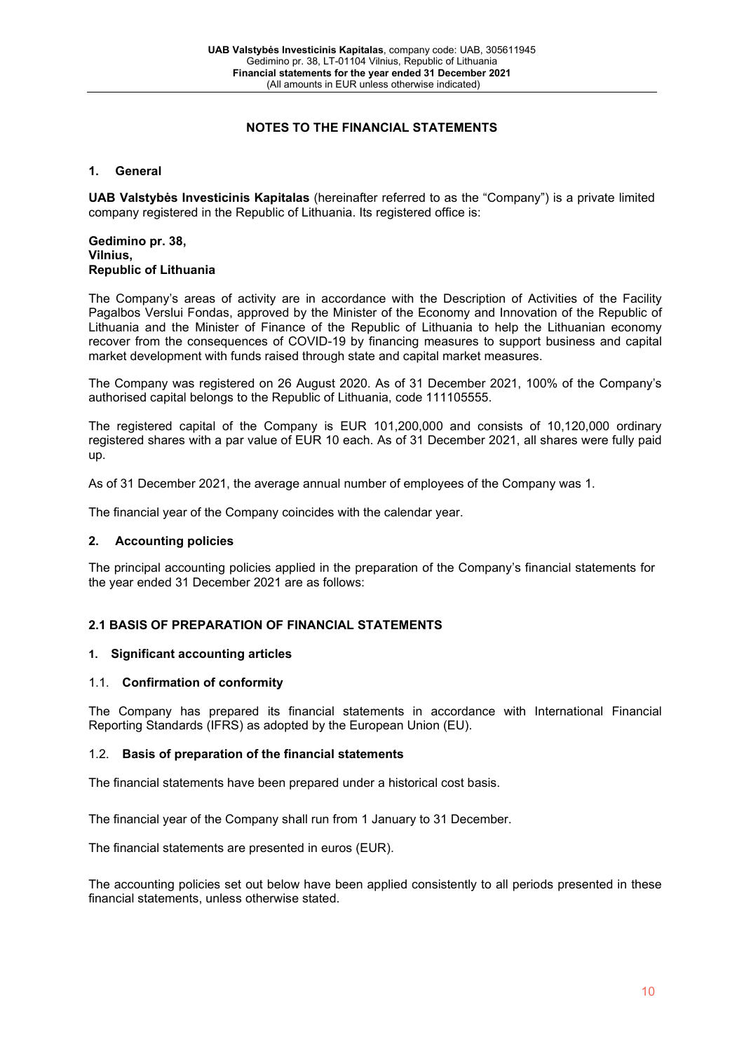## NOTES TO THE FINANCIAL STATEMENTS

### 1. General

**UAB Valstybės Investicinis Kapitalas** (hereinafter referred to as the “Company”) is a private limited company registered in the Republic of Lithuania. Its registered office is:

**Gedimino pr. 38,**
**Vilnius,**
**Republic of Lithuania**

The Company’s areas of activity are in accordance with the Description of Activities of the Facility Pagalbos Verslui Fondas, approved by the Minister of the Economy and Innovation of the Republic of Lithuania and the Minister of Finance of the Republic of Lithuania to help the Lithuanian economy recover from the consequences of COVID-19 by financing measures to support business and capital market development with funds raised through state and capital market measures.

The Company was registered on 26 August 2020. As of 31 December 2021, 100% of the Company’s authorised capital belongs to the Republic of Lithuania, code 111105555.

The registered capital of the Company is EUR 101,200,000 and consists of 10,120,000 ordinary registered shares with a par value of EUR 10 each. As of 31 December 2021, all shares were fully paid up.

As of 31 December 2021, the average annual number of employees of the Company was 1.

The financial year of the Company coincides with the calendar year.

### 2. Accounting policies

The principal accounting policies applied in the preparation of the Company’s financial statements for the year ended 31 December 2021 are as follows:

### 2.1 BASIS OF PREPARATION OF FINANCIAL STATEMENTS

#### 1. Significant accounting articles

#### 1.1. Confirmation of conformity

The Company has prepared its financial statements in accordance with International Financial Reporting Standards (IFRS) as adopted by the European Union (EU).

#### 1.2. Basis of preparation of the financial statements

The financial statements have been prepared under a historical cost basis.

The financial year of the Company shall run from 1 January to 31 December.

The financial statements are presented in euros (EUR).

The accounting policies set out below have been applied consistently to all periods presented in these financial statements, unless otherwise stated.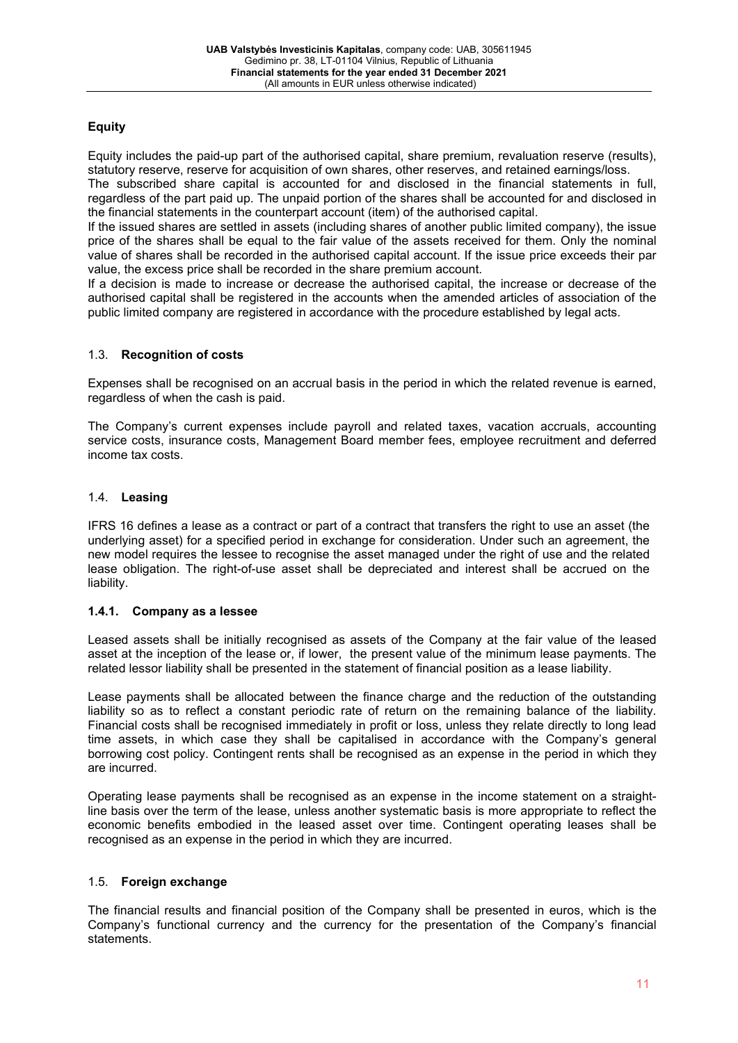### Equity

Equity includes the paid-up part of the authorised capital, share premium, revaluation reserve (results), statutory reserve, reserve for acquisition of own shares, other reserves, and retained earnings/loss.
The subscribed share capital is accounted for and disclosed in the financial statements in full, regardless of the part paid up. The unpaid portion of the shares shall be accounted for and disclosed in the financial statements in the counterpart account (item) of the authorised capital.
If the issued shares are settled in assets (including shares of another public limited company), the issue price of the shares shall be equal to the fair value of the assets received for them. Only the nominal value of shares shall be recorded in the authorised capital account. If the issue price exceeds their par value, the excess price shall be recorded in the share premium account.
If a decision is made to increase or decrease the authorised capital, the increase or decrease of the authorised capital shall be registered in the accounts when the amended articles of association of the public limited company are registered in accordance with the procedure established by legal acts.

## 1.3. Recognition of costs

Expenses shall be recognised on an accrual basis in the period in which the related revenue is earned, regardless of when the cash is paid.

The Company's current expenses include payroll and related taxes, vacation accruals, accounting service costs, insurance costs, Management Board member fees, employee recruitment and deferred income tax costs.

## 1.4. Leasing

IFRS 16 defines a lease as a contract or part of a contract that transfers the right to use an asset (the underlying asset) for a specified period in exchange for consideration. Under such an agreement, the new model requires the lessee to recognise the asset managed under the right of use and the related lease obligation. The right-of-use asset shall be depreciated and interest shall be accrued on the liability.

### 1.4.1. Company as a lessee

Leased assets shall be initially recognised as assets of the Company at the fair value of the leased asset at the inception of the lease or, if lower, the present value of the minimum lease payments. The related lessor liability shall be presented in the statement of financial position as a lease liability.

Lease payments shall be allocated between the finance charge and the reduction of the outstanding liability so as to reflect a constant periodic rate of return on the remaining balance of the liability. Financial costs shall be recognised immediately in profit or loss, unless they relate directly to long lead time assets, in which case they shall be capitalised in accordance with the Company's general borrowing cost policy. Contingent rents shall be recognised as an expense in the period in which they are incurred.

Operating lease payments shall be recognised as an expense in the income statement on a straight-line basis over the term of the lease, unless another systematic basis is more appropriate to reflect the economic benefits embodied in the leased asset over time. Contingent operating leases shall be recognised as an expense in the period in which they are incurred.

## 1.5. Foreign exchange

The financial results and financial position of the Company shall be presented in euros, which is the Company's functional currency and the currency for the presentation of the Company's financial statements.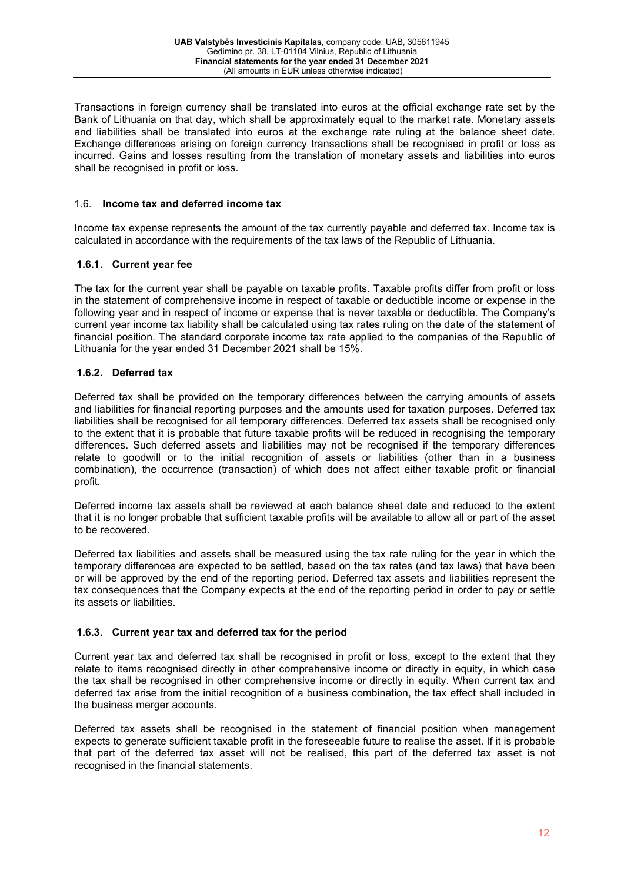Transactions in foreign currency shall be translated into euros at the official exchange rate set by the Bank of Lithuania on that day, which shall be approximately equal to the market rate. Monetary assets and liabilities shall be translated into euros at the exchange rate ruling at the balance sheet date. Exchange differences arising on foreign currency transactions shall be recognised in profit or loss as incurred. Gains and losses resulting from the translation of monetary assets and liabilities into euros shall be recognised in profit or loss.

## 1.6. Income tax and deferred income tax

Income tax expense represents the amount of the tax currently payable and deferred tax. Income tax is calculated in accordance with the requirements of the tax laws of the Republic of Lithuania.

### 1.6.1. Current year fee

The tax for the current year shall be payable on taxable profits. Taxable profits differ from profit or loss in the statement of comprehensive income in respect of taxable or deductible income or expense in the following year and in respect of income or expense that is never taxable or deductible. The Company's current year income tax liability shall be calculated using tax rates ruling on the date of the statement of financial position. The standard corporate income tax rate applied to the companies of the Republic of Lithuania for the year ended 31 December 2021 shall be 15%.

### 1.6.2. Deferred tax

Deferred tax shall be provided on the temporary differences between the carrying amounts of assets and liabilities for financial reporting purposes and the amounts used for taxation purposes. Deferred tax liabilities shall be recognised for all temporary differences. Deferred tax assets shall be recognised only to the extent that it is probable that future taxable profits will be reduced in recognising the temporary differences. Such deferred assets and liabilities may not be recognised if the temporary differences relate to goodwill or to the initial recognition of assets or liabilities (other than in a business combination), the occurrence (transaction) of which does not affect either taxable profit or financial profit.

Deferred income tax assets shall be reviewed at each balance sheet date and reduced to the extent that it is no longer probable that sufficient taxable profits will be available to allow all or part of the asset to be recovered.

Deferred tax liabilities and assets shall be measured using the tax rate ruling for the year in which the temporary differences are expected to be settled, based on the tax rates (and tax laws) that have been or will be approved by the end of the reporting period. Deferred tax assets and liabilities represent the tax consequences that the Company expects at the end of the reporting period in order to pay or settle its assets or liabilities.

### 1.6.3. Current year tax and deferred tax for the period

Current year tax and deferred tax shall be recognised in profit or loss, except to the extent that they relate to items recognised directly in other comprehensive income or directly in equity, in which case the tax shall be recognised in other comprehensive income or directly in equity. When current tax and deferred tax arise from the initial recognition of a business combination, the tax effect shall included in the business merger accounts.

Deferred tax assets shall be recognised in the statement of financial position when management expects to generate sufficient taxable profit in the foreseeable future to realise the asset. If it is probable that part of the deferred tax asset will not be realised, this part of the deferred tax asset is not recognised in the financial statements.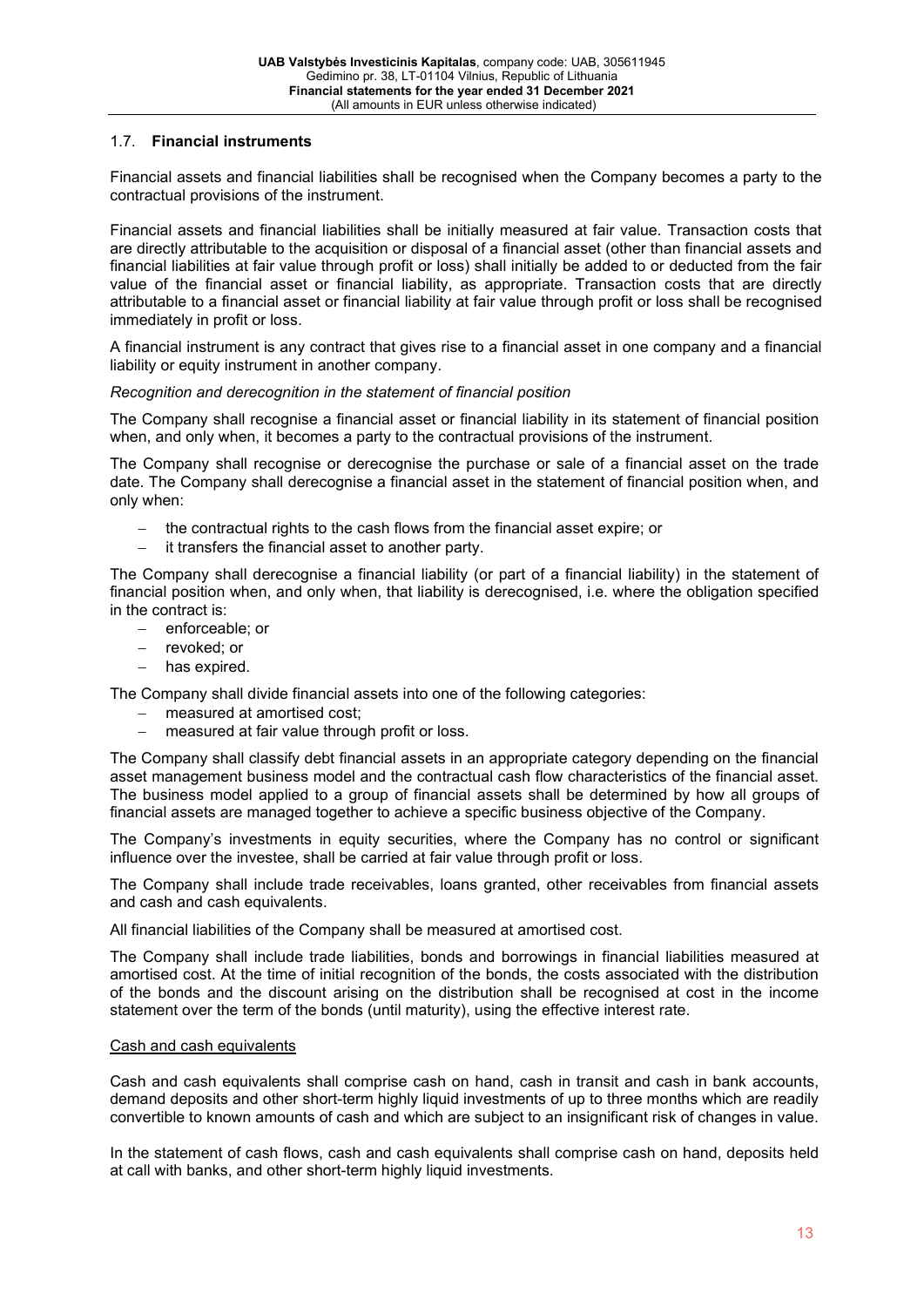## 1.7. **Financial instruments**

Financial assets and financial liabilities shall be recognised when the Company becomes a party to the contractual provisions of the instrument.

Financial assets and financial liabilities shall be initially measured at fair value. Transaction costs that are directly attributable to the acquisition or disposal of a financial asset (other than financial assets and financial liabilities at fair value through profit or loss) shall initially be added to or deducted from the fair value of the financial asset or financial liability, as appropriate. Transaction costs that are directly attributable to a financial asset or financial liability at fair value through profit or loss shall be recognised immediately in profit or loss.

A financial instrument is any contract that gives rise to a financial asset in one company and a financial liability or equity instrument in another company.

*Recognition and derecognition in the statement of financial position*

The Company shall recognise a financial asset or financial liability in its statement of financial position when, and only when, it becomes a party to the contractual provisions of the instrument.

The Company shall recognise or derecognise the purchase or sale of a financial asset on the trade date. The Company shall derecognise a financial asset in the statement of financial position when, and only when:

- the contractual rights to the cash flows from the financial asset expire; or
- it transfers the financial asset to another party.

The Company shall derecognise a financial liability (or part of a financial liability) in the statement of financial position when, and only when, that liability is derecognised, i.e. where the obligation specified in the contract is:

- enforceable; or
- revoked; or
- has expired.

The Company shall divide financial assets into one of the following categories:

- measured at amortised cost;
- measured at fair value through profit or loss.

The Company shall classify debt financial assets in an appropriate category depending on the financial asset management business model and the contractual cash flow characteristics of the financial asset. The business model applied to a group of financial assets shall be determined by how all groups of financial assets are managed together to achieve a specific business objective of the Company.

The Company's investments in equity securities, where the Company has no control or significant influence over the investee, shall be carried at fair value through profit or loss.

The Company shall include trade receivables, loans granted, other receivables from financial assets and cash and cash equivalents.

All financial liabilities of the Company shall be measured at amortised cost.

The Company shall include trade liabilities, bonds and borrowings in financial liabilities measured at amortised cost. At the time of initial recognition of the bonds, the costs associated with the distribution of the bonds and the discount arising on the distribution shall be recognised at cost in the income statement over the term of the bonds (until maturity), using the effective interest rate.

<u>Cash and cash equivalents</u>

Cash and cash equivalents shall comprise cash on hand, cash in transit and cash in bank accounts, demand deposits and other short-term highly liquid investments of up to three months which are readily convertible to known amounts of cash and which are subject to an insignificant risk of changes in value.

In the statement of cash flows, cash and cash equivalents shall comprise cash on hand, deposits held at call with banks, and other short-term highly liquid investments.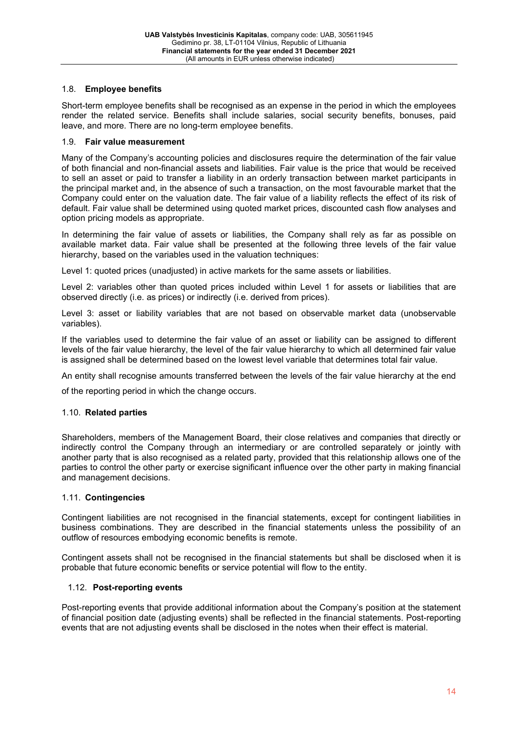### 1.8. **Employee benefits**

Short-term employee benefits shall be recognised as an expense in the period in which the employees render the related service. Benefits shall include salaries, social security benefits, bonuses, paid leave, and more. There are no long-term employee benefits.

### 1.9. **Fair value measurement**

Many of the Company's accounting policies and disclosures require the determination of the fair value of both financial and non-financial assets and liabilities. Fair value is the price that would be received to sell an asset or paid to transfer a liability in an orderly transaction between market participants in the principal market and, in the absence of such a transaction, on the most favourable market that the Company could enter on the valuation date. The fair value of a liability reflects the effect of its risk of default. Fair value shall be determined using quoted market prices, discounted cash flow analyses and option pricing models as appropriate.

In determining the fair value of assets or liabilities, the Company shall rely as far as possible on available market data. Fair value shall be presented at the following three levels of the fair value hierarchy, based on the variables used in the valuation techniques:

Level 1: quoted prices (unadjusted) in active markets for the same assets or liabilities.

Level 2: variables other than quoted prices included within Level 1 for assets or liabilities that are observed directly (i.e. as prices) or indirectly (i.e. derived from prices).

Level 3: asset or liability variables that are not based on observable market data (unobservable variables).

If the variables used to determine the fair value of an asset or liability can be assigned to different levels of the fair value hierarchy, the level of the fair value hierarchy to which all determined fair value is assigned shall be determined based on the lowest level variable that determines total fair value.

An entity shall recognise amounts transferred between the levels of the fair value hierarchy at the end of the reporting period in which the change occurs.

### 1.10. **Related parties**

Shareholders, members of the Management Board, their close relatives and companies that directly or indirectly control the Company through an intermediary or are controlled separately or jointly with another party that is also recognised as a related party, provided that this relationship allows one of the parties to control the other party or exercise significant influence over the other party in making financial and management decisions.

### 1.11. **Contingencies**

Contingent liabilities are not recognised in the financial statements, except for contingent liabilities in business combinations. They are described in the financial statements unless the possibility of an outflow of resources embodying economic benefits is remote.

Contingent assets shall not be recognised in the financial statements but shall be disclosed when it is probable that future economic benefits or service potential will flow to the entity.

### 1.12. **Post-reporting events**

Post-reporting events that provide additional information about the Company's position at the statement of financial position date (adjusting events) shall be reflected in the financial statements. Post-reporting events that are not adjusting events shall be disclosed in the notes when their effect is material.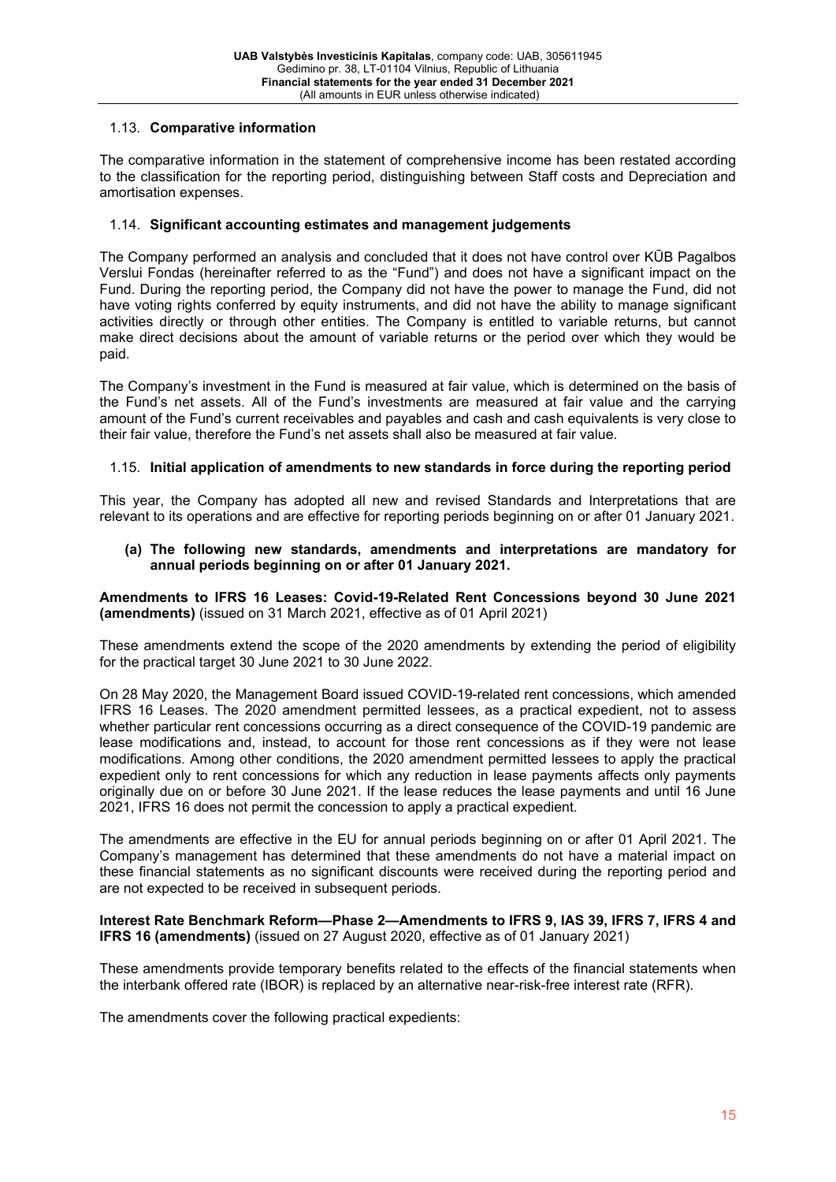### 1.13. Comparative information

The comparative information in the statement of comprehensive income has been restated according to the classification for the reporting period, distinguishing between Staff costs and Depreciation and amortisation expenses.

### 1.14. Significant accounting estimates and management judgements

The Company performed an analysis and concluded that it does not have control over KŪB Pagalbos Verslui Fondas (hereinafter referred to as the "Fund") and does not have a significant impact on the Fund. During the reporting period, the Company did not have the power to manage the Fund, did not have voting rights conferred by equity instruments, and did not have the ability to manage significant activities directly or through other entities. The Company is entitled to variable returns, but cannot make direct decisions about the amount of variable returns or the period over which they would be paid.

The Company's investment in the Fund is measured at fair value, which is determined on the basis of the Fund's net assets. All of the Fund's investments are measured at fair value and the carrying amount of the Fund's current receivables and payables and cash and cash equivalents is very close to their fair value, therefore the Fund's net assets shall also be measured at fair value.

### 1.15. Initial application of amendments to new standards in force during the reporting period

This year, the Company has adopted all new and revised Standards and Interpretations that are relevant to its operations and are effective for reporting periods beginning on or after 01 January 2021.

**(a) The following new standards, amendments and interpretations are mandatory for annual periods beginning on or after 01 January 2021.**

**Amendments to IFRS 16 Leases: Covid-19-Related Rent Concessions beyond 30 June 2021 (amendments)** (issued on 31 March 2021, effective as of 01 April 2021)

These amendments extend the scope of the 2020 amendments by extending the period of eligibility for the practical target 30 June 2021 to 30 June 2022.

On 28 May 2020, the Management Board issued COVID-19-related rent concessions, which amended IFRS 16 Leases. The 2020 amendment permitted lessees, as a practical expedient, not to assess whether particular rent concessions occurring as a direct consequence of the COVID-19 pandemic are lease modifications and, instead, to account for those rent concessions as if they were not lease modifications. Among other conditions, the 2020 amendment permitted lessees to apply the practical expedient only to rent concessions for which any reduction in lease payments affects only payments originally due on or before 30 June 2021. If the lease reduces the lease payments and until 16 June 2021, IFRS 16 does not permit the concession to apply a practical expedient.

The amendments are effective in the EU for annual periods beginning on or after 01 April 2021. The Company's management has determined that these amendments do not have a material impact on these financial statements as no significant discounts were received during the reporting period and are not expected to be received in subsequent periods.

**Interest Rate Benchmark Reform—Phase 2—Amendments to IFRS 9, IAS 39, IFRS 7, IFRS 4 and IFRS 16 (amendments)** (issued on 27 August 2020, effective as of 01 January 2021)

These amendments provide temporary benefits related to the effects of the financial statements when the interbank offered rate (IBOR) is replaced by an alternative near-risk-free interest rate (RFR).

The amendments cover the following practical expedients: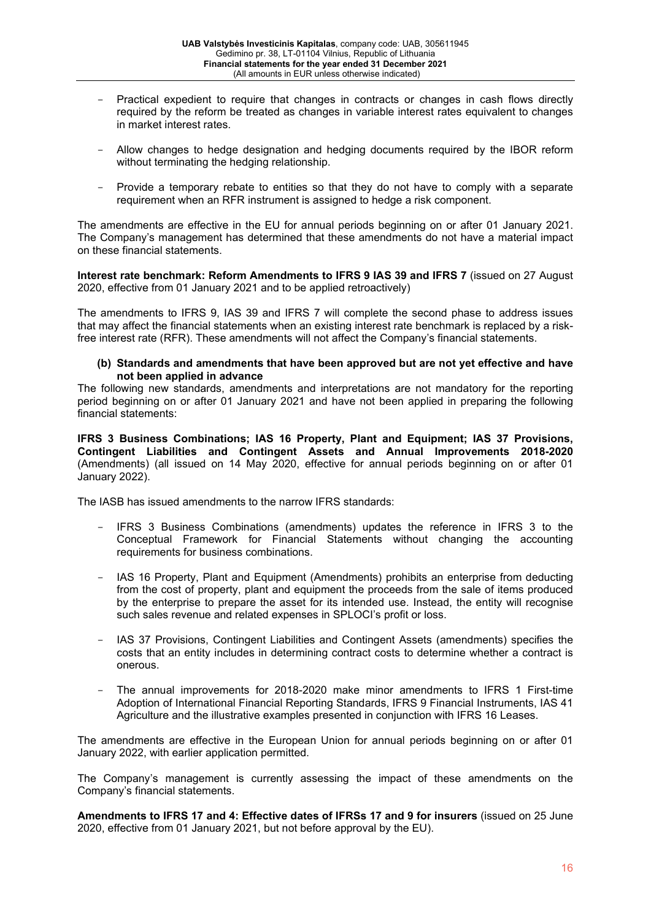- Practical expedient to require that changes in contracts or changes in cash flows directly required by the reform be treated as changes in variable interest rates equivalent to changes in market interest rates.

- Allow changes to hedge designation and hedging documents required by the IBOR reform without terminating the hedging relationship.

- Provide a temporary rebate to entities so that they do not have to comply with a separate requirement when an RFR instrument is assigned to hedge a risk component.

The amendments are effective in the EU for annual periods beginning on or after 01 January 2021. The Company's management has determined that these amendments do not have a material impact on these financial statements.

**Interest rate benchmark: Reform Amendments to IFRS 9 IAS 39 and IFRS 7** (issued on 27 August 2020, effective from 01 January 2021 and to be applied retroactively)

The amendments to IFRS 9, IAS 39 and IFRS 7 will complete the second phase to address issues that may affect the financial statements when an existing interest rate benchmark is replaced by a risk-free interest rate (RFR). These amendments will not affect the Company's financial statements.

**(b) Standards and amendments that have been approved but are not yet effective and have not been applied in advance**

The following new standards, amendments and interpretations are not mandatory for the reporting period beginning on or after 01 January 2021 and have not been applied in preparing the following financial statements:

**IFRS 3 Business Combinations; IAS 16 Property, Plant and Equipment; IAS 37 Provisions, Contingent Liabilities and Contingent Assets and Annual Improvements 2018-2020** (Amendments) (all issued on 14 May 2020, effective for annual periods beginning on or after 01 January 2022).

The IASB has issued amendments to the narrow IFRS standards:

- IFRS 3 Business Combinations (amendments) updates the reference in IFRS 3 to the Conceptual Framework for Financial Statements without changing the accounting requirements for business combinations.

- IAS 16 Property, Plant and Equipment (Amendments) prohibits an enterprise from deducting from the cost of property, plant and equipment the proceeds from the sale of items produced by the enterprise to prepare the asset for its intended use. Instead, the entity will recognise such sales revenue and related expenses in SPLOCI's profit or loss.

- IAS 37 Provisions, Contingent Liabilities and Contingent Assets (amendments) specifies the costs that an entity includes in determining contract costs to determine whether a contract is onerous.

- The annual improvements for 2018-2020 make minor amendments to IFRS 1 First-time Adoption of International Financial Reporting Standards, IFRS 9 Financial Instruments, IAS 41 Agriculture and the illustrative examples presented in conjunction with IFRS 16 Leases.

The amendments are effective in the European Union for annual periods beginning on or after 01 January 2022, with earlier application permitted.

The Company's management is currently assessing the impact of these amendments on the Company's financial statements.

**Amendments to IFRS 17 and 4: Effective dates of IFRSs 17 and 9 for insurers** (issued on 25 June 2020, effective from 01 January 2021, but not before approval by the EU).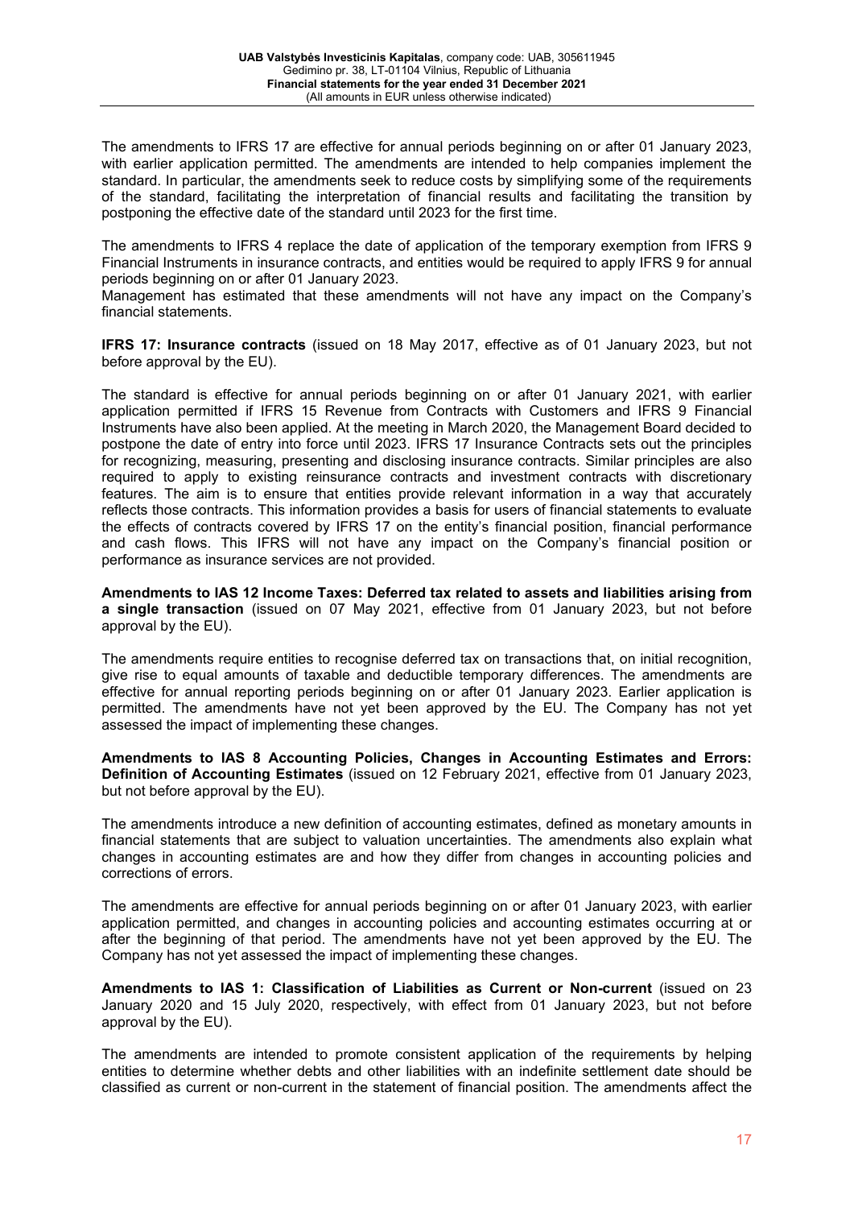The amendments to IFRS 17 are effective for annual periods beginning on or after 01 January 2023, with earlier application permitted. The amendments are intended to help companies implement the standard. In particular, the amendments seek to reduce costs by simplifying some of the requirements of the standard, facilitating the interpretation of financial results and facilitating the transition by postponing the effective date of the standard until 2023 for the first time.

The amendments to IFRS 4 replace the date of application of the temporary exemption from IFRS 9 Financial Instruments in insurance contracts, and entities would be required to apply IFRS 9 for annual periods beginning on or after 01 January 2023.
Management has estimated that these amendments will not have any impact on the Company's financial statements.

**IFRS 17: Insurance contracts** (issued on 18 May 2017, effective as of 01 January 2023, but not before approval by the EU).

The standard is effective for annual periods beginning on or after 01 January 2021, with earlier application permitted if IFRS 15 Revenue from Contracts with Customers and IFRS 9 Financial Instruments have also been applied. At the meeting in March 2020, the Management Board decided to postpone the date of entry into force until 2023. IFRS 17 Insurance Contracts sets out the principles for recognizing, measuring, presenting and disclosing insurance contracts. Similar principles are also required to apply to existing reinsurance contracts and investment contracts with discretionary features. The aim is to ensure that entities provide relevant information in a way that accurately reflects those contracts. This information provides a basis for users of financial statements to evaluate the effects of contracts covered by IFRS 17 on the entity's financial position, financial performance and cash flows. This IFRS will not have any impact on the Company's financial position or performance as insurance services are not provided.

**Amendments to IAS 12 Income Taxes: Deferred tax related to assets and liabilities arising from a single transaction** (issued on 07 May 2021, effective from 01 January 2023, but not before approval by the EU).

The amendments require entities to recognise deferred tax on transactions that, on initial recognition, give rise to equal amounts of taxable and deductible temporary differences. The amendments are effective for annual reporting periods beginning on or after 01 January 2023. Earlier application is permitted. The amendments have not yet been approved by the EU. The Company has not yet assessed the impact of implementing these changes.

**Amendments to IAS 8 Accounting Policies, Changes in Accounting Estimates and Errors: Definition of Accounting Estimates** (issued on 12 February 2021, effective from 01 January 2023, but not before approval by the EU).

The amendments introduce a new definition of accounting estimates, defined as monetary amounts in financial statements that are subject to valuation uncertainties. The amendments also explain what changes in accounting estimates are and how they differ from changes in accounting policies and corrections of errors.

The amendments are effective for annual periods beginning on or after 01 January 2023, with earlier application permitted, and changes in accounting policies and accounting estimates occurring at or after the beginning of that period. The amendments have not yet been approved by the EU. The Company has not yet assessed the impact of implementing these changes.

**Amendments to IAS 1: Classification of Liabilities as Current or Non-current** (issued on 23 January 2020 and 15 July 2020, respectively, with effect from 01 January 2023, but not before approval by the EU).

The amendments are intended to promote consistent application of the requirements by helping entities to determine whether debts and other liabilities with an indefinite settlement date should be classified as current or non-current in the statement of financial position. The amendments affect the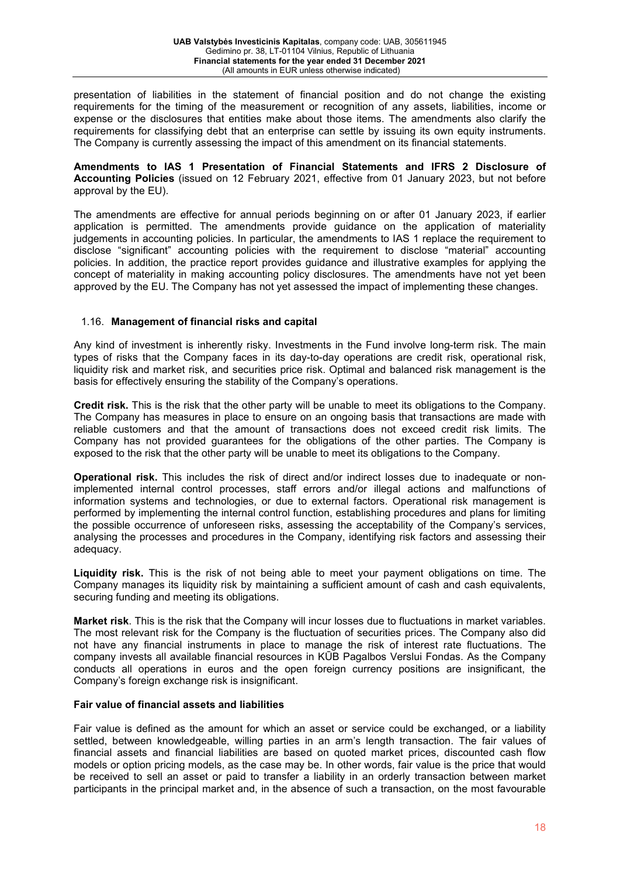presentation of liabilities in the statement of financial position and do not change the existing requirements for the timing of the measurement or recognition of any assets, liabilities, income or expense or the disclosures that entities make about those items. The amendments also clarify the requirements for classifying debt that an enterprise can settle by issuing its own equity instruments. The Company is currently assessing the impact of this amendment on its financial statements.

**Amendments to IAS 1 Presentation of Financial Statements and IFRS 2 Disclosure of Accounting Policies** (issued on 12 February 2021, effective from 01 January 2023, but not before approval by the EU).

The amendments are effective for annual periods beginning on or after 01 January 2023, if earlier application is permitted. The amendments provide guidance on the application of materiality judgements in accounting policies. In particular, the amendments to IAS 1 replace the requirement to disclose "significant" accounting policies with the requirement to disclose "material" accounting policies. In addition, the practice report provides guidance and illustrative examples for applying the concept of materiality in making accounting policy disclosures. The amendments have not yet been approved by the EU. The Company has not yet assessed the impact of implementing these changes.

### 1.16. Management of financial risks and capital

Any kind of investment is inherently risky. Investments in the Fund involve long-term risk. The main types of risks that the Company faces in its day-to-day operations are credit risk, operational risk, liquidity risk and market risk, and securities price risk. Optimal and balanced risk management is the basis for effectively ensuring the stability of the Company's operations.

**Credit risk.** This is the risk that the other party will be unable to meet its obligations to the Company. The Company has measures in place to ensure on an ongoing basis that transactions are made with reliable customers and that the amount of transactions does not exceed credit risk limits. The Company has not provided guarantees for the obligations of the other parties. The Company is exposed to the risk that the other party will be unable to meet its obligations to the Company.

**Operational risk.** This includes the risk of direct and/or indirect losses due to inadequate or non-implemented internal control processes, staff errors and/or illegal actions and malfunctions of information systems and technologies, or due to external factors. Operational risk management is performed by implementing the internal control function, establishing procedures and plans for limiting the possible occurrence of unforeseen risks, assessing the acceptability of the Company's services, analysing the processes and procedures in the Company, identifying risk factors and assessing their adequacy.

**Liquidity risk.** This is the risk of not being able to meet your payment obligations on time. The Company manages its liquidity risk by maintaining a sufficient amount of cash and cash equivalents, securing funding and meeting its obligations.

**Market risk**. This is the risk that the Company will incur losses due to fluctuations in market variables. The most relevant risk for the Company is the fluctuation of securities prices. The Company also did not have any financial instruments in place to manage the risk of interest rate fluctuations. The company invests all available financial resources in KŪB Pagalbos Verslui Fondas. As the Company conducts all operations in euros and the open foreign currency positions are insignificant, the Company's foreign exchange risk is insignificant.

**Fair value of financial assets and liabilities**

Fair value is defined as the amount for which an asset or service could be exchanged, or a liability settled, between knowledgeable, willing parties in an arm's length transaction. The fair values of financial assets and financial liabilities are based on quoted market prices, discounted cash flow models or option pricing models, as the case may be. In other words, fair value is the price that would be received to sell an asset or paid to transfer a liability in an orderly transaction between market participants in the principal market and, in the absence of such a transaction, on the most favourable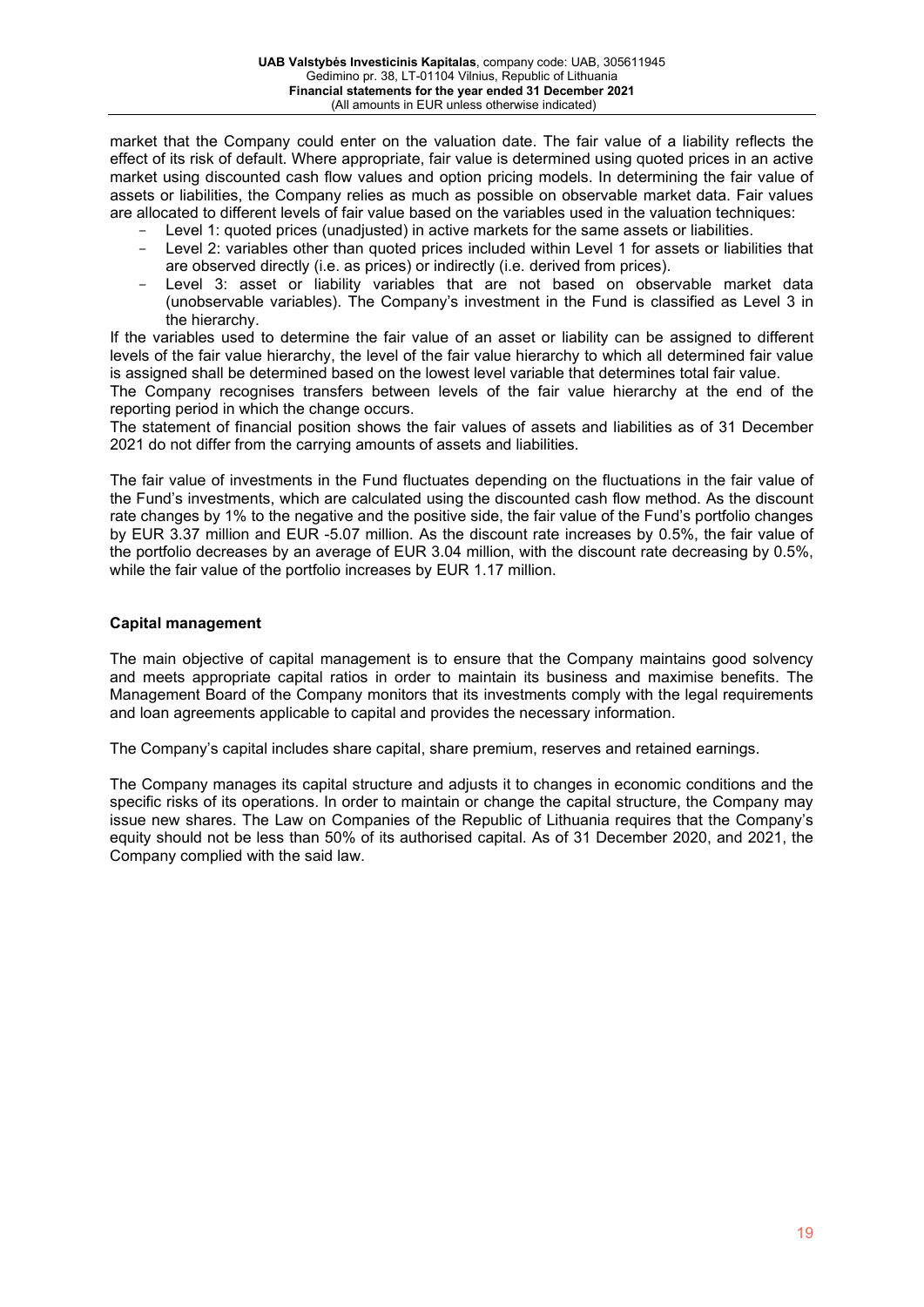market that the Company could enter on the valuation date. The fair value of a liability reflects the effect of its risk of default. Where appropriate, fair value is determined using quoted prices in an active market using discounted cash flow values and option pricing models. In determining the fair value of assets or liabilities, the Company relies as much as possible on observable market data. Fair values are allocated to different levels of fair value based on the variables used in the valuation techniques:

- Level 1: quoted prices (unadjusted) in active markets for the same assets or liabilities.
- Level 2: variables other than quoted prices included within Level 1 for assets or liabilities that are observed directly (i.e. as prices) or indirectly (i.e. derived from prices).
- Level 3: asset or liability variables that are not based on observable market data (unobservable variables). The Company's investment in the Fund is classified as Level 3 in the hierarchy.

If the variables used to determine the fair value of an asset or liability can be assigned to different levels of the fair value hierarchy, the level of the fair value hierarchy to which all determined fair value is assigned shall be determined based on the lowest level variable that determines total fair value.

The Company recognises transfers between levels of the fair value hierarchy at the end of the reporting period in which the change occurs.

The statement of financial position shows the fair values of assets and liabilities as of 31 December 2021 do not differ from the carrying amounts of assets and liabilities.

The fair value of investments in the Fund fluctuates depending on the fluctuations in the fair value of the Fund's investments, which are calculated using the discounted cash flow method. As the discount rate changes by 1% to the negative and the positive side, the fair value of the Fund's portfolio changes by EUR 3.37 million and EUR -5.07 million. As the discount rate increases by 0.5%, the fair value of the portfolio decreases by an average of EUR 3.04 million, with the discount rate decreasing by 0.5%, while the fair value of the portfolio increases by EUR 1.17 million.

**Capital management**

The main objective of capital management is to ensure that the Company maintains good solvency and meets appropriate capital ratios in order to maintain its business and maximise benefits. The Management Board of the Company monitors that its investments comply with the legal requirements and loan agreements applicable to capital and provides the necessary information.

The Company's capital includes share capital, share premium, reserves and retained earnings.

The Company manages its capital structure and adjusts it to changes in economic conditions and the specific risks of its operations. In order to maintain or change the capital structure, the Company may issue new shares. The Law on Companies of the Republic of Lithuania requires that the Company's equity should not be less than 50% of its authorised capital. As of 31 December 2020, and 2021, the Company complied with the said law.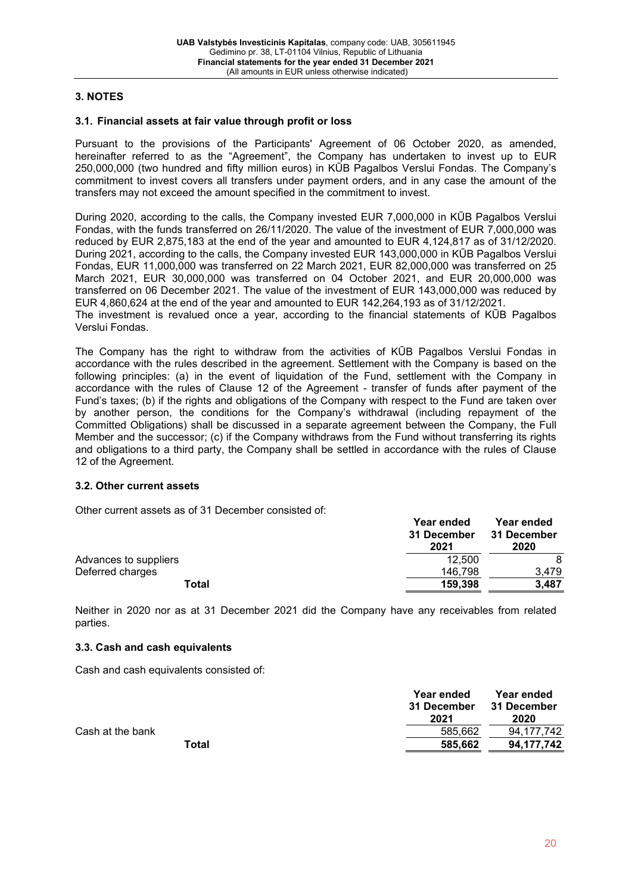## 3. NOTES

### 3.1. Financial assets at fair value through profit or loss

Pursuant to the provisions of the Participants' Agreement of 06 October 2020, as amended, hereinafter referred to as the "Agreement", the Company has undertaken to invest up to EUR 250,000,000 (two hundred and fifty million euros) in KŪB Pagalbos Verslui Fondas. The Company's commitment to invest covers all transfers under payment orders, and in any case the amount of the transfers may not exceed the amount specified in the commitment to invest.

During 2020, according to the calls, the Company invested EUR 7,000,000 in KŪB Pagalbos Verslui Fondas, with the funds transferred on 26/11/2020. The value of the investment of EUR 7,000,000 was reduced by EUR 2,875,183 at the end of the year and amounted to EUR 4,124,817 as of 31/12/2020. During 2021, according to the calls, the Company invested EUR 143,000,000 in KŪB Pagalbos Verslui Fondas, EUR 11,000,000 was transferred on 22 March 2021, EUR 82,000,000 was transferred on 25 March 2021, EUR 30,000,000 was transferred on 04 October 2021, and EUR 20,000,000 was transferred on 06 December 2021. The value of the investment of EUR 143,000,000 was reduced by EUR 4,860,624 at the end of the year and amounted to EUR 142,264,193 as of 31/12/2021.
The investment is revalued once a year, according to the financial statements of KŪB Pagalbos Verslui Fondas.

The Company has the right to withdraw from the activities of KŪB Pagalbos Verslui Fondas in accordance with the rules described in the agreement. Settlement with the Company is based on the following principles: (a) in the event of liquidation of the Fund, settlement with the Company in accordance with the rules of Clause 12 of the Agreement - transfer of funds after payment of the Fund's taxes; (b) if the rights and obligations of the Company with respect to the Fund are taken over by another person, the conditions for the Company's withdrawal (including repayment of the Committed Obligations) shall be discussed in a separate agreement between the Company, the Full Member and the successor; (c) if the Company withdraws from the Fund without transferring its rights and obligations to a third party, the Company shall be settled in accordance with the rules of Clause 12 of the Agreement.

### 3.2. Other current assets

Other current assets as of 31 December consisted of:

| | Year ended 31 December 2021 | Year ended 31 December 2020 |
|---|---|---|
| Advances to suppliers | 12,500 | 8 |
| Deferred charges | 146,798 | 3,479 |
| **Total** | **159,398** | **3,487** |

Neither in 2020 nor as at 31 December 2021 did the Company have any receivables from related parties.

### 3.3. Cash and cash equivalents

Cash and cash equivalents consisted of:

| | Year ended 31 December 2021 | Year ended 31 December 2020 |
|---|---|---|
| Cash at the bank | 585,662 | 94,177,742 |
| **Total** | **585,662** | **94,177,742** |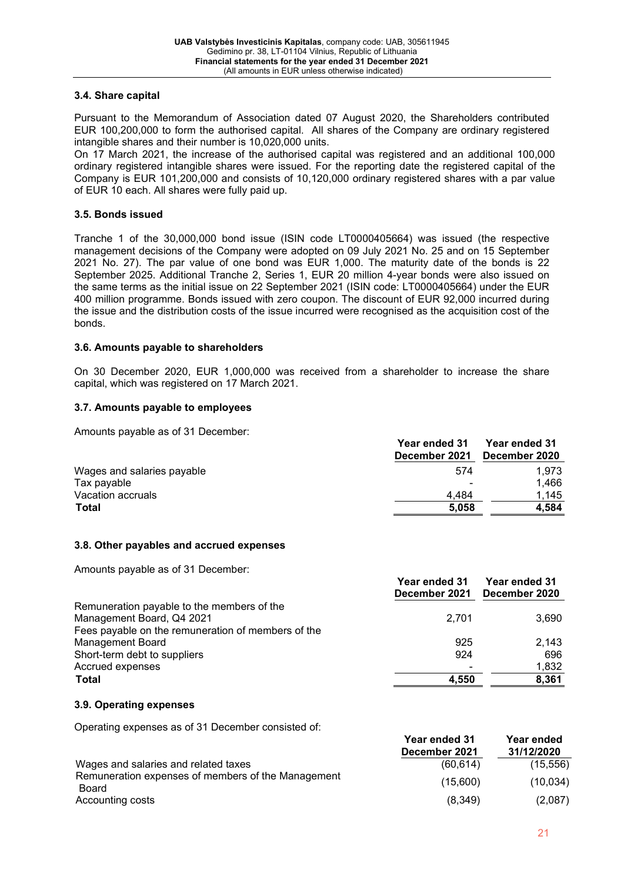### 3.4. Share capital

Pursuant to the Memorandum of Association dated 07 August 2020, the Shareholders contributed EUR 100,200,000 to form the authorised capital. All shares of the Company are ordinary registered intangible shares and their number is 10,020,000 units.
On 17 March 2021, the increase of the authorised capital was registered and an additional 100,000 ordinary registered intangible shares were issued. For the reporting date the registered capital of the Company is EUR 101,200,000 and consists of 10,120,000 ordinary registered shares with a par value of EUR 10 each. All shares were fully paid up.

### 3.5. Bonds issued

Tranche 1 of the 30,000,000 bond issue (ISIN code LT0000405664) was issued (the respective management decisions of the Company were adopted on 09 July 2021 No. 25 and on 15 September 2021 No. 27). The par value of one bond was EUR 1,000. The maturity date of the bonds is 22 September 2025. Additional Tranche 2, Series 1, EUR 20 million 4-year bonds were also issued on the same terms as the initial issue on 22 September 2021 (ISIN code: LT0000405664) under the EUR 400 million programme. Bonds issued with zero coupon. The discount of EUR 92,000 incurred during the issue and the distribution costs of the issue incurred were recognised as the acquisition cost of the bonds.

### 3.6. Amounts payable to shareholders

On 30 December 2020, EUR 1,000,000 was received from a shareholder to increase the share capital, which was registered on 17 March 2021.

### 3.7. Amounts payable to employees

Amounts payable as of 31 December:

| | Year ended 31 December 2021 | Year ended 31 December 2020 |
|---|---|---|
| Wages and salaries payable | 574 | 1,973 |
| Tax payable | - | 1,466 |
| Vacation accruals | 4,484 | 1,145 |
| **Total** | **5,058** | **4,584** |

### 3.8. Other payables and accrued expenses

Amounts payable as of 31 December:

| | Year ended 31 December 2021 | Year ended 31 December 2020 |
|---|---|---|
| Remuneration payable to the members of the Management Board, Q4 2021 | 2,701 | 3,690 |
| Fees payable on the remuneration of members of the Management Board | 925 | 2,143 |
| Short-term debt to suppliers | 924 | 696 |
| Accrued expenses | - | 1,832 |
| **Total** | **4,550** | **8,361** |

### 3.9. Operating expenses

Operating expenses as of 31 December consisted of:

| | Year ended 31 December 2021 | Year ended 31/12/2020 |
|---|---|---|
| Wages and salaries and related taxes | (60,614) | (15,556) |
| Remuneration expenses of members of the Management Board | (15,600) | (10,034) |
| Accounting costs | (8,349) | (2,087) |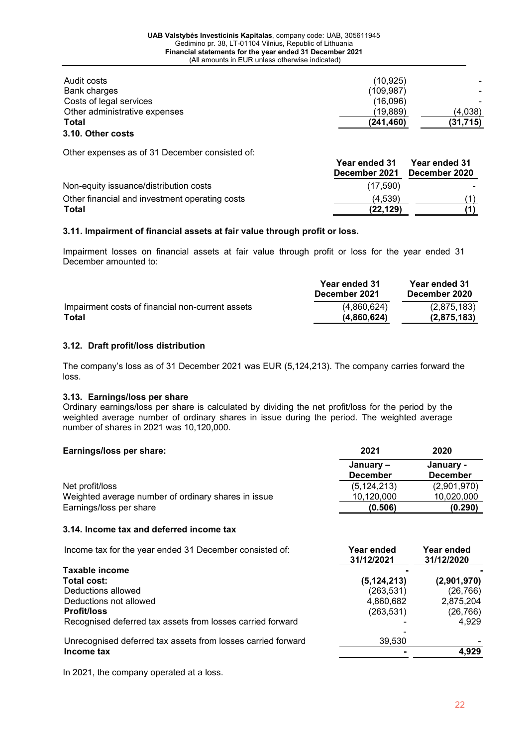| | | |
|---|---|---|
| Audit costs | (10,925) | - |
| Bank charges | (109,987) | - |
| Costs of legal services | (16,096) | - |
| Other administrative expenses | (19,889) | (4,038) |
| **Total** | **(241,460)** | **(31,715)** |

### 3.10. Other costs

Other expenses as of 31 December consisted of:

| | Year ended 31 December 2021 | Year ended 31 December 2020 |
|---|---|---|
| Non-equity issuance/distribution costs | (17,590) | - |
| Other financial and investment operating costs | (4,539) | (1) |
| **Total** | **(22,129)** | **(1)** |

### 3.11. Impairment of financial assets at fair value through profit or loss.

Impairment losses on financial assets at fair value through profit or loss for the year ended 31 December amounted to:

| | Year ended 31 December 2021 | Year ended 31 December 2020 |
|---|---|---|
| Impairment costs of financial non-current assets | (4,860,624) | (2,875,183) |
| **Total** | **(4,860,624)** | **(2,875,183)** |

### 3.12. Draft profit/loss distribution

The company's loss as of 31 December 2021 was EUR (5,124,213). The company carries forward the loss.

### 3.13. Earnings/loss per share

Ordinary earnings/loss per share is calculated by dividing the net profit/loss for the period by the weighted average number of ordinary shares in issue during the period. The weighted average number of shares in 2021 was 10,120,000.

| **Earnings/loss per share:** | 2021 | 2020 |
|---|---|---|
| | January – December | January - December |
| Net profit/loss | (5,124,213) | (2,901,970) |
| Weighted average number of ordinary shares in issue | 10,120,000 | 10,020,000 |
| Earnings/loss per share | (0.506) | (0.290) |

### 3.14. Income tax and deferred income tax

| Income tax for the year ended 31 December consisted of: | Year ended 31/12/2021 | Year ended 31/12/2020 |
|---|---|---|
| **Taxable income** | - | - |
| **Total cost:** | **(5,124,213)** | **(2,901,970)** |
| Deductions allowed | (263,531) | (26,766) |
| Deductions not allowed | 4,860,682 | 2,875,204 |
| **Profit/loss** | (263,531) | (26,766) |
| Recognised deferred tax assets from losses carried forward | - | 4,929 |
| | - | |
| Unrecognised deferred tax assets from losses carried forward | 39,530 | - |
| **Income tax** | - | 4,929 |

In 2021, the company operated at a loss.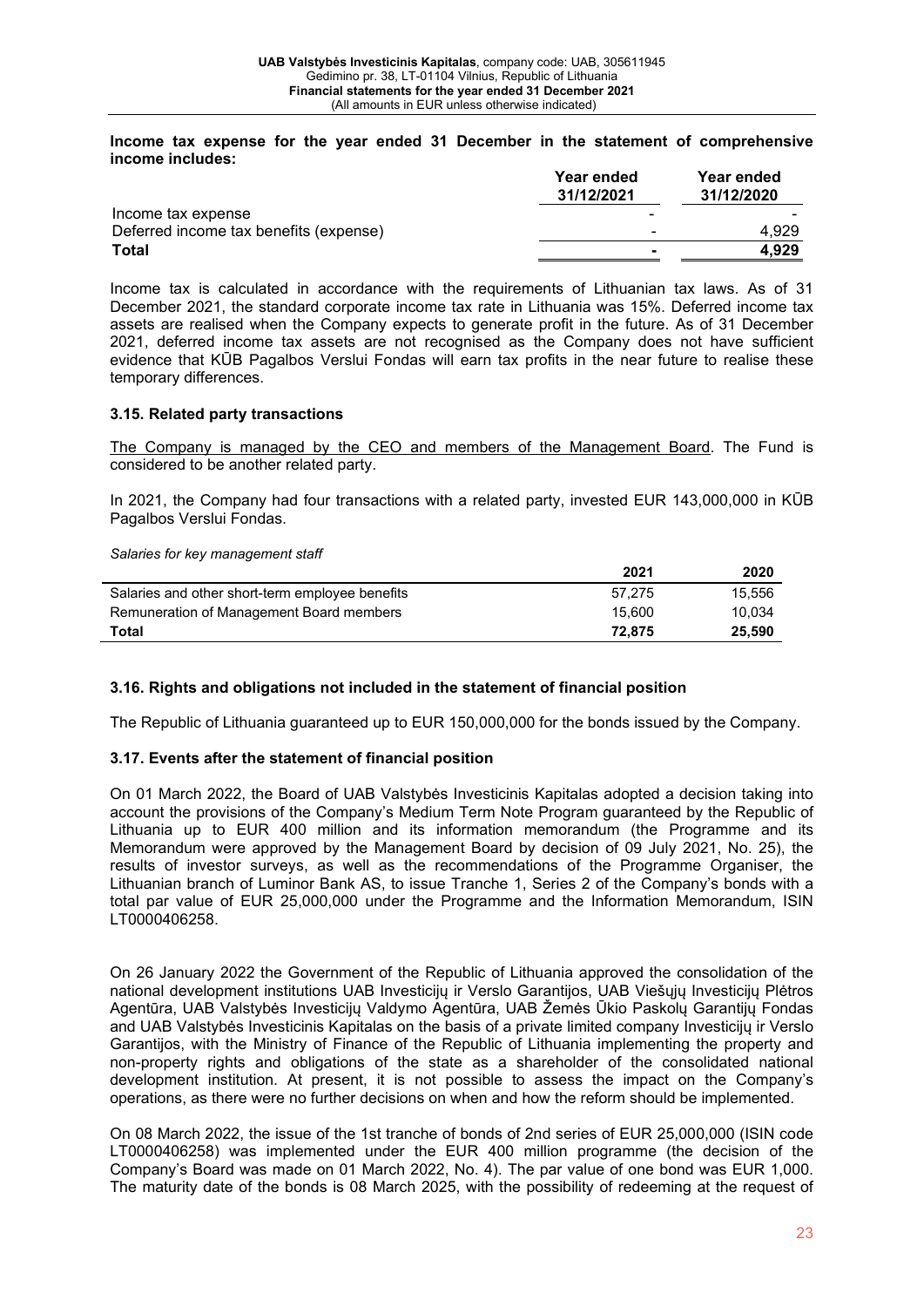**Income tax expense for the year ended 31 December in the statement of comprehensive income includes:**

| | Year ended 31/12/2021 | Year ended 31/12/2020 |
|---|---|---|
| Income tax expense | - | - |
| Deferred income tax benefits (expense) | - | 4,929 |
| **Total** | **-** | **4,929** |

Income tax is calculated in accordance with the requirements of Lithuanian tax laws. As of 31 December 2021, the standard corporate income tax rate in Lithuania was 15%. Deferred income tax assets are realised when the Company expects to generate profit in the future. As of 31 December 2021, deferred income tax assets are not recognised as the Company does not have sufficient evidence that KŪB Pagalbos Verslui Fondas will earn tax profits in the near future to realise these temporary differences.

### 3.15. Related party transactions

The Company is managed by the CEO and members of the Management Board. The Fund is considered to be another related party.

In 2021, the Company had four transactions with a related party, invested EUR 143,000,000 in KŪB Pagalbos Verslui Fondas.

*Salaries for key management staff*

| | 2021 | 2020 |
|---|---|---|
| Salaries and other short-term employee benefits | 57,275 | 15,556 |
| Remuneration of Management Board members | 15,600 | 10,034 |
| **Total** | **72,875** | **25,590** |

### 3.16. Rights and obligations not included in the statement of financial position

The Republic of Lithuania guaranteed up to EUR 150,000,000 for the bonds issued by the Company.

### 3.17. Events after the statement of financial position

On 01 March 2022, the Board of UAB Valstybės Investicinis Kapitalas adopted a decision taking into account the provisions of the Company's Medium Term Note Program guaranteed by the Republic of Lithuania up to EUR 400 million and its information memorandum (the Programme and its Memorandum were approved by the Management Board by decision of 09 July 2021, No. 25), the results of investor surveys, as well as the recommendations of the Programme Organiser, the Lithuanian branch of Luminor Bank AS, to issue Tranche 1, Series 2 of the Company's bonds with a total par value of EUR 25,000,000 under the Programme and the Information Memorandum, ISIN LT0000406258.

On 26 January 2022 the Government of the Republic of Lithuania approved the consolidation of the national development institutions UAB Investicijų ir Verslo Garantijos, UAB Viešųjų Investicijų Plėtros Agentūra, UAB Valstybės Investicijų Valdymo Agentūra, UAB Žemės Ūkio Paskolų Garantijų Fondas and UAB Valstybės Investicinis Kapitalas on the basis of a private limited company Investicijų ir Verslo Garantijos, with the Ministry of Finance of the Republic of Lithuania implementing the property and non-property rights and obligations of the state as a shareholder of the consolidated national development institution. At present, it is not possible to assess the impact on the Company's operations, as there were no further decisions on when and how the reform should be implemented.

On 08 March 2022, the issue of the 1st tranche of bonds of 2nd series of EUR 25,000,000 (ISIN code LT0000406258) was implemented under the EUR 400 million programme (the decision of the Company's Board was made on 01 March 2022, No. 4). The par value of one bond was EUR 1,000. The maturity date of the bonds is 08 March 2025, with the possibility of redeeming at the request of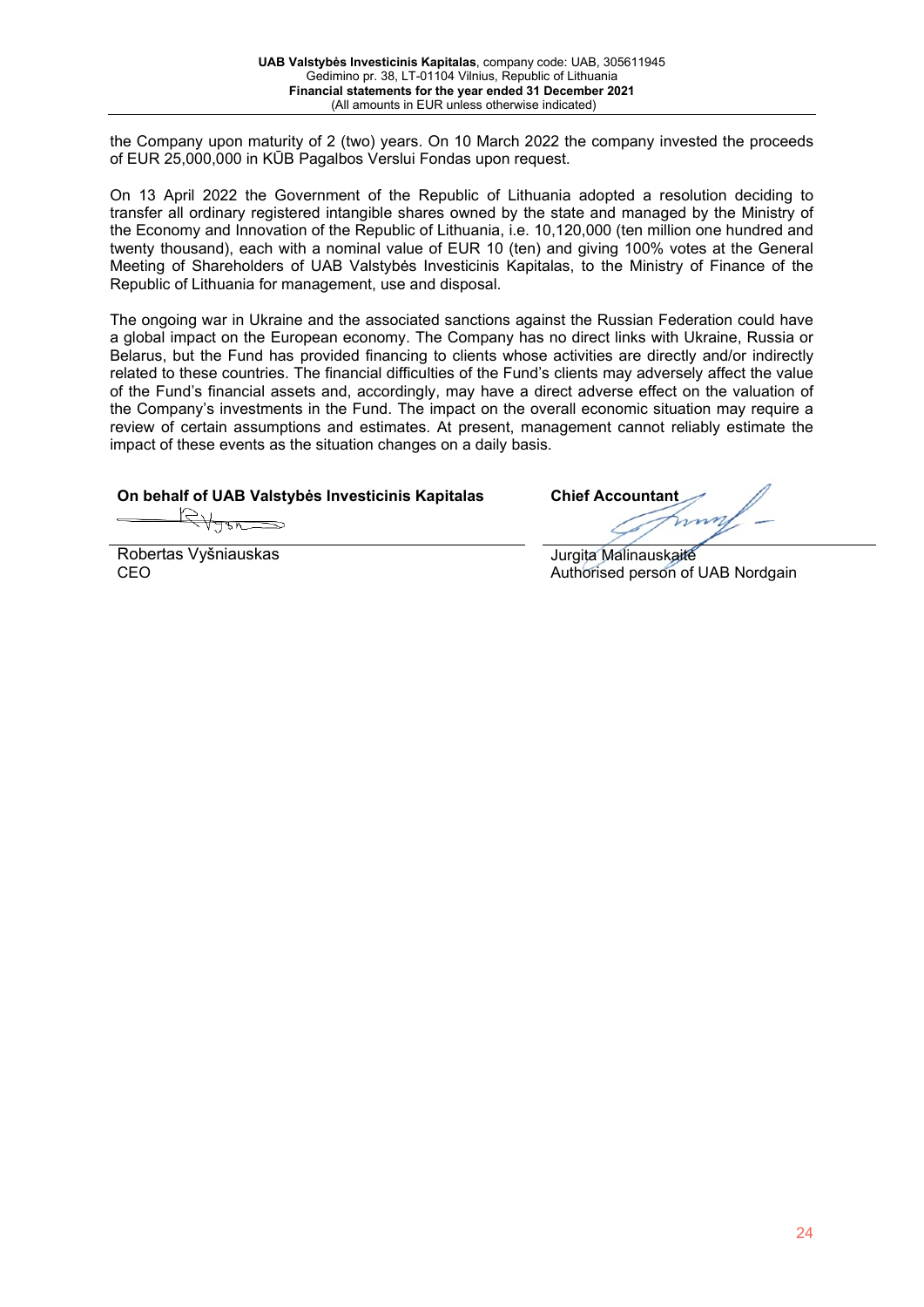the Company upon maturity of 2 (two) years. On 10 March 2022 the company invested the proceeds of EUR 25,000,000 in KŪB Pagalbos Verslui Fondas upon request.

On 13 April 2022 the Government of the Republic of Lithuania adopted a resolution deciding to transfer all ordinary registered intangible shares owned by the state and managed by the Ministry of the Economy and Innovation of the Republic of Lithuania, i.e. 10,120,000 (ten million one hundred and twenty thousand), each with a nominal value of EUR 10 (ten) and giving 100% votes at the General Meeting of Shareholders of UAB Valstybės Investicinis Kapitalas, to the Ministry of Finance of the Republic of Lithuania for management, use and disposal.

The ongoing war in Ukraine and the associated sanctions against the Russian Federation could have a global impact on the European economy. The Company has no direct links with Ukraine, Russia or Belarus, but the Fund has provided financing to clients whose activities are directly and/or indirectly related to these countries. The financial difficulties of the Fund's clients may adversely affect the value of the Fund's financial assets and, accordingly, may have a direct adverse effect on the valuation of the Company's investments in the Fund. The impact on the overall economic situation may require a review of certain assumptions and estimates. At present, management cannot reliably estimate the impact of these events as the situation changes on a daily basis.

| **On behalf of UAB Valstybės Investicinis Kapitalas** | **Chief Accountant** |
|---|---|
| Robertas Vyšniauskas<br>CEO | Jurgita Malinauskaitė<br>Authorised person of UAB Nordgain |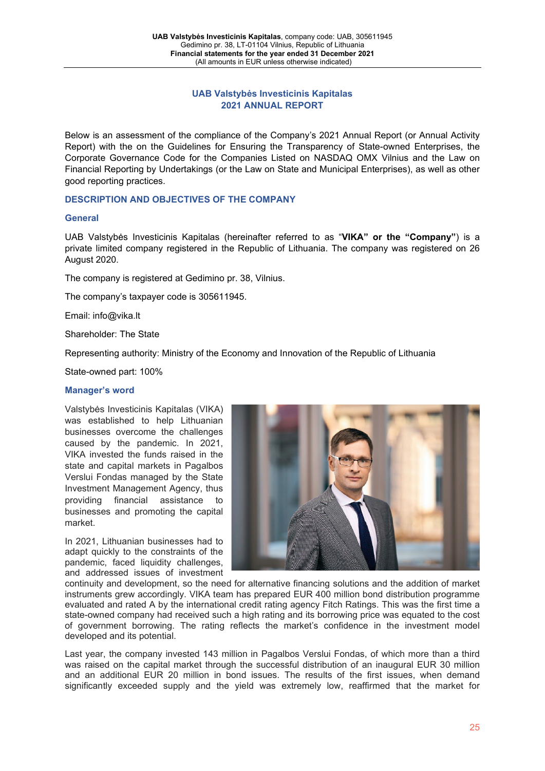# UAB Valstybės Investicinis Kapitalas
# 2021 ANNUAL REPORT

Below is an assessment of the compliance of the Company's 2021 Annual Report (or Annual Activity Report) with the on the Guidelines for Ensuring the Transparency of State-owned Enterprises, the Corporate Governance Code for the Companies Listed on NASDAQ OMX Vilnius and the Law on Financial Reporting by Undertakings (or the Law on State and Municipal Enterprises), as well as other good reporting practices.

## DESCRIPTION AND OBJECTIVES OF THE COMPANY

### General

UAB Valstybės Investicinis Kapitalas (hereinafter referred to as "**VIKA" or the "Company"**) is a private limited company registered in the Republic of Lithuania. The company was registered on 26 August 2020.

The company is registered at Gedimino pr. 38, Vilnius.

The company's taxpayer code is 305611945.

Email: info@vika.lt

Shareholder: The State

Representing authority: Ministry of the Economy and Innovation of the Republic of Lithuania

State-owned part: 100%

### Manager's word

Valstybės Investicinis Kapitalas (VIKA) was established to help Lithuanian businesses overcome the challenges caused by the pandemic. In 2021, VIKA invested the funds raised in the state and capital markets in Pagalbos Verslui Fondas managed by the State Investment Management Agency, thus providing financial assistance to businesses and promoting the capital market.

In 2021, Lithuanian businesses had to adapt quickly to the constraints of the pandemic, faced liquidity challenges, and addressed issues of investment continuity and development, so the need for alternative financing solutions and the addition of market instruments grew accordingly. VIKA team has prepared EUR 400 million bond distribution programme evaluated and rated A by the international credit rating agency Fitch Ratings. This was the first time a state-owned company had received such a high rating and its borrowing price was equated to the cost of government borrowing. The rating reflects the market's confidence in the investment model developed and its potential.

Last year, the company invested 143 million in Pagalbos Verslui Fondas, of which more than a third was raised on the capital market through the successful distribution of an inaugural EUR 30 million and an additional EUR 20 million in bond issues. The results of the first issues, when demand significantly exceeded supply and the yield was extremely low, reaffirmed that the market for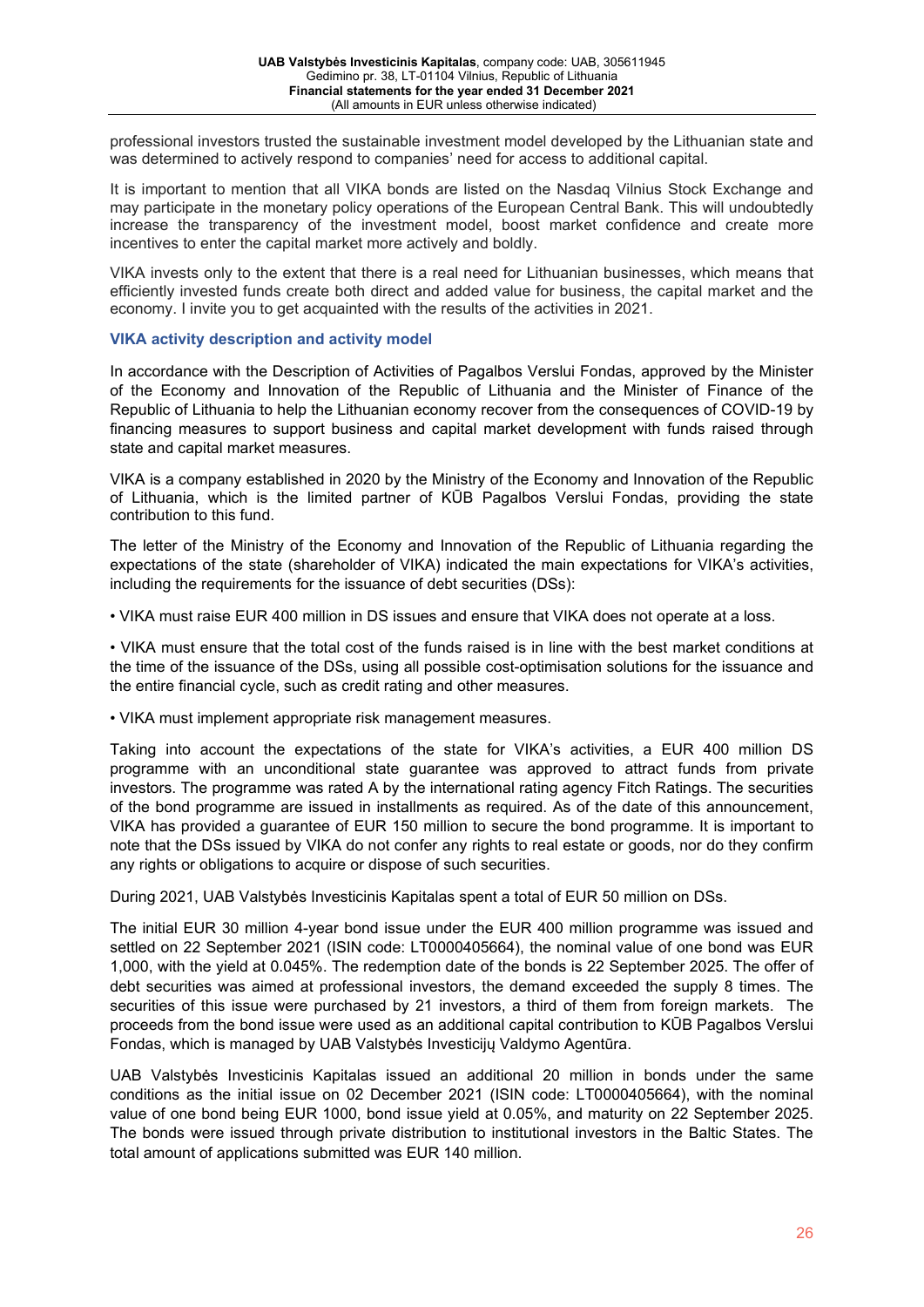professional investors trusted the sustainable investment model developed by the Lithuanian state and was determined to actively respond to companies' need for access to additional capital.

It is important to mention that all VIKA bonds are listed on the Nasdaq Vilnius Stock Exchange and may participate in the monetary policy operations of the European Central Bank. This will undoubtedly increase the transparency of the investment model, boost market confidence and create more incentives to enter the capital market more actively and boldly.

VIKA invests only to the extent that there is a real need for Lithuanian businesses, which means that efficiently invested funds create both direct and added value for business, the capital market and the economy. I invite you to get acquainted with the results of the activities in 2021.

### VIKA activity description and activity model

In accordance with the Description of Activities of Pagalbos Verslui Fondas, approved by the Minister of the Economy and Innovation of the Republic of Lithuania and the Minister of Finance of the Republic of Lithuania to help the Lithuanian economy recover from the consequences of COVID-19 by financing measures to support business and capital market development with funds raised through state and capital market measures.

VIKA is a company established in 2020 by the Ministry of the Economy and Innovation of the Republic of Lithuania, which is the limited partner of KŪB Pagalbos Verslui Fondas, providing the state contribution to this fund.

The letter of the Ministry of the Economy and Innovation of the Republic of Lithuania regarding the expectations of the state (shareholder of VIKA) indicated the main expectations for VIKA's activities, including the requirements for the issuance of debt securities (DSs):

• VIKA must raise EUR 400 million in DS issues and ensure that VIKA does not operate at a loss.

• VIKA must ensure that the total cost of the funds raised is in line with the best market conditions at the time of the issuance of the DSs, using all possible cost-optimisation solutions for the issuance and the entire financial cycle, such as credit rating and other measures.

• VIKA must implement appropriate risk management measures.

Taking into account the expectations of the state for VIKA's activities, a EUR 400 million DS programme with an unconditional state guarantee was approved to attract funds from private investors. The programme was rated A by the international rating agency Fitch Ratings. The securities of the bond programme are issued in installments as required. As of the date of this announcement, VIKA has provided a guarantee of EUR 150 million to secure the bond programme. It is important to note that the DSs issued by VIKA do not confer any rights to real estate or goods, nor do they confirm any rights or obligations to acquire or dispose of such securities.

During 2021, UAB Valstybės Investicinis Kapitalas spent a total of EUR 50 million on DSs.

The initial EUR 30 million 4-year bond issue under the EUR 400 million programme was issued and settled on 22 September 2021 (ISIN code: LT0000405664), the nominal value of one bond was EUR 1,000, with the yield at 0.045%. The redemption date of the bonds is 22 September 2025. The offer of debt securities was aimed at professional investors, the demand exceeded the supply 8 times. The securities of this issue were purchased by 21 investors, a third of them from foreign markets. The proceeds from the bond issue were used as an additional capital contribution to KŪB Pagalbos Verslui Fondas, which is managed by UAB Valstybės Investicijų Valdymo Agentūra.

UAB Valstybės Investicinis Kapitalas issued an additional 20 million in bonds under the same conditions as the initial issue on 02 December 2021 (ISIN code: LT0000405664), with the nominal value of one bond being EUR 1000, bond issue yield at 0.05%, and maturity on 22 September 2025. The bonds were issued through private distribution to institutional investors in the Baltic States. The total amount of applications submitted was EUR 140 million.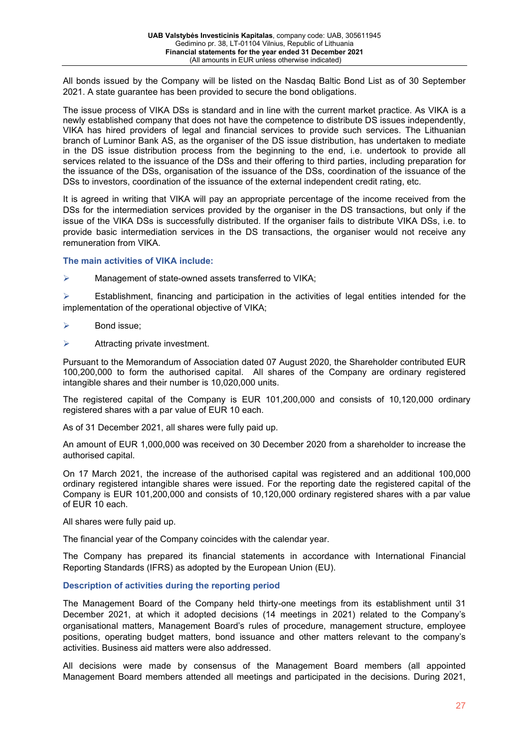All bonds issued by the Company will be listed on the Nasdaq Baltic Bond List as of 30 September 2021. A state guarantee has been provided to secure the bond obligations.

The issue process of VIKA DSs is standard and in line with the current market practice. As VIKA is a newly established company that does not have the competence to distribute DS issues independently, VIKA has hired providers of legal and financial services to provide such services. The Lithuanian branch of Luminor Bank AS, as the organiser of the DS issue distribution, has undertaken to mediate in the DS issue distribution process from the beginning to the end, i.e. undertook to provide all services related to the issuance of the DSs and their offering to third parties, including preparation for the issuance of the DSs, organisation of the issuance of the DSs, coordination of the issuance of the DSs to investors, coordination of the issuance of the external independent credit rating, etc.

It is agreed in writing that VIKA will pay an appropriate percentage of the income received from the DSs for the intermediation services provided by the organiser in the DS transactions, but only if the issue of the VIKA DSs is successfully distributed. If the organiser fails to distribute VIKA DSs, i.e. to provide basic intermediation services in the DS transactions, the organiser would not receive any remuneration from VIKA.

### The main activities of VIKA include:

- Management of state-owned assets transferred to VIKA;
- Establishment, financing and participation in the activities of legal entities intended for the implementation of the operational objective of VIKA;
- Bond issue;
- Attracting private investment.

Pursuant to the Memorandum of Association dated 07 August 2020, the Shareholder contributed EUR 100,200,000 to form the authorised capital. All shares of the Company are ordinary registered intangible shares and their number is 10,020,000 units.

The registered capital of the Company is EUR 101,200,000 and consists of 10,120,000 ordinary registered shares with a par value of EUR 10 each.

As of 31 December 2021, all shares were fully paid up.

An amount of EUR 1,000,000 was received on 30 December 2020 from a shareholder to increase the authorised capital.

On 17 March 2021, the increase of the authorised capital was registered and an additional 100,000 ordinary registered intangible shares were issued. For the reporting date the registered capital of the Company is EUR 101,200,000 and consists of 10,120,000 ordinary registered shares with a par value of EUR 10 each.

All shares were fully paid up.

The financial year of the Company coincides with the calendar year.

The Company has prepared its financial statements in accordance with International Financial Reporting Standards (IFRS) as adopted by the European Union (EU).

### Description of activities during the reporting period

The Management Board of the Company held thirty-one meetings from its establishment until 31 December 2021, at which it adopted decisions (14 meetings in 2021) related to the Company's organisational matters, Management Board's rules of procedure, management structure, employee positions, operating budget matters, bond issuance and other matters relevant to the company's activities. Business aid matters were also addressed.

All decisions were made by consensus of the Management Board members (all appointed Management Board members attended all meetings and participated in the decisions. During 2021,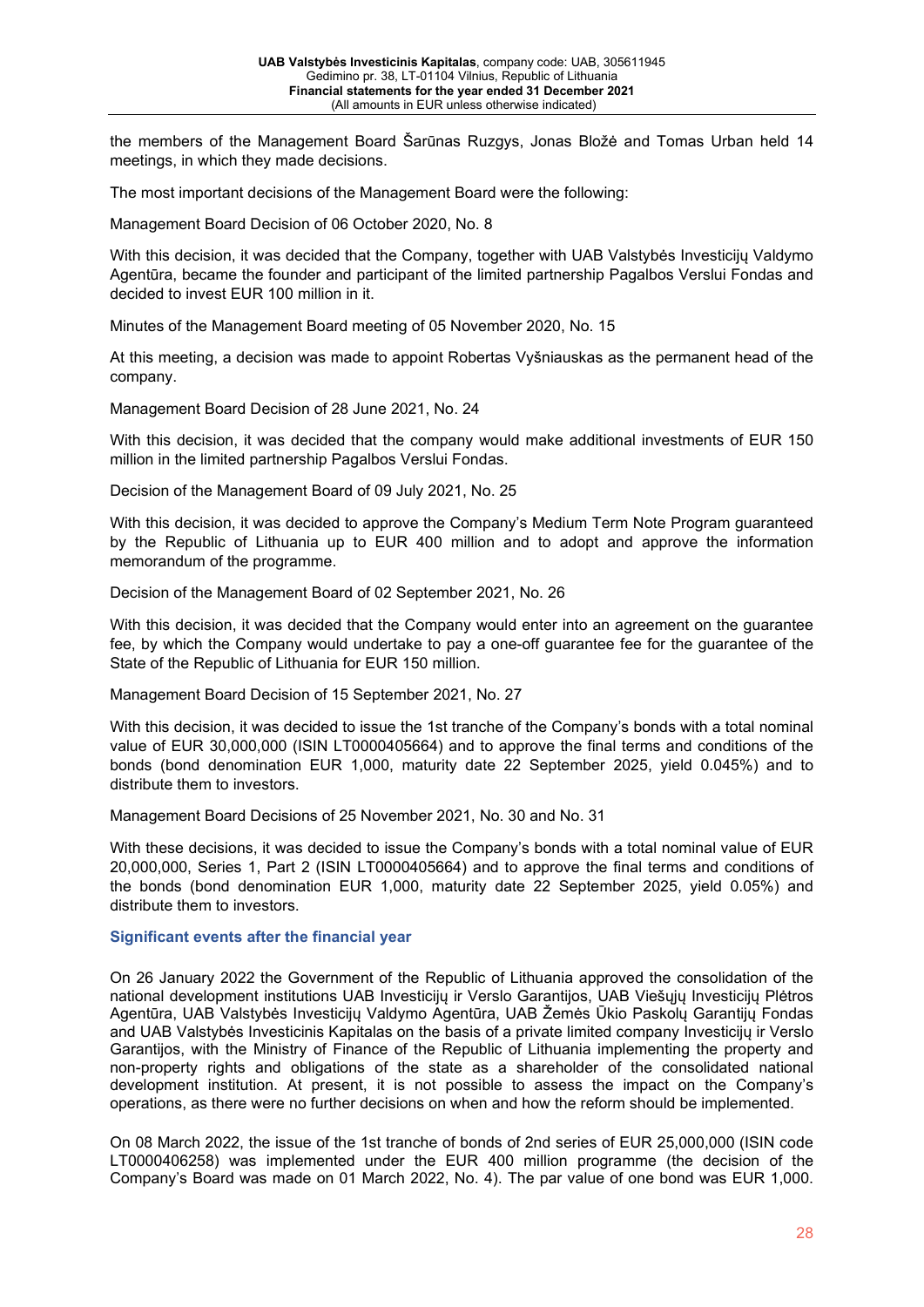the members of the Management Board Šarūnas Ruzgys, Jonas Bložė and Tomas Urban held 14 meetings, in which they made decisions.

The most important decisions of the Management Board were the following:

Management Board Decision of 06 October 2020, No. 8

With this decision, it was decided that the Company, together with UAB Valstybės Investicijų Valdymo Agentūra, became the founder and participant of the limited partnership Pagalbos Verslui Fondas and decided to invest EUR 100 million in it.

Minutes of the Management Board meeting of 05 November 2020, No. 15

At this meeting, a decision was made to appoint Robertas Vyšniauskas as the permanent head of the company.

Management Board Decision of 28 June 2021, No. 24

With this decision, it was decided that the company would make additional investments of EUR 150 million in the limited partnership Pagalbos Verslui Fondas.

Decision of the Management Board of 09 July 2021, No. 25

With this decision, it was decided to approve the Company's Medium Term Note Program guaranteed by the Republic of Lithuania up to EUR 400 million and to adopt and approve the information memorandum of the programme.

Decision of the Management Board of 02 September 2021, No. 26

With this decision, it was decided that the Company would enter into an agreement on the guarantee fee, by which the Company would undertake to pay a one-off guarantee fee for the guarantee of the State of the Republic of Lithuania for EUR 150 million.

Management Board Decision of 15 September 2021, No. 27

With this decision, it was decided to issue the 1st tranche of the Company's bonds with a total nominal value of EUR 30,000,000 (ISIN LT0000405664) and to approve the final terms and conditions of the bonds (bond denomination EUR 1,000, maturity date 22 September 2025, yield 0.045%) and to distribute them to investors.

Management Board Decisions of 25 November 2021, No. 30 and No. 31

With these decisions, it was decided to issue the Company's bonds with a total nominal value of EUR 20,000,000, Series 1, Part 2 (ISIN LT0000405664) and to approve the final terms and conditions of the bonds (bond denomination EUR 1,000, maturity date 22 September 2025, yield 0.05%) and distribute them to investors.

### Significant events after the financial year

On 26 January 2022 the Government of the Republic of Lithuania approved the consolidation of the national development institutions UAB Investicijų ir Verslo Garantijos, UAB Viešųjų Investicijų Plėtros Agentūra, UAB Valstybės Investicijų Valdymo Agentūra, UAB Žemės Ūkio Paskolų Garantijų Fondas and UAB Valstybės Investicinis Kapitalas on the basis of a private limited company Investicijų ir Verslo Garantijos, with the Ministry of Finance of the Republic of Lithuania implementing the property and non-property rights and obligations of the state as a shareholder of the consolidated national development institution. At present, it is not possible to assess the impact on the Company's operations, as there were no further decisions on when and how the reform should be implemented.

On 08 March 2022, the issue of the 1st tranche of bonds of 2nd series of EUR 25,000,000 (ISIN code LT0000406258) was implemented under the EUR 400 million programme (the decision of the Company's Board was made on 01 March 2022, No. 4). The par value of one bond was EUR 1,000.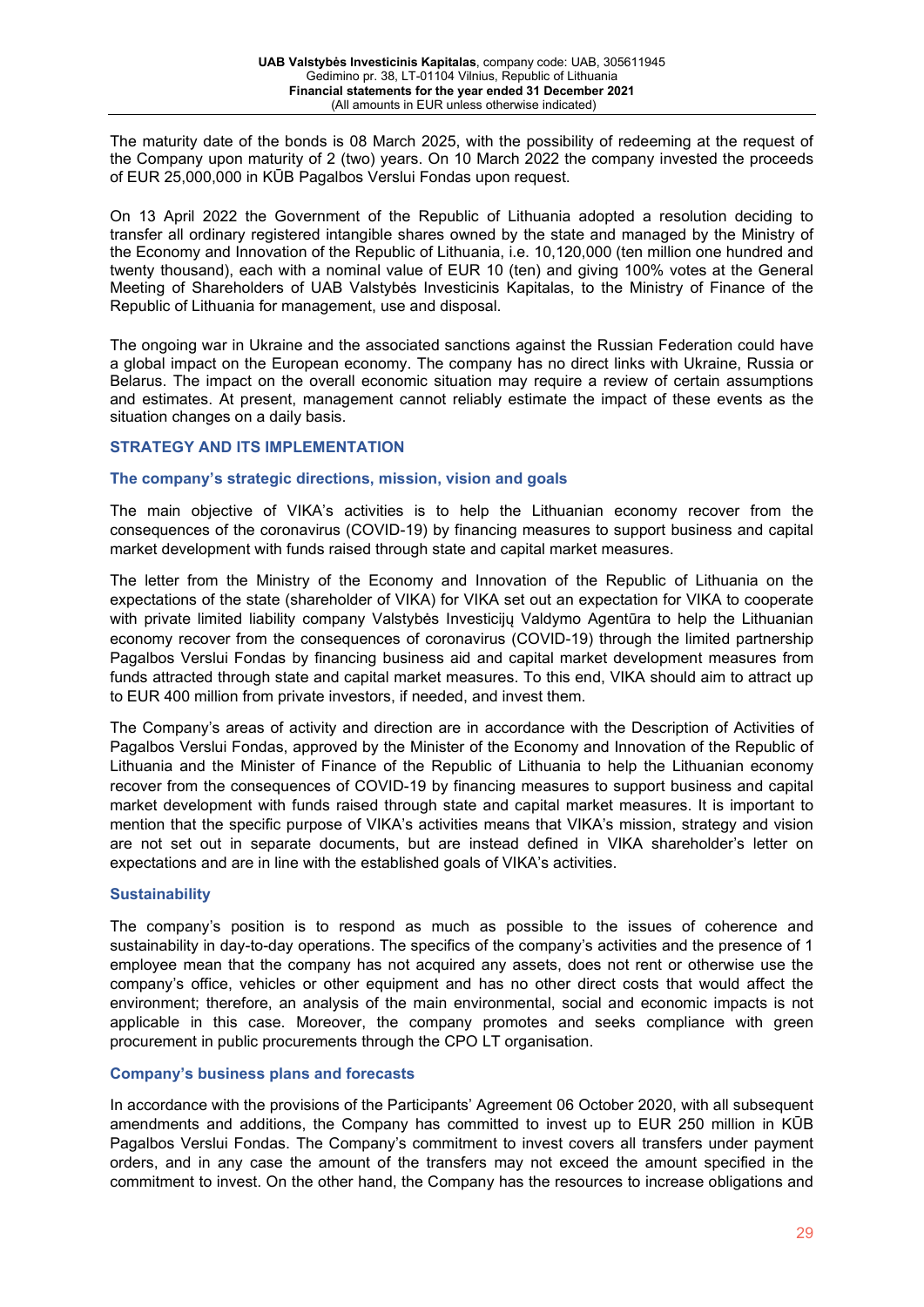The maturity date of the bonds is 08 March 2025, with the possibility of redeeming at the request of the Company upon maturity of 2 (two) years. On 10 March 2022 the company invested the proceeds of EUR 25,000,000 in KŪB Pagalbos Verslui Fondas upon request.

On 13 April 2022 the Government of the Republic of Lithuania adopted a resolution deciding to transfer all ordinary registered intangible shares owned by the state and managed by the Ministry of the Economy and Innovation of the Republic of Lithuania, i.e. 10,120,000 (ten million one hundred and twenty thousand), each with a nominal value of EUR 10 (ten) and giving 100% votes at the General Meeting of Shareholders of UAB Valstybės Investicinis Kapitalas, to the Ministry of Finance of the Republic of Lithuania for management, use and disposal.

The ongoing war in Ukraine and the associated sanctions against the Russian Federation could have a global impact on the European economy. The company has no direct links with Ukraine, Russia or Belarus. The impact on the overall economic situation may require a review of certain assumptions and estimates. At present, management cannot reliably estimate the impact of these events as the situation changes on a daily basis.

## STRATEGY AND ITS IMPLEMENTATION

### The company's strategic directions, mission, vision and goals

The main objective of VIKA's activities is to help the Lithuanian economy recover from the consequences of the coronavirus (COVID-19) by financing measures to support business and capital market development with funds raised through state and capital market measures.

The letter from the Ministry of the Economy and Innovation of the Republic of Lithuania on the expectations of the state (shareholder of VIKA) for VIKA set out an expectation for VIKA to cooperate with private limited liability company Valstybės Investicijų Valdymo Agentūra to help the Lithuanian economy recover from the consequences of coronavirus (COVID-19) through the limited partnership Pagalbos Verslui Fondas by financing business aid and capital market development measures from funds attracted through state and capital market measures. To this end, VIKA should aim to attract up to EUR 400 million from private investors, if needed, and invest them.

The Company's areas of activity and direction are in accordance with the Description of Activities of Pagalbos Verslui Fondas, approved by the Minister of the Economy and Innovation of the Republic of Lithuania and the Minister of Finance of the Republic of Lithuania to help the Lithuanian economy recover from the consequences of COVID-19 by financing measures to support business and capital market development with funds raised through state and capital market measures. It is important to mention that the specific purpose of VIKA's activities means that VIKA's mission, strategy and vision are not set out in separate documents, but are instead defined in VIKA shareholder's letter on expectations and are in line with the established goals of VIKA's activities.

### Sustainability

The company's position is to respond as much as possible to the issues of coherence and sustainability in day-to-day operations. The specifics of the company's activities and the presence of 1 employee mean that the company has not acquired any assets, does not rent or otherwise use the company's office, vehicles or other equipment and has no other direct costs that would affect the environment; therefore, an analysis of the main environmental, social and economic impacts is not applicable in this case. Moreover, the company promotes and seeks compliance with green procurement in public procurements through the CPO LT organisation.

### Company's business plans and forecasts

In accordance with the provisions of the Participants' Agreement 06 October 2020, with all subsequent amendments and additions, the Company has committed to invest up to EUR 250 million in KŪB Pagalbos Verslui Fondas. The Company's commitment to invest covers all transfers under payment orders, and in any case the amount of the transfers may not exceed the amount specified in the commitment to invest. On the other hand, the Company has the resources to increase obligations and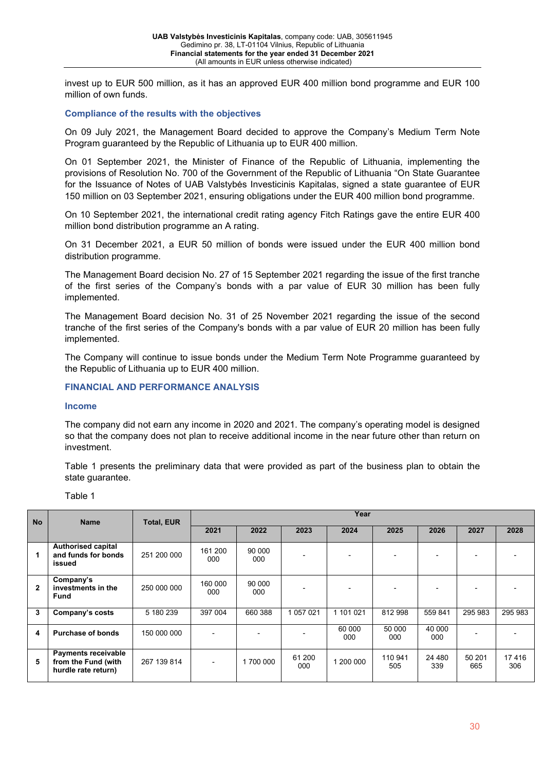invest up to EUR 500 million, as it has an approved EUR 400 million bond programme and EUR 100 million of own funds.

### Compliance of the results with the objectives

On 09 July 2021, the Management Board decided to approve the Company's Medium Term Note Program guaranteed by the Republic of Lithuania up to EUR 400 million.

On 01 September 2021, the Minister of Finance of the Republic of Lithuania, implementing the provisions of Resolution No. 700 of the Government of the Republic of Lithuania "On State Guarantee for the Issuance of Notes of UAB Valstybės Investicinis Kapitalas, signed a state guarantee of EUR 150 million on 03 September 2021, ensuring obligations under the EUR 400 million bond programme.

On 10 September 2021, the international credit rating agency Fitch Ratings gave the entire EUR 400 million bond distribution programme an A rating.

On 31 December 2021, a EUR 50 million of bonds were issued under the EUR 400 million bond distribution programme.

The Management Board decision No. 27 of 15 September 2021 regarding the issue of the first tranche of the first series of the Company's bonds with a par value of EUR 30 million has been fully implemented.

The Management Board decision No. 31 of 25 November 2021 regarding the issue of the second tranche of the first series of the Company's bonds with a par value of EUR 20 million has been fully implemented.

The Company will continue to issue bonds under the Medium Term Note Programme guaranteed by the Republic of Lithuania up to EUR 400 million.

## FINANCIAL AND PERFORMANCE ANALYSIS

### Income

The company did not earn any income in 2020 and 2021. The company's operating model is designed so that the company does not plan to receive additional income in the near future other than return on investment.

Table 1 presents the preliminary data that were provided as part of the business plan to obtain the state guarantee.

Table 1

| No | Name | Total, EUR | Year | | | | | | | |
|---|---|---|---|---|---|---|---|---|---|---|
| | | | 2021 | 2022 | 2023 | 2024 | 2025 | 2026 | 2027 | 2028 |
| 1 | **Authorised capital and funds for bonds issued** | 251 200 000 | 161 200 000 | 90 000 000 | - | - | - | - | - | - |
| 2 | **Company's investments in the Fund** | 250 000 000 | 160 000 000 | 90 000 000 | - | - | - | - | - | - |
| 3 | **Company's costs** | 5 180 239 | 397 004 | 660 388 | 1 057 021 | 1 101 021 | 812 998 | 559 841 | 295 983 | 295 983 |
| 4 | **Purchase of bonds** | 150 000 000 | - | - | - | 60 000 000 | 50 000 000 | 40 000 000 | - | - |
| 5 | **Payments receivable from the Fund (with hurdle rate return)** | 267 139 814 | - | 1 700 000 | 61 200 000 | 1 200 000 | 110 941 505 | 24 480 339 | 50 201 665 | 17 416 306 |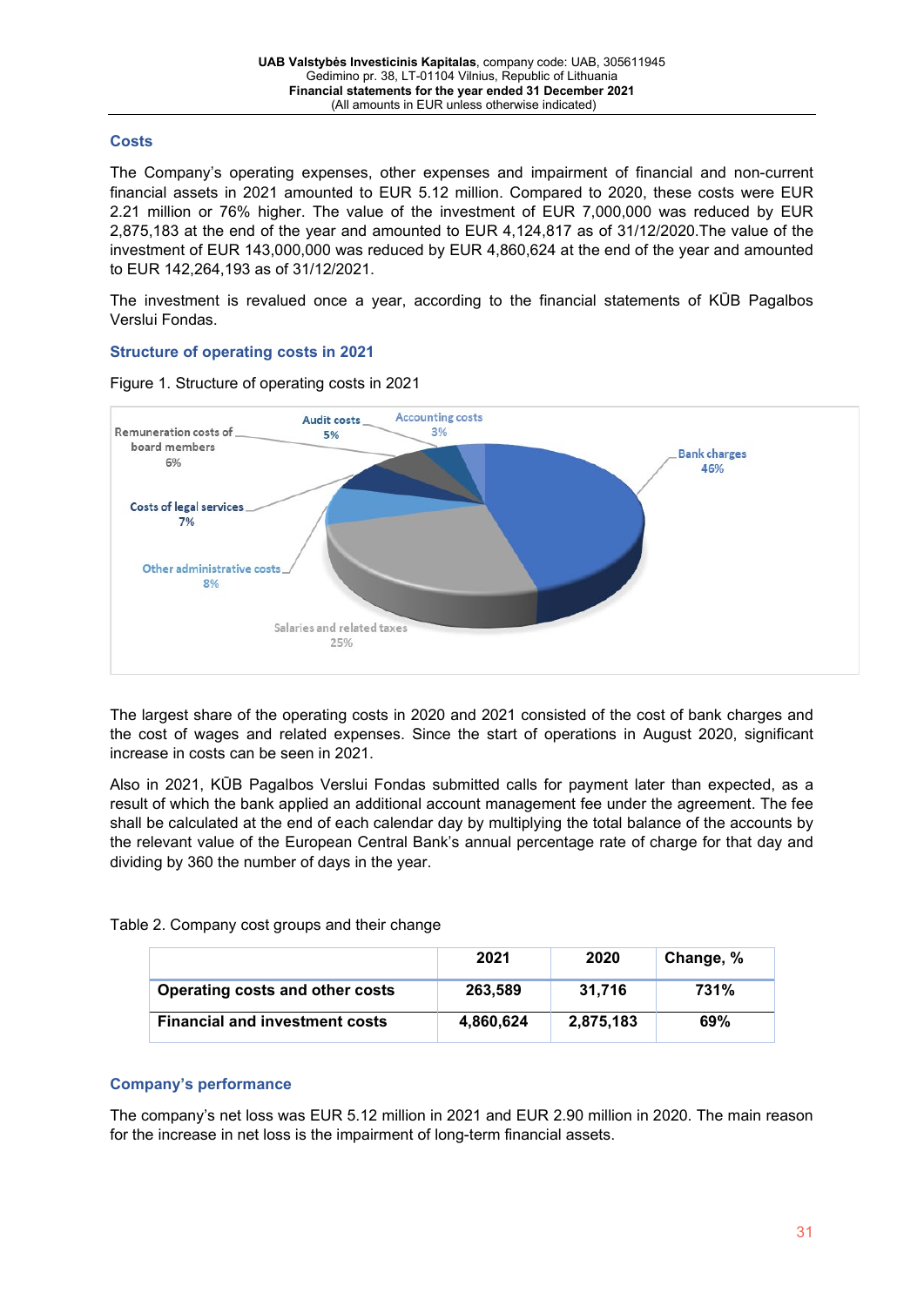## Costs

The Company's operating expenses, other expenses and impairment of financial and non-current financial assets in 2021 amounted to EUR 5.12 million. Compared to 2020, these costs were EUR 2.21 million or 76% higher. The value of the investment of EUR 7,000,000 was reduced by EUR 2,875,183 at the end of the year and amounted to EUR 4,124,817 as of 31/12/2020.The value of the investment of EUR 143,000,000 was reduced by EUR 4,860,624 at the end of the year and amounted to EUR 142,264,193 as of 31/12/2021.

The investment is revalued once a year, according to the financial statements of KŪB Pagalbos Verslui Fondas.

### Structure of operating costs in 2021

Figure 1. Structure of operating costs in 2021

Bank charges 46%
Salaries and related taxes 25%
Other administrative costs 8%
Costs of legal services 7%
Remuneration costs of board members 6%
Audit costs 5%
Accounting costs 3%

The largest share of the operating costs in 2020 and 2021 consisted of the cost of bank charges and the cost of wages and related expenses. Since the start of operations in August 2020, significant increase in costs can be seen in 2021.

Also in 2021, KŪB Pagalbos Verslui Fondas submitted calls for payment later than expected, as a result of which the bank applied an additional account management fee under the agreement. The fee shall be calculated at the end of each calendar day by multiplying the total balance of the accounts by the relevant value of the European Central Bank's annual percentage rate of charge for that day and dividing by 360 the number of days in the year.

Table 2. Company cost groups and their change

| | 2021 | 2020 | Change, % |
|---|---|---|---|
| **Operating costs and other costs** | **263,589** | **31,716** | **731%** |
| **Financial and investment costs** | **4,860,624** | **2,875,183** | **69%** |

### Company's performance

The company's net loss was EUR 5.12 million in 2021 and EUR 2.90 million in 2020. The main reason for the increase in net loss is the impairment of long-term financial assets.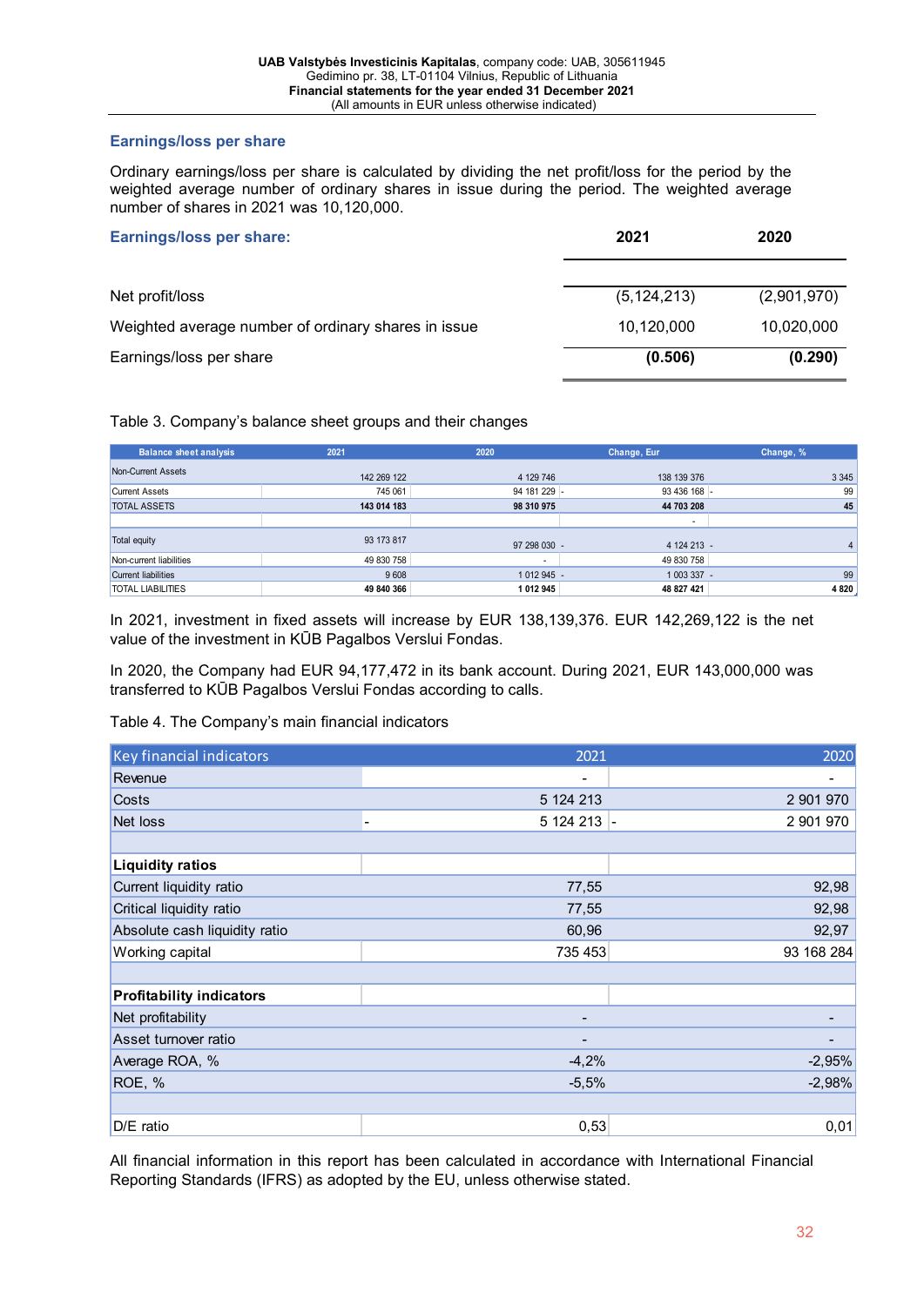### Earnings/loss per share

Ordinary earnings/loss per share is calculated by dividing the net profit/loss for the period by the weighted average number of ordinary shares in issue during the period. The weighted average number of shares in 2021 was 10,120,000.

| Earnings/loss per share: | 2021 | 2020 |
|---|---|---|
| Net profit/loss | (5,124,213) | (2,901,970) |
| Weighted average number of ordinary shares in issue | 10,120,000 | 10,020,000 |
| Earnings/loss per share | **(0.506)** | **(0.290)** |

Table 3. Company's balance sheet groups and their changes

| Balance sheet analysis | 2021 | 2020 | Change, Eur | Change, % |
|---|---|---|---|---|
| Non-Current Assets | 142 269 122 | 4 129 746 | 138 139 376 | 3 345 |
| Current Assets | 745 061 | 94 181 229 | - 93 436 168 | - 99 |
| TOTAL ASSETS | **143 014 183** | **98 310 975** | **44 703 208** | **45** |
| | | | - | |
| Total equity | 93 173 817 | 97 298 030 | - 4 124 213 | - 4 |
| Non-current liabilities | 49 830 758 | - | 49 830 758 | |
| Current liabilities | 9 608 | 1 012 945 | - 1 003 337 | - 99 |
| TOTAL LIABILITIES | **49 840 366** | **1 012 945** | **48 827 421** | **4 820** |

In 2021, investment in fixed assets will increase by EUR 138,139,376. EUR 142,269,122 is the net value of the investment in KŪB Pagalbos Verslui Fondas.

In 2020, the Company had EUR 94,177,472 in its bank account. During 2021, EUR 143,000,000 was transferred to KŪB Pagalbos Verslui Fondas according to calls.

Table 4. The Company's main financial indicators

| Key financial indicators | 2021 | 2020 |
|---|---|---|
| Revenue | - | - |
| Costs | 5 124 213 | 2 901 970 |
| Net loss | - 5 124 213 | - 2 901 970 |
| | | |
| **Liquidity ratios** | | |
| Current liquidity ratio | 77,55 | 92,98 |
| Critical liquidity ratio | 77,55 | 92,98 |
| Absolute cash liquidity ratio | 60,96 | 92,97 |
| Working capital | 735 453 | 93 168 284 |
| | | |
| **Profitability indicators** | | |
| Net profitability | - | - |
| Asset turnover ratio | - | - |
| Average ROA, % | -4,2% | -2,95% |
| ROE, % | -5,5% | -2,98% |
| | | |
| D/E ratio | 0,53 | 0,01 |

All financial information in this report has been calculated in accordance with International Financial Reporting Standards (IFRS) as adopted by the EU, unless otherwise stated.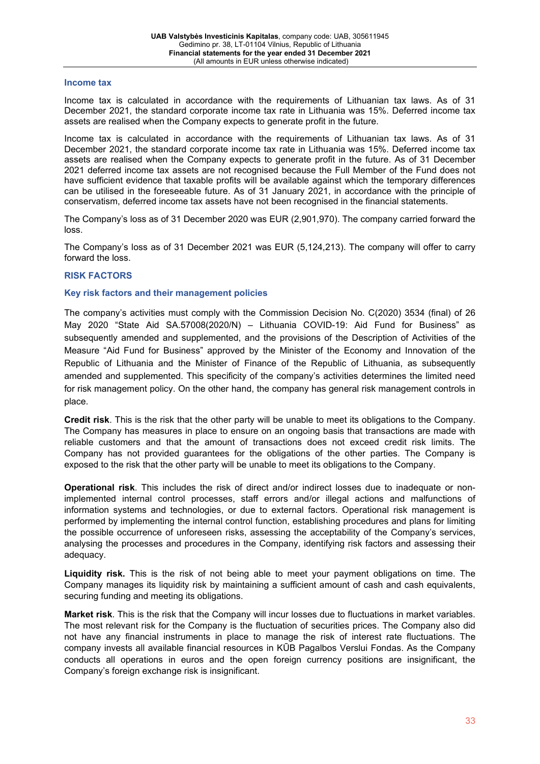### Income tax

Income tax is calculated in accordance with the requirements of Lithuanian tax laws. As of 31 December 2021, the standard corporate income tax rate in Lithuania was 15%. Deferred income tax assets are realised when the Company expects to generate profit in the future.

Income tax is calculated in accordance with the requirements of Lithuanian tax laws. As of 31 December 2021, the standard corporate income tax rate in Lithuania was 15%. Deferred income tax assets are realised when the Company expects to generate profit in the future. As of 31 December 2021 deferred income tax assets are not recognised because the Full Member of the Fund does not have sufficient evidence that taxable profits will be available against which the temporary differences can be utilised in the foreseeable future. As of 31 January 2021, in accordance with the principle of conservatism, deferred income tax assets have not been recognised in the financial statements.

The Company's loss as of 31 December 2020 was EUR (2,901,970). The company carried forward the loss.

The Company's loss as of 31 December 2021 was EUR (5,124,213). The company will offer to carry forward the loss.

## RISK FACTORS

### Key risk factors and their management policies

The company's activities must comply with the Commission Decision No. C(2020) 3534 (final) of 26 May 2020 "State Aid SA.57008(2020/N) – Lithuania COVID-19: Aid Fund for Business" as subsequently amended and supplemented, and the provisions of the Description of Activities of the Measure "Aid Fund for Business" approved by the Minister of the Economy and Innovation of the Republic of Lithuania and the Minister of Finance of the Republic of Lithuania, as subsequently amended and supplemented. This specificity of the company's activities determines the limited need for risk management policy. On the other hand, the company has general risk management controls in place.

**Credit risk**. This is the risk that the other party will be unable to meet its obligations to the Company. The Company has measures in place to ensure on an ongoing basis that transactions are made with reliable customers and that the amount of transactions does not exceed credit risk limits. The Company has not provided guarantees for the obligations of the other parties. The Company is exposed to the risk that the other party will be unable to meet its obligations to the Company.

**Operational risk**. This includes the risk of direct and/or indirect losses due to inadequate or non-implemented internal control processes, staff errors and/or illegal actions and malfunctions of information systems and technologies, or due to external factors. Operational risk management is performed by implementing the internal control function, establishing procedures and plans for limiting the possible occurrence of unforeseen risks, assessing the acceptability of the Company's services, analysing the processes and procedures in the Company, identifying risk factors and assessing their adequacy.

**Liquidity risk.** This is the risk of not being able to meet your payment obligations on time. The Company manages its liquidity risk by maintaining a sufficient amount of cash and cash equivalents, securing funding and meeting its obligations.

**Market risk**. This is the risk that the Company will incur losses due to fluctuations in market variables. The most relevant risk for the Company is the fluctuation of securities prices. The Company also did not have any financial instruments in place to manage the risk of interest rate fluctuations. The company invests all available financial resources in KŪB Pagalbos Verslui Fondas. As the Company conducts all operations in euros and the open foreign currency positions are insignificant, the Company's foreign exchange risk is insignificant.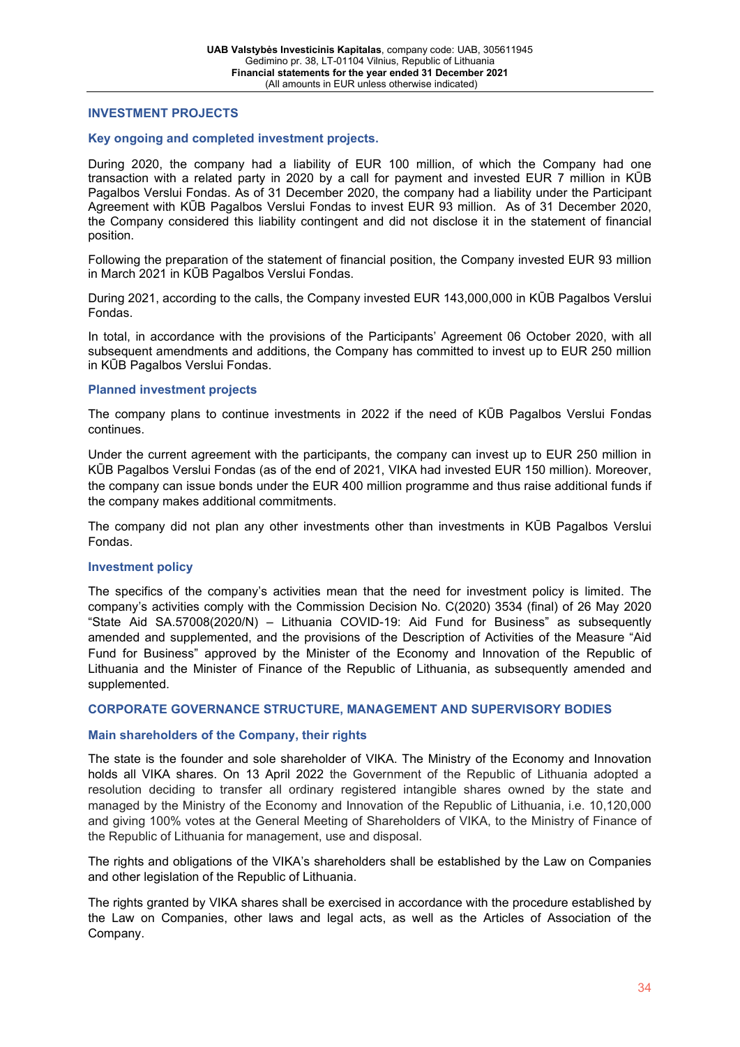## INVESTMENT PROJECTS

### Key ongoing and completed investment projects.

During 2020, the company had a liability of EUR 100 million, of which the Company had one transaction with a related party in 2020 by a call for payment and invested EUR 7 million in KŪB Pagalbos Verslui Fondas. As of 31 December 2020, the company had a liability under the Participant Agreement with KŪB Pagalbos Verslui Fondas to invest EUR 93 million. As of 31 December 2020, the Company considered this liability contingent and did not disclose it in the statement of financial position.

Following the preparation of the statement of financial position, the Company invested EUR 93 million in March 2021 in KŪB Pagalbos Verslui Fondas.

During 2021, according to the calls, the Company invested EUR 143,000,000 in KŪB Pagalbos Verslui Fondas.

In total, in accordance with the provisions of the Participants' Agreement 06 October 2020, with all subsequent amendments and additions, the Company has committed to invest up to EUR 250 million in KŪB Pagalbos Verslui Fondas.

### Planned investment projects

The company plans to continue investments in 2022 if the need of KŪB Pagalbos Verslui Fondas continues.

Under the current agreement with the participants, the company can invest up to EUR 250 million in KŪB Pagalbos Verslui Fondas (as of the end of 2021, VIKA had invested EUR 150 million). Moreover, the company can issue bonds under the EUR 400 million programme and thus raise additional funds if the company makes additional commitments.

The company did not plan any other investments other than investments in KŪB Pagalbos Verslui Fondas.

### Investment policy

The specifics of the company's activities mean that the need for investment policy is limited. The company's activities comply with the Commission Decision No. C(2020) 3534 (final) of 26 May 2020 "State Aid SA.57008(2020/N) – Lithuania COVID-19: Aid Fund for Business" as subsequently amended and supplemented, and the provisions of the Description of Activities of the Measure "Aid Fund for Business" approved by the Minister of the Economy and Innovation of the Republic of Lithuania and the Minister of Finance of the Republic of Lithuania, as subsequently amended and supplemented.

## CORPORATE GOVERNANCE STRUCTURE, MANAGEMENT AND SUPERVISORY BODIES

### Main shareholders of the Company, their rights

The state is the founder and sole shareholder of VIKA. The Ministry of the Economy and Innovation holds all VIKA shares. On 13 April 2022 the Government of the Republic of Lithuania adopted a resolution deciding to transfer all ordinary registered intangible shares owned by the state and managed by the Ministry of the Economy and Innovation of the Republic of Lithuania, i.e. 10,120,000 and giving 100% votes at the General Meeting of Shareholders of VIKA, to the Ministry of Finance of the Republic of Lithuania for management, use and disposal.

The rights and obligations of the VIKA's shareholders shall be established by the Law on Companies and other legislation of the Republic of Lithuania.

The rights granted by VIKA shares shall be exercised in accordance with the procedure established by the Law on Companies, other laws and legal acts, as well as the Articles of Association of the Company.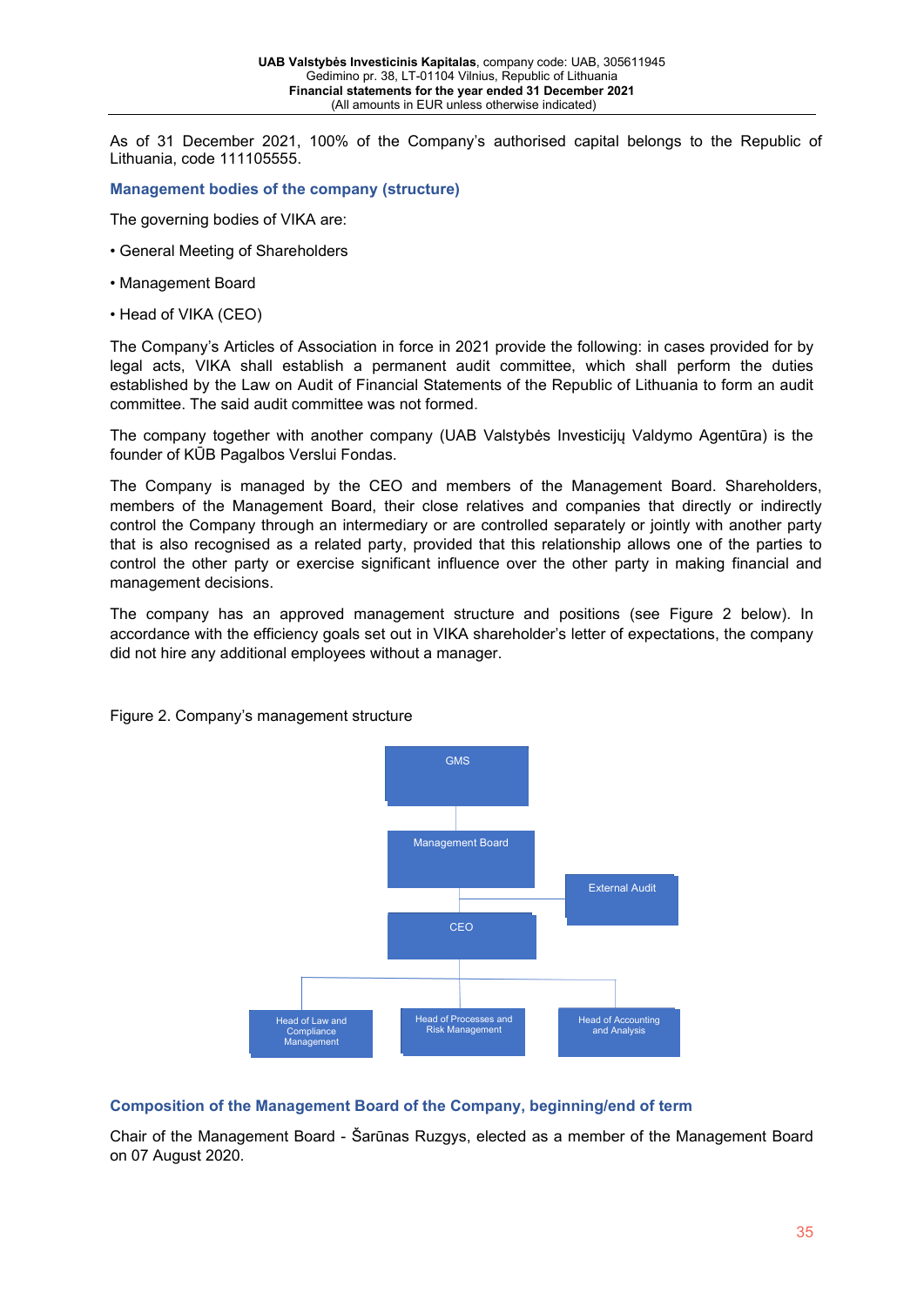As of 31 December 2021, 100% of the Company's authorised capital belongs to the Republic of Lithuania, code 111105555.

## Management bodies of the company (structure)

The governing bodies of VIKA are:

- General Meeting of Shareholders
- Management Board
- Head of VIKA (CEO)

The Company's Articles of Association in force in 2021 provide the following: in cases provided for by legal acts, VIKA shall establish a permanent audit committee, which shall perform the duties established by the Law on Audit of Financial Statements of the Republic of Lithuania to form an audit committee. The said audit committee was not formed.

The company together with another company (UAB Valstybės Investicijų Valdymo Agentūra) is the founder of KŪB Pagalbos Verslui Fondas.

The Company is managed by the CEO and members of the Management Board. Shareholders, members of the Management Board, their close relatives and companies that directly or indirectly control the Company through an intermediary or are controlled separately or jointly with another party that is also recognised as a related party, provided that this relationship allows one of the parties to control the other party or exercise significant influence over the other party in making financial and management decisions.

The company has an approved management structure and positions (see Figure 2 below). In accordance with the efficiency goals set out in VIKA shareholder's letter of expectations, the company did not hire any additional employees without a manager.

Figure 2. Company's management structure

GMS

Management Board

External Audit

CEO

Head of Law and Compliance Management

Head of Processes and Risk Management

Head of Accounting and Analysis

## Composition of the Management Board of the Company, beginning/end of term

Chair of the Management Board - Šarūnas Ruzgys, elected as a member of the Management Board on 07 August 2020.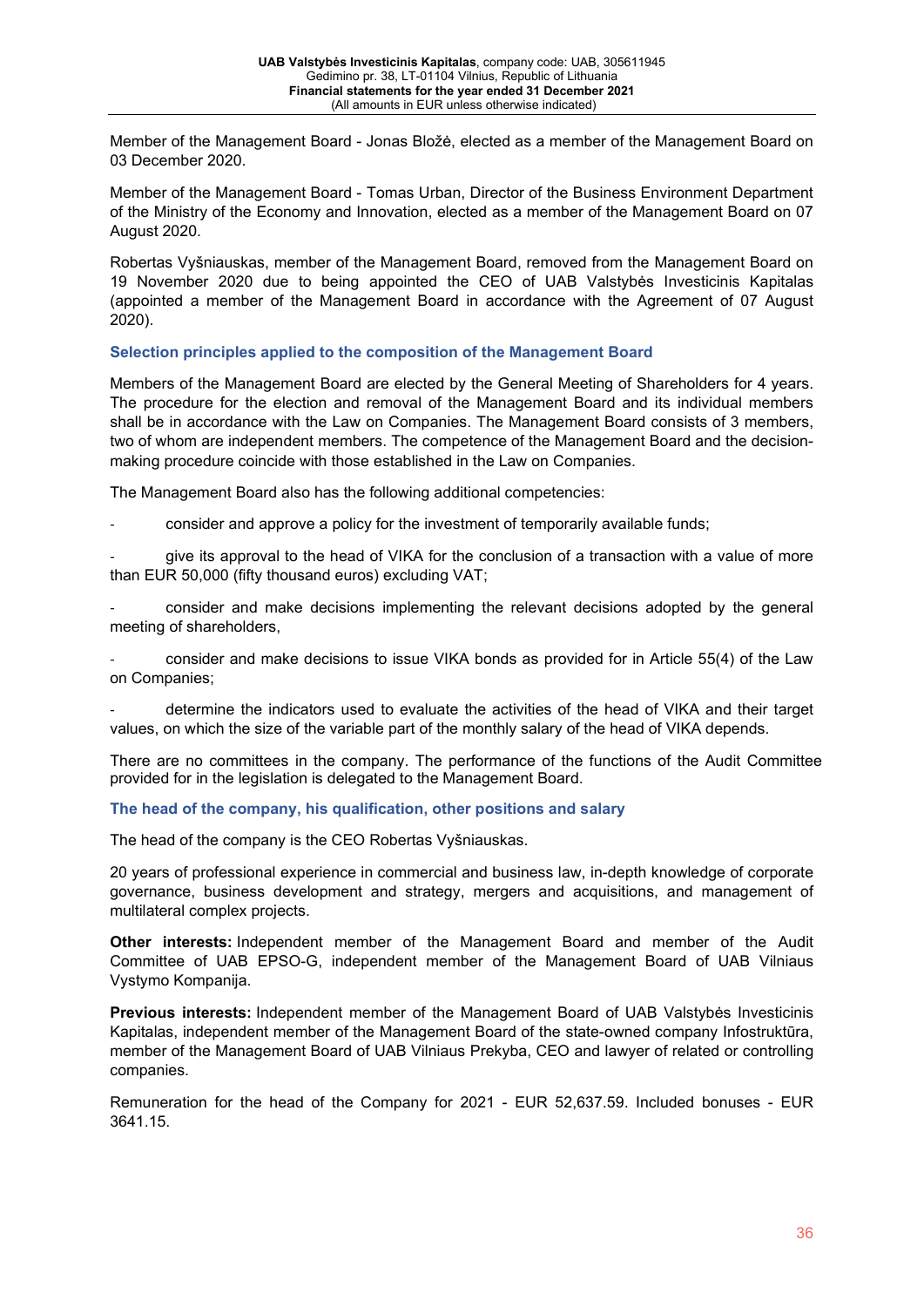Member of the Management Board - Jonas Bložė, elected as a member of the Management Board on 03 December 2020.

Member of the Management Board - Tomas Urban, Director of the Business Environment Department of the Ministry of the Economy and Innovation, elected as a member of the Management Board on 07 August 2020.

Robertas Vyšniauskas, member of the Management Board, removed from the Management Board on 19 November 2020 due to being appointed the CEO of UAB Valstybės Investicinis Kapitalas (appointed a member of the Management Board in accordance with the Agreement of 07 August 2020).

### Selection principles applied to the composition of the Management Board

Members of the Management Board are elected by the General Meeting of Shareholders for 4 years. The procedure for the election and removal of the Management Board and its individual members shall be in accordance with the Law on Companies. The Management Board consists of 3 members, two of whom are independent members. The competence of the Management Board and the decision-making procedure coincide with those established in the Law on Companies.

The Management Board also has the following additional competencies:

- consider and approve a policy for the investment of temporarily available funds;
- give its approval to the head of VIKA for the conclusion of a transaction with a value of more than EUR 50,000 (fifty thousand euros) excluding VAT;
- consider and make decisions implementing the relevant decisions adopted by the general meeting of shareholders,
- consider and make decisions to issue VIKA bonds as provided for in Article 55(4) of the Law on Companies;
- determine the indicators used to evaluate the activities of the head of VIKA and their target values, on which the size of the variable part of the monthly salary of the head of VIKA depends.

There are no committees in the company. The performance of the functions of the Audit Committee provided for in the legislation is delegated to the Management Board.

### The head of the company, his qualification, other positions and salary

The head of the company is the CEO Robertas Vyšniauskas.

20 years of professional experience in commercial and business law, in-depth knowledge of corporate governance, business development and strategy, mergers and acquisitions, and management of multilateral complex projects.

**Other interests:** Independent member of the Management Board and member of the Audit Committee of UAB EPSO-G, independent member of the Management Board of UAB Vilniaus Vystymo Kompanija.

**Previous interests:** Independent member of the Management Board of UAB Valstybės Investicinis Kapitalas, independent member of the Management Board of the state-owned company Infostruktūra, member of the Management Board of UAB Vilniaus Prekyba, CEO and lawyer of related or controlling companies.

Remuneration for the head of the Company for 2021 - EUR 52,637.59. Included bonuses - EUR 3641.15.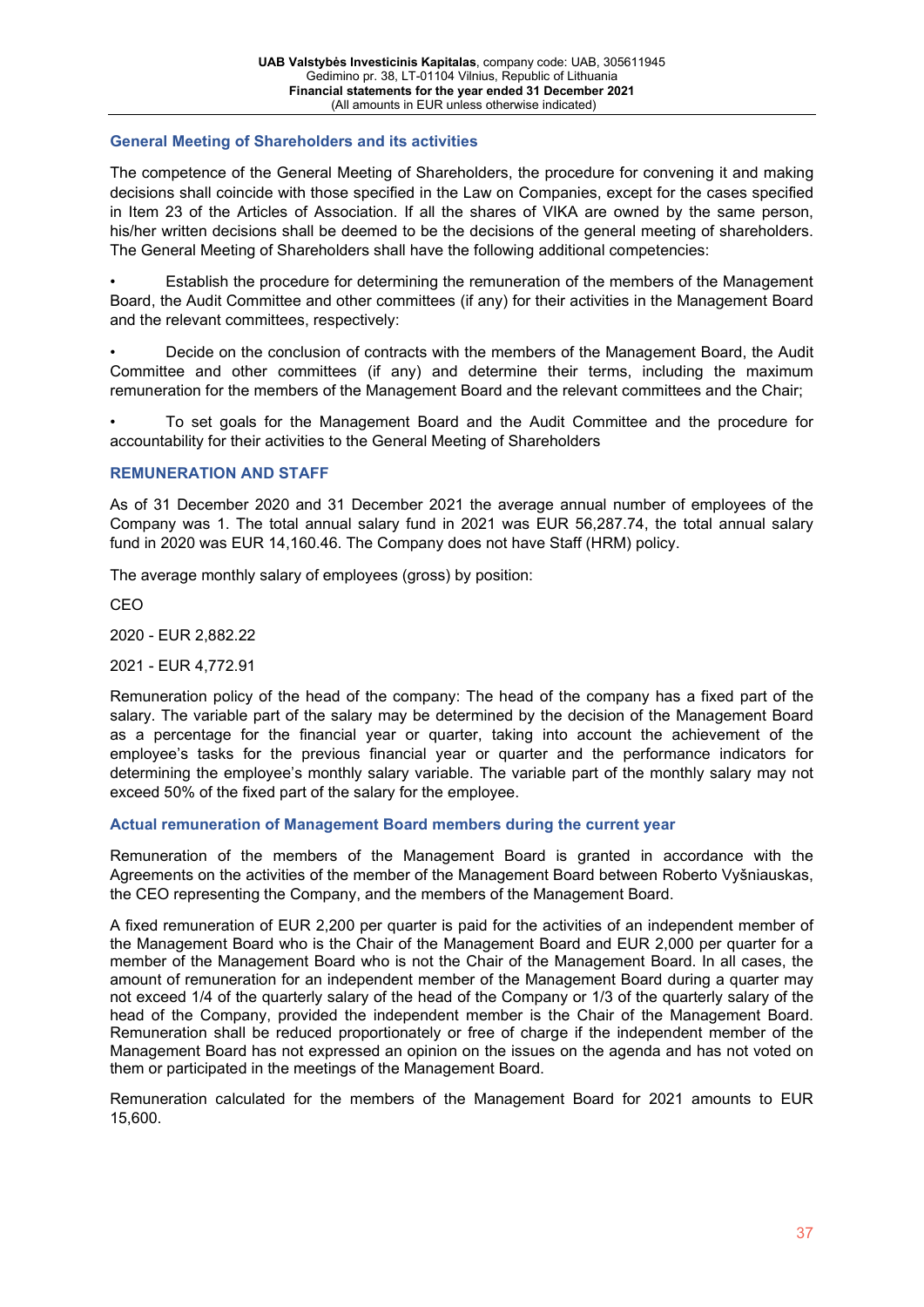### General Meeting of Shareholders and its activities

The competence of the General Meeting of Shareholders, the procedure for convening it and making decisions shall coincide with those specified in the Law on Companies, except for the cases specified in Item 23 of the Articles of Association. If all the shares of VIKA are owned by the same person, his/her written decisions shall be deemed to be the decisions of the general meeting of shareholders. The General Meeting of Shareholders shall have the following additional competencies:

- Establish the procedure for determining the remuneration of the members of the Management Board, the Audit Committee and other committees (if any) for their activities in the Management Board and the relevant committees, respectively:
- Decide on the conclusion of contracts with the members of the Management Board, the Audit Committee and other committees (if any) and determine their terms, including the maximum remuneration for the members of the Management Board and the relevant committees and the Chair;
- To set goals for the Management Board and the Audit Committee and the procedure for accountability for their activities to the General Meeting of Shareholders

### REMUNERATION AND STAFF

As of 31 December 2020 and 31 December 2021 the average annual number of employees of the Company was 1. The total annual salary fund in 2021 was EUR 56,287.74, the total annual salary fund in 2020 was EUR 14,160.46. The Company does not have Staff (HRM) policy.

The average monthly salary of employees (gross) by position:

CEO

2020 - EUR 2,882.22

2021 - EUR 4,772.91

Remuneration policy of the head of the company: The head of the company has a fixed part of the salary. The variable part of the salary may be determined by the decision of the Management Board as a percentage for the financial year or quarter, taking into account the achievement of the employee's tasks for the previous financial year or quarter and the performance indicators for determining the employee's monthly salary variable. The variable part of the monthly salary may not exceed 50% of the fixed part of the salary for the employee.

### Actual remuneration of Management Board members during the current year

Remuneration of the members of the Management Board is granted in accordance with the Agreements on the activities of the member of the Management Board between Roberto Vyšniauskas, the CEO representing the Company, and the members of the Management Board.

A fixed remuneration of EUR 2,200 per quarter is paid for the activities of an independent member of the Management Board who is the Chair of the Management Board and EUR 2,000 per quarter for a member of the Management Board who is not the Chair of the Management Board. In all cases, the amount of remuneration for an independent member of the Management Board during a quarter may not exceed 1/4 of the quarterly salary of the head of the Company or 1/3 of the quarterly salary of the head of the Company, provided the independent member is the Chair of the Management Board. Remuneration shall be reduced proportionately or free of charge if the independent member of the Management Board has not expressed an opinion on the issues on the agenda and has not voted on them or participated in the meetings of the Management Board.

Remuneration calculated for the members of the Management Board for 2021 amounts to EUR 15,600.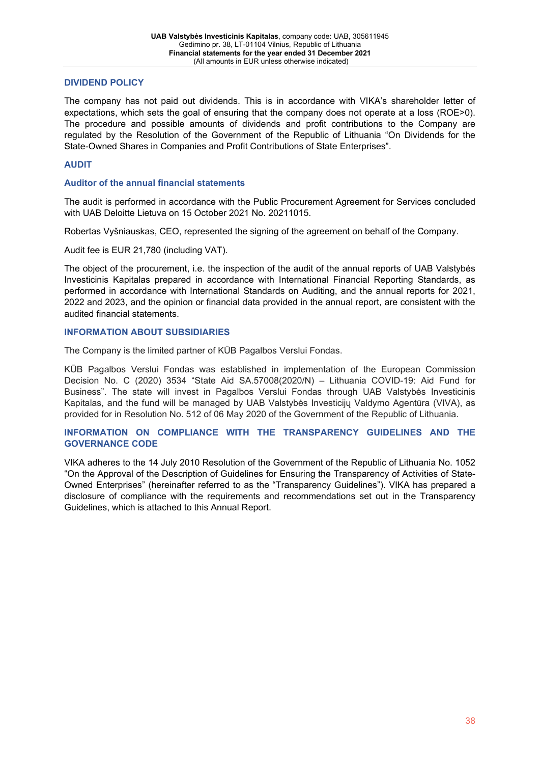## DIVIDEND POLICY

The company has not paid out dividends. This is in accordance with VIKA's shareholder letter of expectations, which sets the goal of ensuring that the company does not operate at a loss (ROE>0). The procedure and possible amounts of dividends and profit contributions to the Company are regulated by the Resolution of the Government of the Republic of Lithuania "On Dividends for the State-Owned Shares in Companies and Profit Contributions of State Enterprises".

## AUDIT

### Auditor of the annual financial statements

The audit is performed in accordance with the Public Procurement Agreement for Services concluded with UAB Deloitte Lietuva on 15 October 2021 No. 20211015.

Robertas Vyšniauskas, CEO, represented the signing of the agreement on behalf of the Company.

Audit fee is EUR 21,780 (including VAT).

The object of the procurement, i.e. the inspection of the audit of the annual reports of UAB Valstybės Investicinis Kapitalas prepared in accordance with International Financial Reporting Standards, as performed in accordance with International Standards on Auditing, and the annual reports for 2021, 2022 and 2023, and the opinion or financial data provided in the annual report, are consistent with the audited financial statements.

## INFORMATION ABOUT SUBSIDIARIES

The Company is the limited partner of KŪB Pagalbos Verslui Fondas.

KŪB Pagalbos Verslui Fondas was established in implementation of the European Commission Decision No. C (2020) 3534 "State Aid SA.57008(2020/N) – Lithuania COVID-19: Aid Fund for Business". The state will invest in Pagalbos Verslui Fondas through UAB Valstybės Investicinis Kapitalas, and the fund will be managed by UAB Valstybės Investicijų Valdymo Agentūra (VIVA), as provided for in Resolution No. 512 of 06 May 2020 of the Government of the Republic of Lithuania.

## INFORMATION ON COMPLIANCE WITH THE TRANSPARENCY GUIDELINES AND THE GOVERNANCE CODE

VIKA adheres to the 14 July 2010 Resolution of the Government of the Republic of Lithuania No. 1052 "On the Approval of the Description of Guidelines for Ensuring the Transparency of Activities of State-Owned Enterprises" (hereinafter referred to as the "Transparency Guidelines"). VIKA has prepared a disclosure of compliance with the requirements and recommendations set out in the Transparency Guidelines, which is attached to this Annual Report.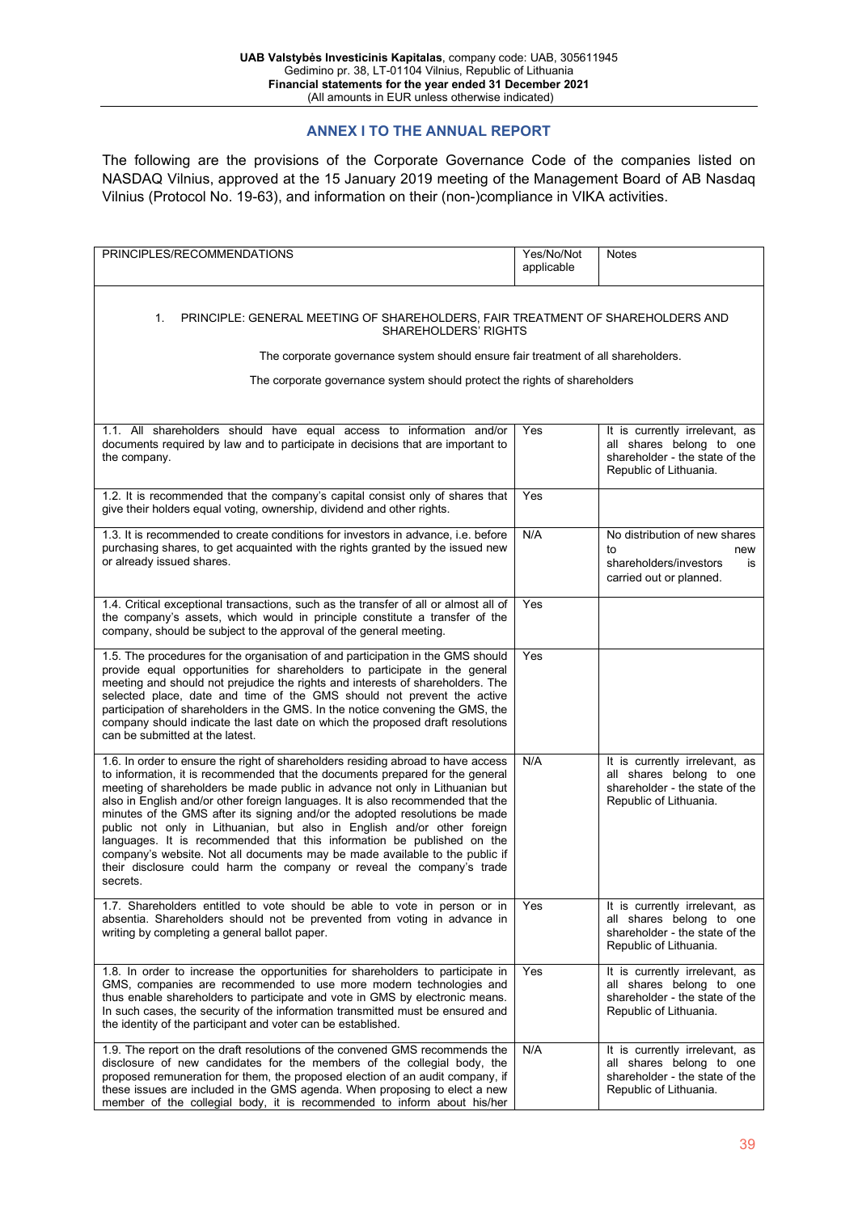## ANNEX I TO THE ANNUAL REPORT

The following are the provisions of the Corporate Governance Code of the companies listed on NASDAQ Vilnius, approved at the 15 January 2019 meeting of the Management Board of AB Nasdaq Vilnius (Protocol No. 19-63), and information on their (non-)compliance in VIKA activities.

| PRINCIPLES/RECOMMENDATIONS | Yes/No/Not applicable | Notes |
|---|---|---|
| 1. PRINCIPLE: GENERAL MEETING OF SHAREHOLDERS, FAIR TREATMENT OF SHAREHOLDERS AND SHAREHOLDERS' RIGHTS<br>The corporate governance system should ensure fair treatment of all shareholders.<br>The corporate governance system should protect the rights of shareholders | | |
| 1.1. All shareholders should have equal access to information and/or documents required by law and to participate in decisions that are important to the company. | Yes | It is currently irrelevant, as all shares belong to one shareholder - the state of the Republic of Lithuania. |
| 1.2. It is recommended that the company's capital consist only of shares that give their holders equal voting, ownership, dividend and other rights. | Yes | |
| 1.3. It is recommended to create conditions for investors in advance, i.e. before purchasing shares, to get acquainted with the rights granted by the issued new or already issued shares. | N/A | No distribution of new shares to new shareholders/investors is carried out or planned. |
| 1.4. Critical exceptional transactions, such as the transfer of all or almost all of the company's assets, which would in principle constitute a transfer of the company, should be subject to the approval of the general meeting. | Yes | |
| 1.5. The procedures for the organisation of and participation in the GMS should provide equal opportunities for shareholders to participate in the general meeting and should not prejudice the rights and interests of shareholders. The selected place, date and time of the GMS should not prevent the active participation of shareholders in the GMS. In the notice convening the GMS, the company should indicate the last date on which the proposed draft resolutions can be submitted at the latest. | Yes | |
| 1.6. In order to ensure the right of shareholders residing abroad to have access to information, it is recommended that the documents prepared for the general meeting of shareholders be made public in advance not only in Lithuanian but also in English and/or other foreign languages. It is also recommended that the minutes of the GMS after its signing and/or the adopted resolutions be made public not only in Lithuanian, but also in English and/or other foreign languages. It is recommended that this information be published on the company's website. Not all documents may be made available to the public if their disclosure could harm the company or reveal the company's trade secrets. | N/A | It is currently irrelevant, as all shares belong to one shareholder - the state of the Republic of Lithuania. |
| 1.7. Shareholders entitled to vote should be able to vote in person or in absentia. Shareholders should not be prevented from voting in advance in writing by completing a general ballot paper. | Yes | It is currently irrelevant, as all shares belong to one shareholder - the state of the Republic of Lithuania. |
| 1.8. In order to increase the opportunities for shareholders to participate in GMS, companies are recommended to use more modern technologies and thus enable shareholders to participate and vote in GMS by electronic means. In such cases, the security of the information transmitted must be ensured and the identity of the participant and voter can be established. | Yes | It is currently irrelevant, as all shares belong to one shareholder - the state of the Republic of Lithuania. |
| 1.9. The report on the draft resolutions of the convened GMS recommends the disclosure of new candidates for the members of the collegial body, the proposed remuneration for them, the proposed election of an audit company, if these issues are included in the GMS agenda. When proposing to elect a new member of the collegial body, it is recommended to inform about his/her | N/A | It is currently irrelevant, as all shares belong to one shareholder - the state of the Republic of Lithuania. |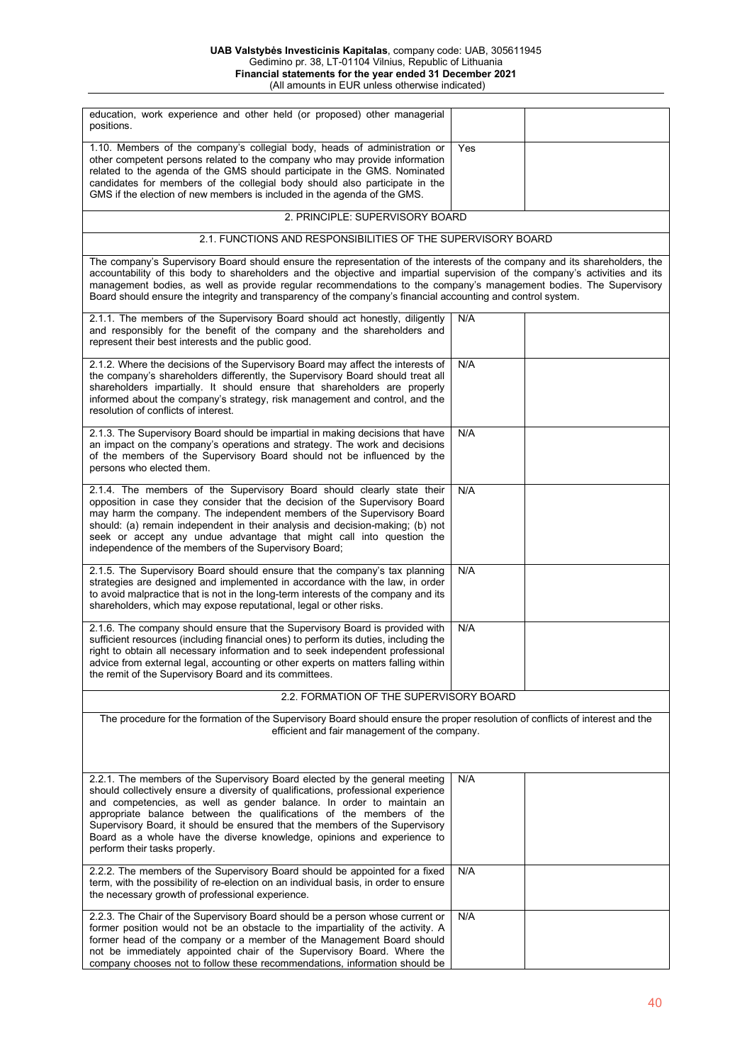| | | |
|---|---|---|
| education, work experience and other held (or proposed) other managerial positions. | | |
| 1.10. Members of the company's collegial body, heads of administration or other competent persons related to the company who may provide information related to the agenda of the GMS should participate in the GMS. Nominated candidates for members of the collegial body should also participate in the GMS if the election of new members is included in the agenda of the GMS. | Yes | |
| **2. PRINCIPLE: SUPERVISORY BOARD** | | |
| **2.1. FUNCTIONS AND RESPONSIBILITIES OF THE SUPERVISORY BOARD** | | |
| The company's Supervisory Board should ensure the representation of the interests of the company and its shareholders, the accountability of this body to shareholders and the objective and impartial supervision of the company's activities and its management bodies, as well as provide regular recommendations to the company's management bodies. The Supervisory Board should ensure the integrity and transparency of the company's financial accounting and control system. | | |
| 2.1.1. The members of the Supervisory Board should act honestly, diligently and responsibly for the benefit of the company and the shareholders and represent their best interests and the public good. | N/A | |
| 2.1.2. Where the decisions of the Supervisory Board may affect the interests of the company's shareholders differently, the Supervisory Board should treat all shareholders impartially. It should ensure that shareholders are properly informed about the company's strategy, risk management and control, and the resolution of conflicts of interest. | N/A | |
| 2.1.3. The Supervisory Board should be impartial in making decisions that have an impact on the company's operations and strategy. The work and decisions of the members of the Supervisory Board should not be influenced by the persons who elected them. | N/A | |
| 2.1.4. The members of the Supervisory Board should clearly state their opposition in case they consider that the decision of the Supervisory Board may harm the company. The independent members of the Supervisory Board should: (a) remain independent in their analysis and decision-making; (b) not seek or accept any undue advantage that might call into question the independence of the members of the Supervisory Board; | N/A | |
| 2.1.5. The Supervisory Board should ensure that the company's tax planning strategies are designed and implemented in accordance with the law, in order to avoid malpractice that is not in the long-term interests of the company and its shareholders, which may expose reputational, legal or other risks. | N/A | |
| 2.1.6. The company should ensure that the Supervisory Board is provided with sufficient resources (including financial ones) to perform its duties, including the right to obtain all necessary information and to seek independent professional advice from external legal, accounting or other experts on matters falling within the remit of the Supervisory Board and its committees. | N/A | |
| **2.2. FORMATION OF THE SUPERVISORY BOARD** | | |
| The procedure for the formation of the Supervisory Board should ensure the proper resolution of conflicts of interest and the efficient and fair management of the company. | | |
| 2.2.1. The members of the Supervisory Board elected by the general meeting should collectively ensure a diversity of qualifications, professional experience and competencies, as well as gender balance. In order to maintain an appropriate balance between the qualifications of the members of the Supervisory Board, it should be ensured that the members of the Supervisory Board as a whole have the diverse knowledge, opinions and experience to perform their tasks properly. | N/A | |
| 2.2.2. The members of the Supervisory Board should be appointed for a fixed term, with the possibility of re-election on an individual basis, in order to ensure the necessary growth of professional experience. | N/A | |
| 2.2.3. The Chair of the Supervisory Board should be a person whose current or former position would not be an obstacle to the impartiality of the activity. A former head of the company or a member of the Management Board should not be immediately appointed chair of the Supervisory Board. Where the company chooses not to follow these recommendations, information should be | N/A | |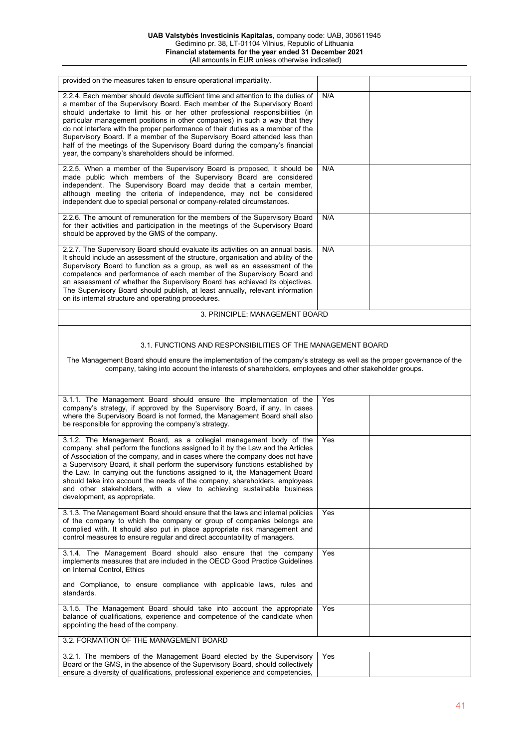| | | |
|---|---|---|
| provided on the measures taken to ensure operational impartiality. | | |
| 2.2.4. Each member should devote sufficient time and attention to the duties of a member of the Supervisory Board. Each member of the Supervisory Board should undertake to limit his or her other professional responsibilities (in particular management positions in other companies) in such a way that they do not interfere with the proper performance of their duties as a member of the Supervisory Board. If a member of the Supervisory Board attended less than half of the meetings of the Supervisory Board during the company's financial year, the company's shareholders should be informed. | N/A | |
| 2.2.5. When a member of the Supervisory Board is proposed, it should be made public which members of the Supervisory Board are considered independent. The Supervisory Board may decide that a certain member, although meeting the criteria of independence, may not be considered independent due to special personal or company-related circumstances. | N/A | |
| 2.2.6. The amount of remuneration for the members of the Supervisory Board for their activities and participation in the meetings of the Supervisory Board should be approved by the GMS of the company. | N/A | |
| 2.2.7. The Supervisory Board should evaluate its activities on an annual basis. It should include an assessment of the structure, organisation and ability of the Supervisory Board to function as a group, as well as an assessment of the competence and performance of each member of the Supervisory Board and an assessment of whether the Supervisory Board has achieved its objectives. The Supervisory Board should publish, at least annually, relevant information on its internal structure and operating procedures. | N/A | |
| **3. PRINCIPLE: MANAGEMENT BOARD** | | |
| 3.1. FUNCTIONS AND RESPONSIBILITIES OF THE MANAGEMENT BOARD<br><br>The Management Board should ensure the implementation of the company's strategy as well as the proper governance of the company, taking into account the interests of shareholders, employees and other stakeholder groups. | | |
| 3.1.1. The Management Board should ensure the implementation of the company's strategy, if approved by the Supervisory Board, if any. In cases where the Supervisory Board is not formed, the Management Board shall also be responsible for approving the company's strategy. | Yes | |
| 3.1.2. The Management Board, as a collegial management body of the company, shall perform the functions assigned to it by the Law and the Articles of Association of the company, and in cases where the company does not have a Supervisory Board, it shall perform the supervisory functions established by the Law. In carrying out the functions assigned to it, the Management Board should take into account the needs of the company, shareholders, employees and other stakeholders, with a view to achieving sustainable business development, as appropriate. | Yes | |
| 3.1.3. The Management Board should ensure that the laws and internal policies of the company to which the company or group of companies belongs are complied with. It should also put in place appropriate risk management and control measures to ensure regular and direct accountability of managers. | Yes | |
| 3.1.4. The Management Board should also ensure that the company implements measures that are included in the OECD Good Practice Guidelines on Internal Control, Ethics<br><br>and Compliance, to ensure compliance with applicable laws, rules and standards. | Yes | |
| 3.1.5. The Management Board should take into account the appropriate balance of qualifications, experience and competence of the candidate when appointing the head of the company. | Yes | |
| 3.2. FORMATION OF THE MANAGEMENT BOARD | | |
| 3.2.1. The members of the Management Board elected by the Supervisory Board or the GMS, in the absence of the Supervisory Board, should collectively ensure a diversity of qualifications, professional experience and competencies, | Yes | |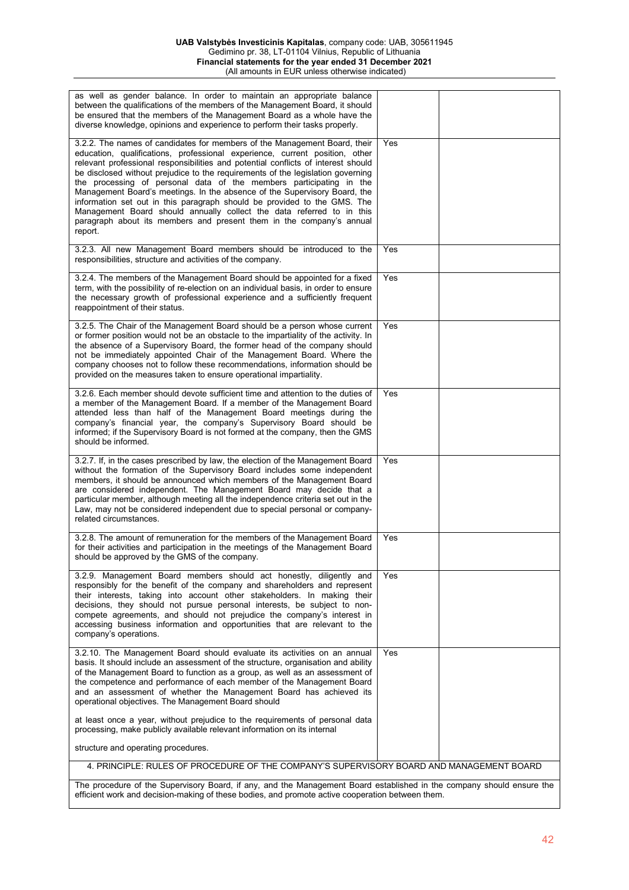| | | |
|---|---|---|
| as well as gender balance. In order to maintain an appropriate balance between the qualifications of the members of the Management Board, it should be ensured that the members of the Management Board as a whole have the diverse knowledge, opinions and experience to perform their tasks properly. | | |
| 3.2.2. The names of candidates for members of the Management Board, their education, qualifications, professional experience, current position, other relevant professional responsibilities and potential conflicts of interest should be disclosed without prejudice to the requirements of the legislation governing the processing of personal data of the members participating in the Management Board's meetings. In the absence of the Supervisory Board, the information set out in this paragraph should be provided to the GMS. The Management Board should annually collect the data referred to in this paragraph about its members and present them in the company's annual report. | Yes | |
| 3.2.3. All new Management Board members should be introduced to the responsibilities, structure and activities of the company. | Yes | |
| 3.2.4. The members of the Management Board should be appointed for a fixed term, with the possibility of re-election on an individual basis, in order to ensure the necessary growth of professional experience and a sufficiently frequent reappointment of their status. | Yes | |
| 3.2.5. The Chair of the Management Board should be a person whose current or former position would not be an obstacle to the impartiality of the activity. In the absence of a Supervisory Board, the former head of the company should not be immediately appointed Chair of the Management Board. Where the company chooses not to follow these recommendations, information should be provided on the measures taken to ensure operational impartiality. | Yes | |
| 3.2.6. Each member should devote sufficient time and attention to the duties of a member of the Management Board. If a member of the Management Board attended less than half of the Management Board meetings during the company's financial year, the company's Supervisory Board should be informed; if the Supervisory Board is not formed at the company, then the GMS should be informed. | Yes | |
| 3.2.7. If, in the cases prescribed by law, the election of the Management Board without the formation of the Supervisory Board includes some independent members, it should be announced which members of the Management Board are considered independent. The Management Board may decide that a particular member, although meeting all the independence criteria set out in the Law, may not be considered independent due to special personal or company-related circumstances. | Yes | |
| 3.2.8. The amount of remuneration for the members of the Management Board for their activities and participation in the meetings of the Management Board should be approved by the GMS of the company. | Yes | |
| 3.2.9. Management Board members should act honestly, diligently and responsibly for the benefit of the company and shareholders and represent their interests, taking into account other stakeholders. In making their decisions, they should not pursue personal interests, be subject to non-compete agreements, and should not prejudice the company's interest in accessing business information and opportunities that are relevant to the company's operations. | Yes | |
| 3.2.10. The Management Board should evaluate its activities on an annual basis. It should include an assessment of the structure, organisation and ability of the Management Board to function as a group, as well as an assessment of the competence and performance of each member of the Management Board and an assessment of whether the Management Board has achieved its operational objectives. The Management Board should<br><br>at least once a year, without prejudice to the requirements of personal data processing, make publicly available relevant information on its internal<br><br>structure and operating procedures. | Yes | |
| 4. PRINCIPLE: RULES OF PROCEDURE OF THE COMPANY'S SUPERVISORY BOARD AND MANAGEMENT BOARD | | |
| The procedure of the Supervisory Board, if any, and the Management Board established in the company should ensure the efficient work and decision-making of these bodies, and promote active cooperation between them. | | |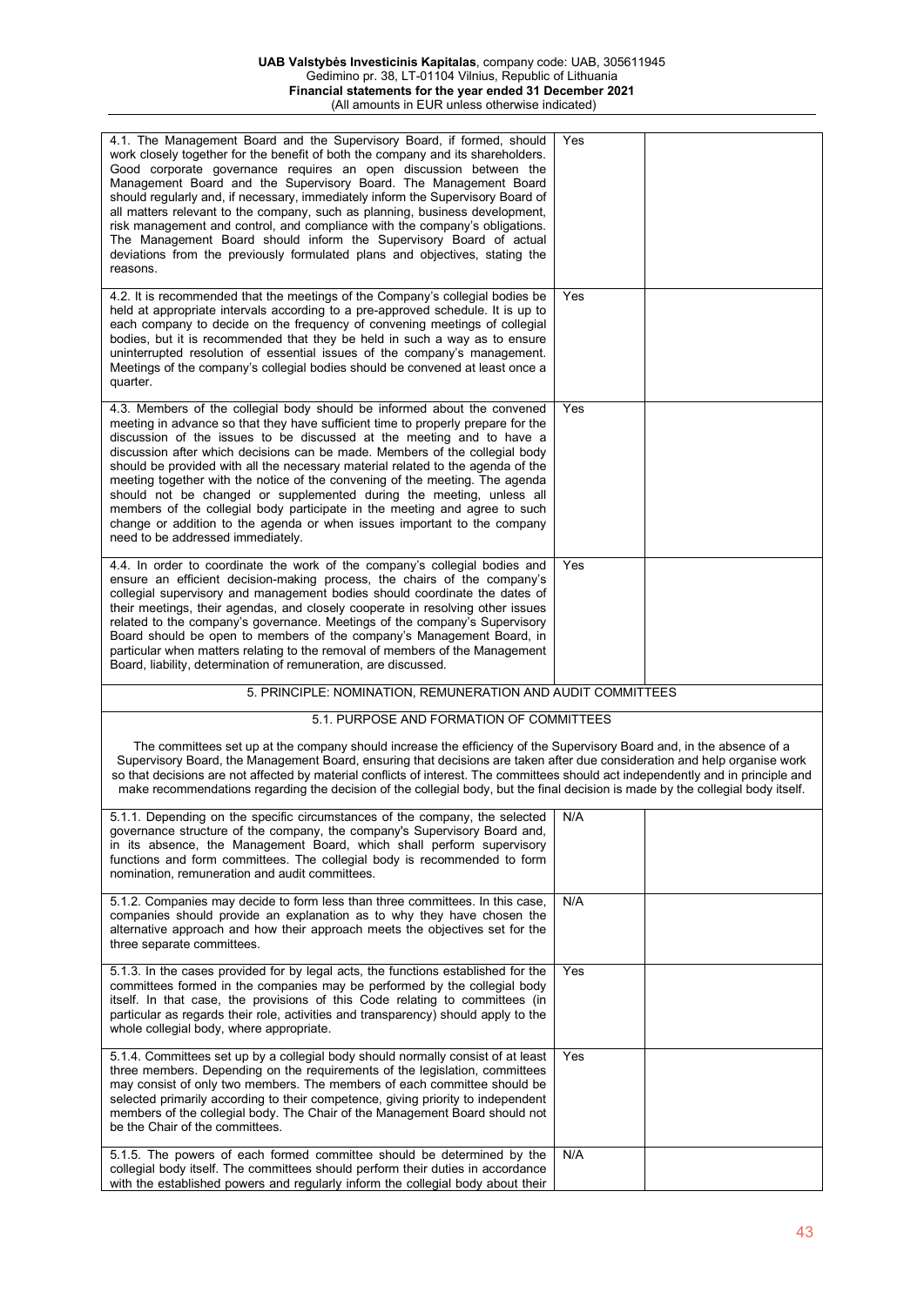| | | |
|---|---|---|
| 4.1. The Management Board and the Supervisory Board, if formed, should work closely together for the benefit of both the company and its shareholders. Good corporate governance requires an open discussion between the Management Board and the Supervisory Board. The Management Board should regularly and, if necessary, immediately inform the Supervisory Board of all matters relevant to the company, such as planning, business development, risk management and control, and compliance with the company's obligations. The Management Board should inform the Supervisory Board of actual deviations from the previously formulated plans and objectives, stating the reasons. | Yes | |
| 4.2. It is recommended that the meetings of the Company's collegial bodies be held at appropriate intervals according to a pre-approved schedule. It is up to each company to decide on the frequency of convening meetings of collegial bodies, but it is recommended that they be held in such a way as to ensure uninterrupted resolution of essential issues of the company's management. Meetings of the company's collegial bodies should be convened at least once a quarter. | Yes | |
| 4.3. Members of the collegial body should be informed about the convened meeting in advance so that they have sufficient time to properly prepare for the discussion of the issues to be discussed at the meeting and to have a discussion after which decisions can be made. Members of the collegial body should be provided with all the necessary material related to the agenda of the meeting together with the notice of the convening of the meeting. The agenda should not be changed or supplemented during the meeting, unless all members of the collegial body participate in the meeting and agree to such change or addition to the agenda or when issues important to the company need to be addressed immediately. | Yes | |
| 4.4. In order to coordinate the work of the company's collegial bodies and ensure an efficient decision-making process, the chairs of the company's collegial supervisory and management bodies should coordinate the dates of their meetings, their agendas, and closely cooperate in resolving other issues related to the company's governance. Meetings of the company's Supervisory Board should be open to members of the company's Management Board, in particular when matters relating to the removal of members of the Management Board, liability, determination of remuneration, are discussed. | Yes | |
| 5. PRINCIPLE: NOMINATION, REMUNERATION AND AUDIT COMMITTEES | | |
| 5.1. PURPOSE AND FORMATION OF COMMITTEES<br><br>The committees set up at the company should increase the efficiency of the Supervisory Board and, in the absence of a Supervisory Board, the Management Board, ensuring that decisions are taken after due consideration and help organise work so that decisions are not affected by material conflicts of interest. The committees should act independently and in principle and make recommendations regarding the decision of the collegial body, but the final decision is made by the collegial body itself. | | |
| 5.1.1. Depending on the specific circumstances of the company, the selected governance structure of the company, the company's Supervisory Board and, in its absence, the Management Board, which shall perform supervisory functions and form committees. The collegial body is recommended to form nomination, remuneration and audit committees. | N/A | |
| 5.1.2. Companies may decide to form less than three committees. In this case, companies should provide an explanation as to why they have chosen the alternative approach and how their approach meets the objectives set for the three separate committees. | N/A | |
| 5.1.3. In the cases provided for by legal acts, the functions established for the committees formed in the companies may be performed by the collegial body itself. In that case, the provisions of this Code relating to committees (in particular as regards their role, activities and transparency) should apply to the whole collegial body, where appropriate. | Yes | |
| 5.1.4. Committees set up by a collegial body should normally consist of at least three members. Depending on the requirements of the legislation, committees may consist of only two members. The members of each committee should be selected primarily according to their competence, giving priority to independent members of the collegial body. The Chair of the Management Board should not be the Chair of the committees. | Yes | |
| 5.1.5. The powers of each formed committee should be determined by the collegial body itself. The committees should perform their duties in accordance with the established powers and regularly inform the collegial body about their | N/A | |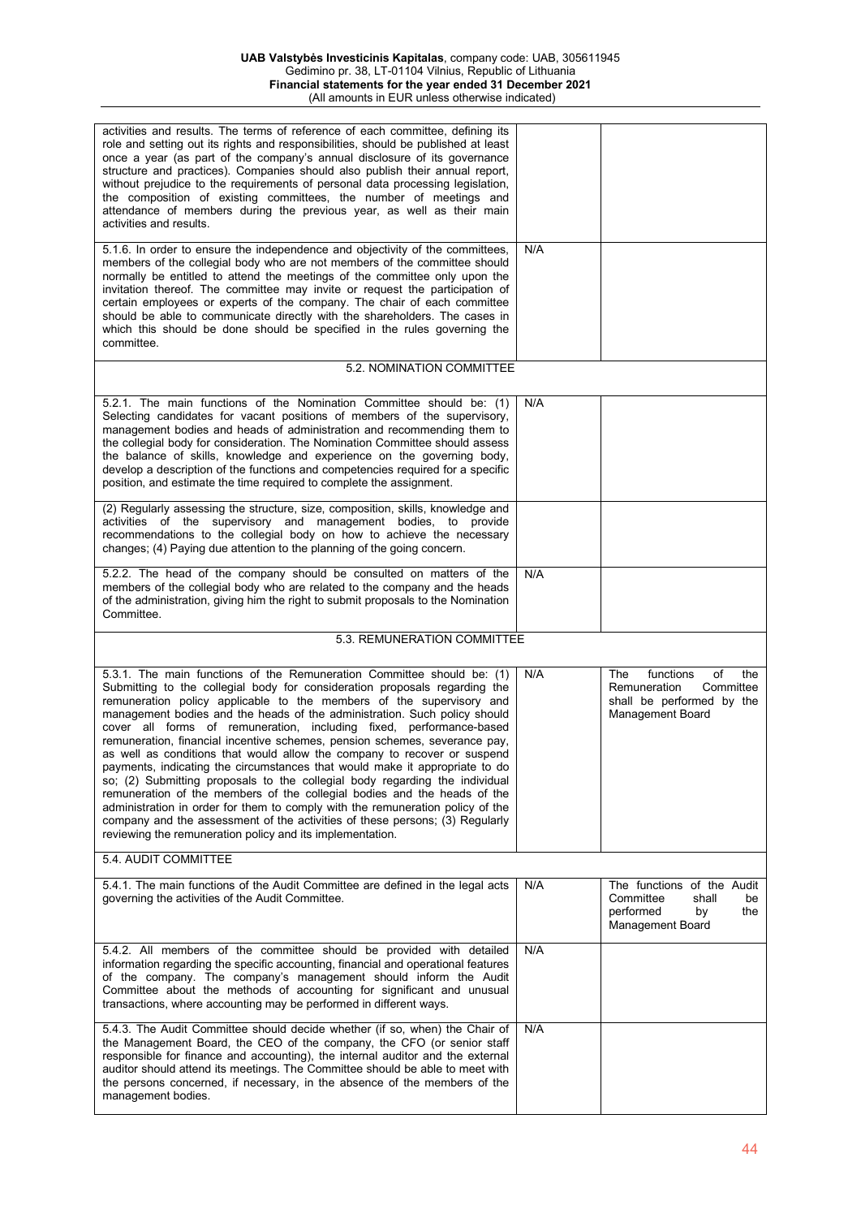| | | |
|---|---|---|
| activities and results. The terms of reference of each committee, defining its role and setting out its rights and responsibilities, should be published at least once a year (as part of the company's annual disclosure of its governance structure and practices). Companies should also publish their annual report, without prejudice to the requirements of personal data processing legislation, the composition of existing committees, the number of meetings and attendance of members during the previous year, as well as their main activities and results. | | |
| 5.1.6. In order to ensure the independence and objectivity of the committees, members of the collegial body who are not members of the committee should normally be entitled to attend the meetings of the committee only upon the invitation thereof. The committee may invite or request the participation of certain employees or experts of the company. The chair of each committee should be able to communicate directly with the shareholders. The cases in which this should be done should be specified in the rules governing the committee. | N/A | |
| **5.2. NOMINATION COMMITTEE** | | |
| 5.2.1. The main functions of the Nomination Committee should be: (1) Selecting candidates for vacant positions of members of the supervisory, management bodies and heads of administration and recommending them to the collegial body for consideration. The Nomination Committee should assess the balance of skills, knowledge and experience on the governing body, develop a description of the functions and competencies required for a specific position, and estimate the time required to complete the assignment. | N/A | |
| (2) Regularly assessing the structure, size, composition, skills, knowledge and activities of the supervisory and management bodies, to provide recommendations to the collegial body on how to achieve the necessary changes; (4) Paying due attention to the planning of the going concern. | | |
| 5.2.2. The head of the company should be consulted on matters of the members of the collegial body who are related to the company and the heads of the administration, giving him the right to submit proposals to the Nomination Committee. | N/A | |
| **5.3. REMUNERATION COMMITTEE** | | |
| 5.3.1. The main functions of the Remuneration Committee should be: (1) Submitting to the collegial body for consideration proposals regarding the remuneration policy applicable to the members of the supervisory and management bodies and the heads of the administration. Such policy should cover all forms of remuneration, including fixed, performance-based remuneration, financial incentive schemes, pension schemes, severance pay, as well as conditions that would allow the company to recover or suspend payments, indicating the circumstances that would make it appropriate to do so; (2) Submitting proposals to the collegial body regarding the individual remuneration of the members of the collegial bodies and the heads of the administration in order for them to comply with the remuneration policy of the company and the assessment of the activities of these persons; (3) Regularly reviewing the remuneration policy and its implementation. | N/A | The functions of the Remuneration Committee shall be performed by the Management Board |
| **5.4. AUDIT COMMITTEE** | | |
| 5.4.1. The main functions of the Audit Committee are defined in the legal acts governing the activities of the Audit Committee. | N/A | The functions of the Audit Committee shall be performed by the Management Board |
| 5.4.2. All members of the committee should be provided with detailed information regarding the specific accounting, financial and operational features of the company. The company's management should inform the Audit Committee about the methods of accounting for significant and unusual transactions, where accounting may be performed in different ways. | N/A | |
| 5.4.3. The Audit Committee should decide whether (if so, when) the Chair of the Management Board, the CEO of the company, the CFO (or senior staff responsible for finance and accounting), the internal auditor and the external auditor should attend its meetings. The Committee should be able to meet with the persons concerned, if necessary, in the absence of the members of the management bodies. | N/A | |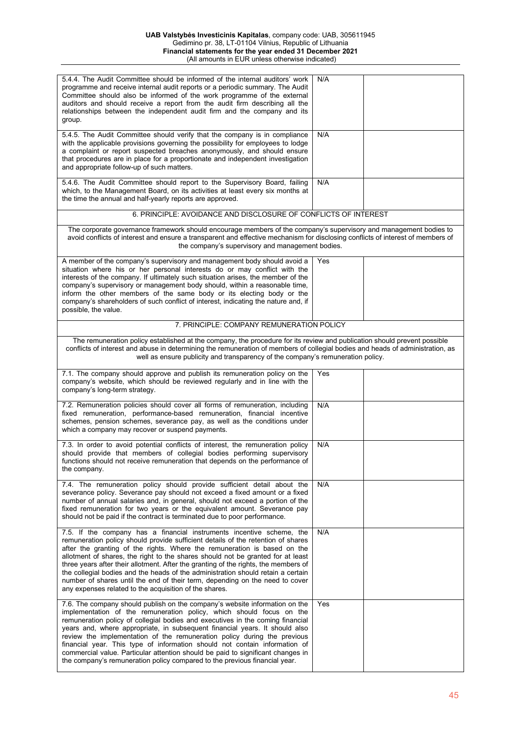| | | |
|---|---|---|
| 5.4.4. The Audit Committee should be informed of the internal auditors' work programme and receive internal audit reports or a periodic summary. The Audit Committee should also be informed of the work programme of the external auditors and should receive a report from the audit firm describing all the relationships between the independent audit firm and the company and its group. | N/A | |
| 5.4.5. The Audit Committee should verify that the company is in compliance with the applicable provisions governing the possibility for employees to lodge a complaint or report suspected breaches anonymously, and should ensure that procedures are in place for a proportionate and independent investigation and appropriate follow-up of such matters. | N/A | |
| 5.4.6. The Audit Committee should report to the Supervisory Board, failing which, to the Management Board, on its activities at least every six months at the time the annual and half-yearly reports are approved. | N/A | |
| **6. PRINCIPLE: AVOIDANCE AND DISCLOSURE OF CONFLICTS OF INTEREST** | | |
| The corporate governance framework should encourage members of the company's supervisory and management bodies to avoid conflicts of interest and ensure a transparent and effective mechanism for disclosing conflicts of interest of members of the company's supervisory and management bodies. | | |
| A member of the company's supervisory and management body should avoid a situation where his or her personal interests do or may conflict with the interests of the company. If ultimately such situation arises, the member of the company's supervisory or management body should, within a reasonable time, inform the other members of the same body or its electing body or the company's shareholders of such conflict of interest, indicating the nature and, if possible, the value. | Yes | |
| **7. PRINCIPLE: COMPANY REMUNERATION POLICY** | | |
| The remuneration policy established at the company, the procedure for its review and publication should prevent possible conflicts of interest and abuse in determining the remuneration of members of collegial bodies and heads of administration, as well as ensure publicity and transparency of the company's remuneration policy. | | |
| 7.1. The company should approve and publish its remuneration policy on the company's website, which should be reviewed regularly and in line with the company's long-term strategy. | Yes | |
| 7.2. Remuneration policies should cover all forms of remuneration, including fixed remuneration, performance-based remuneration, financial incentive schemes, pension schemes, severance pay, as well as the conditions under which a company may recover or suspend payments. | N/A | |
| 7.3. In order to avoid potential conflicts of interest, the remuneration policy should provide that members of collegial bodies performing supervisory functions should not receive remuneration that depends on the performance of the company. | N/A | |
| 7.4. The remuneration policy should provide sufficient detail about the severance policy. Severance pay should not exceed a fixed amount or a fixed number of annual salaries and, in general, should not exceed a portion of the fixed remuneration for two years or the equivalent amount. Severance pay should not be paid if the contract is terminated due to poor performance. | N/A | |
| 7.5. If the company has a financial instruments incentive scheme, the remuneration policy should provide sufficient details of the retention of shares after the granting of the rights. Where the remuneration is based on the allotment of shares, the right to the shares should not be granted for at least three years after their allotment. After the granting of the rights, the members of the collegial bodies and the heads of the administration should retain a certain number of shares until the end of their term, depending on the need to cover any expenses related to the acquisition of the shares. | N/A | |
| 7.6. The company should publish on the company's website information on the implementation of the remuneration policy, which should focus on the remuneration policy of collegial bodies and executives in the coming financial years and, where appropriate, in subsequent financial years. It should also review the implementation of the remuneration policy during the previous financial year. This type of information should not contain information of commercial value. Particular attention should be paid to significant changes in the company's remuneration policy compared to the previous financial year. | Yes | |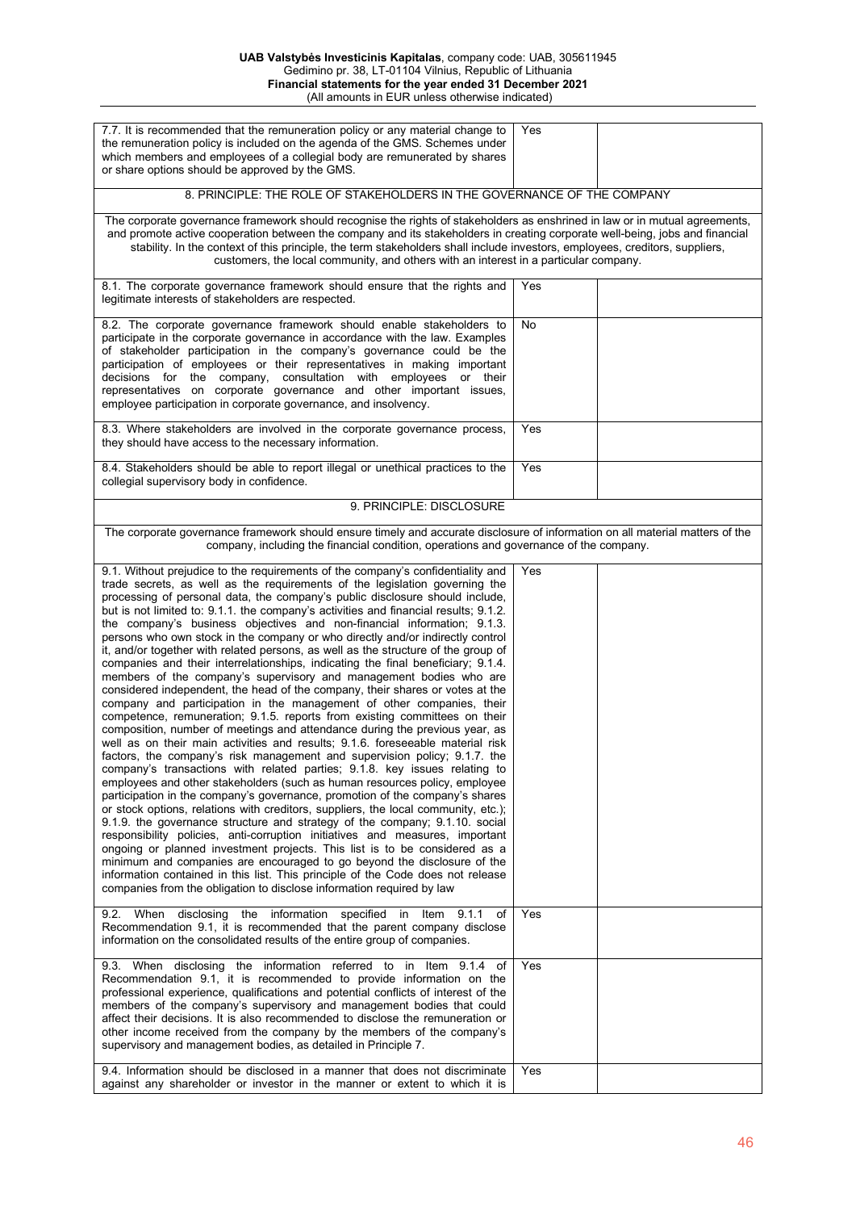| | | |
|---|---|---|
| 7.7. It is recommended that the remuneration policy or any material change to the remuneration policy is included on the agenda of the GMS. Schemes under which members and employees of a collegial body are remunerated by shares or share options should be approved by the GMS. | Yes | |
| 8. PRINCIPLE: THE ROLE OF STAKEHOLDERS IN THE GOVERNANCE OF THE COMPANY | | |
| The corporate governance framework should recognise the rights of stakeholders as enshrined in law or in mutual agreements, and promote active cooperation between the company and its stakeholders in creating corporate well-being, jobs and financial stability. In the context of this principle, the term stakeholders shall include investors, employees, creditors, suppliers, customers, the local community, and others with an interest in a particular company. | | |
| 8.1. The corporate governance framework should ensure that the rights and legitimate interests of stakeholders are respected. | Yes | |
| 8.2. The corporate governance framework should enable stakeholders to participate in the corporate governance in accordance with the law. Examples of stakeholder participation in the company's governance could be the participation of employees or their representatives in making important decisions for the company, consultation with employees or their representatives on corporate governance and other important issues, employee participation in corporate governance, and insolvency. | No | |
| 8.3. Where stakeholders are involved in the corporate governance process, they should have access to the necessary information. | Yes | |
| 8.4. Stakeholders should be able to report illegal or unethical practices to the collegial supervisory body in confidence. | Yes | |
| 9. PRINCIPLE: DISCLOSURE | | |
| The corporate governance framework should ensure timely and accurate disclosure of information on all material matters of the company, including the financial condition, operations and governance of the company. | | |
| 9.1. Without prejudice to the requirements of the company's confidentiality and trade secrets, as well as the requirements of the legislation governing the processing of personal data, the company's public disclosure should include, but is not limited to: 9.1.1. the company's activities and financial results; 9.1.2. the company's business objectives and non-financial information; 9.1.3. persons who own stock in the company or who directly and/or indirectly control it, and/or together with related persons, as well as the structure of the group of companies and their interrelationships, indicating the final beneficiary; 9.1.4. members of the company's supervisory and management bodies who are considered independent, the head of the company, their shares or votes at the company and participation in the management of other companies, their competence, remuneration; 9.1.5. reports from existing committees on their composition, number of meetings and attendance during the previous year, as well as on their main activities and results; 9.1.6. foreseeable material risk factors, the company's risk management and supervision policy; 9.1.7. the company's transactions with related parties; 9.1.8. key issues relating to employees and other stakeholders (such as human resources policy, employee participation in the company's governance, promotion of the company's shares or stock options, relations with creditors, suppliers, the local community, etc.); 9.1.9. the governance structure and strategy of the company; 9.1.10. social responsibility policies, anti-corruption initiatives and measures, important ongoing or planned investment projects. This list is to be considered as a minimum and companies are encouraged to go beyond the disclosure of the information contained in this list. This principle of the Code does not release companies from the obligation to disclose information required by law | Yes | |
| 9.2. When disclosing the information specified in Item 9.1.1 of Recommendation 9.1, it is recommended that the parent company disclose information on the consolidated results of the entire group of companies. | Yes | |
| 9.3. When disclosing the information referred to in Item 9.1.4 of Recommendation 9.1, it is recommended to provide information on the professional experience, qualifications and potential conflicts of interest of the members of the company's supervisory and management bodies that could affect their decisions. It is also recommended to disclose the remuneration or other income received from the company by the members of the company's supervisory and management bodies, as detailed in Principle 7. | Yes | |
| 9.4. Information should be disclosed in a manner that does not discriminate against any shareholder or investor in the manner or extent to which it is | Yes | |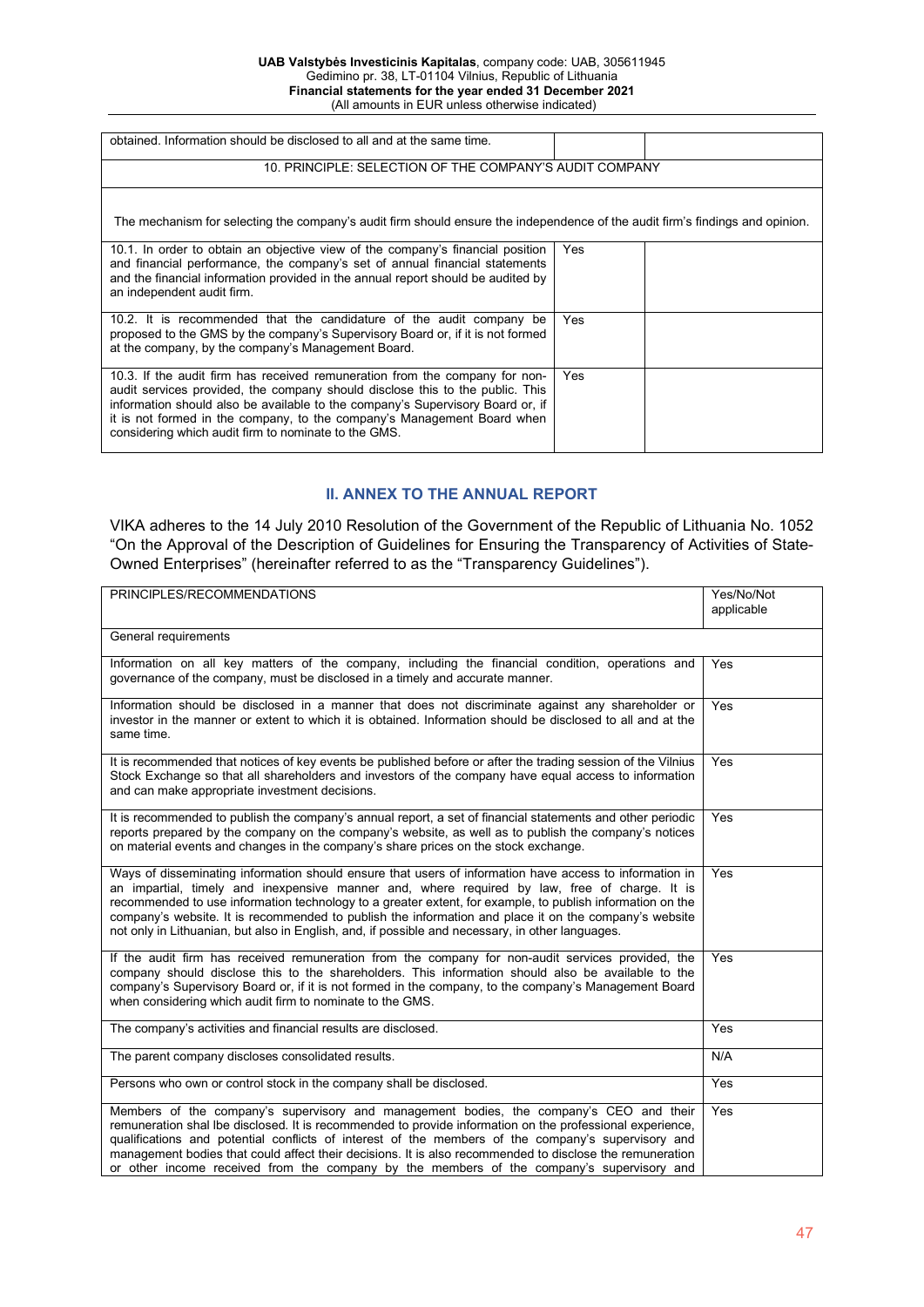| | | |
|---|---|---|
| obtained. Information should be disclosed to all and at the same time. | | |
| 10. PRINCIPLE: SELECTION OF THE COMPANY'S AUDIT COMPANY | | |
| The mechanism for selecting the company's audit firm should ensure the independence of the audit firm's findings and opinion. | | |
| 10.1. In order to obtain an objective view of the company's financial position and financial performance, the company's set of annual financial statements and the financial information provided in the annual report should be audited by an independent audit firm. | Yes | |
| 10.2. It is recommended that the candidature of the audit company be proposed to the GMS by the company's Supervisory Board or, if it is not formed at the company, by the company's Management Board. | Yes | |
| 10.3. If the audit firm has received remuneration from the company for non-audit services provided, the company should disclose this to the public. This information should also be available to the company's Supervisory Board or, if it is not formed in the company, to the company's Management Board when considering which audit firm to nominate to the GMS. | Yes | |

## II. ANNEX TO THE ANNUAL REPORT

VIKA adheres to the 14 July 2010 Resolution of the Government of the Republic of Lithuania No. 1052 "On the Approval of the Description of Guidelines for Ensuring the Transparency of Activities of State-Owned Enterprises" (hereinafter referred to as the "Transparency Guidelines").

| PRINCIPLES/RECOMMENDATIONS | Yes/No/Not applicable |
|---|---|
| General requirements | |
| Information on all key matters of the company, including the financial condition, operations and governance of the company, must be disclosed in a timely and accurate manner. | Yes |
| Information should be disclosed in a manner that does not discriminate against any shareholder or investor in the manner or extent to which it is obtained. Information should be disclosed to all and at the same time. | Yes |
| It is recommended that notices of key events be published before or after the trading session of the Vilnius Stock Exchange so that all shareholders and investors of the company have equal access to information and can make appropriate investment decisions. | Yes |
| It is recommended to publish the company's annual report, a set of financial statements and other periodic reports prepared by the company on the company's website, as well as to publish the company's notices on material events and changes in the company's share prices on the stock exchange. | Yes |
| Ways of disseminating information should ensure that users of information have access to information in an impartial, timely and inexpensive manner and, where required by law, free of charge. It is recommended to use information technology to a greater extent, for example, to publish information on the company's website. It is recommended to publish the information and place it on the company's website not only in Lithuanian, but also in English, and, if possible and necessary, in other languages. | Yes |
| If the audit firm has received remuneration from the company for non-audit services provided, the company should disclose this to the shareholders. This information should also be available to the company's Supervisory Board or, if it is not formed in the company, to the company's Management Board when considering which audit firm to nominate to the GMS. | Yes |
| The company's activities and financial results are disclosed. | Yes |
| The parent company discloses consolidated results. | N/A |
| Persons who own or control stock in the company shall be disclosed. | Yes |
| Members of the company's supervisory and management bodies, the company's CEO and their remuneration shal lbe disclosed. It is recommended to provide information on the professional experience, qualifications and potential conflicts of interest of the members of the company's supervisory and management bodies that could affect their decisions. It is also recommended to disclose the remuneration or other income received from the company by the members of the company's supervisory and | Yes |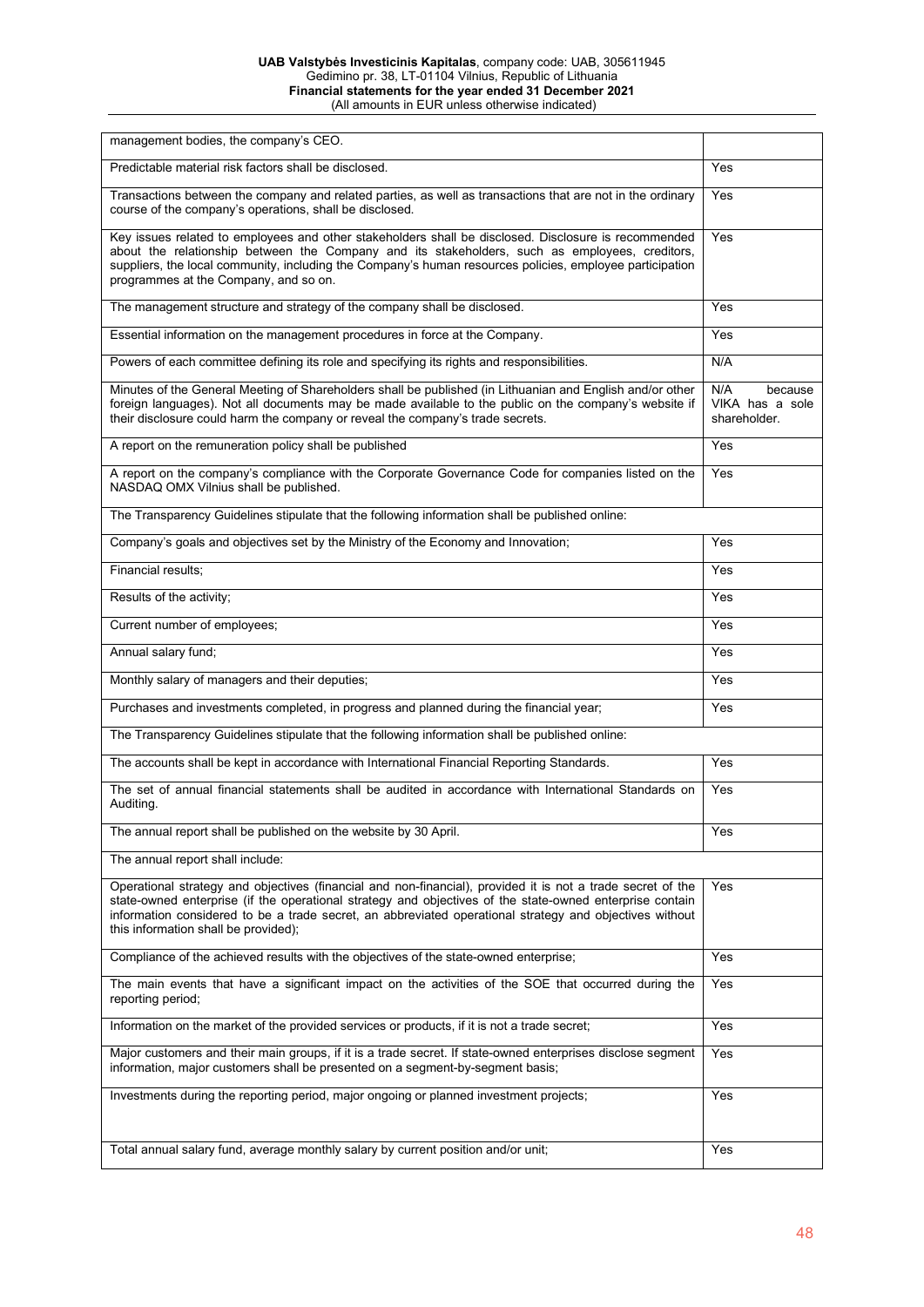| | |
|---|---|
| management bodies, the company's CEO. | |
| Predictable material risk factors shall be disclosed. | Yes |
| Transactions between the company and related parties, as well as transactions that are not in the ordinary course of the company's operations, shall be disclosed. | Yes |
| Key issues related to employees and other stakeholders shall be disclosed. Disclosure is recommended about the relationship between the Company and its stakeholders, such as employees, creditors, suppliers, the local community, including the Company's human resources policies, employee participation programmes at the Company, and so on. | Yes |
| The management structure and strategy of the company shall be disclosed. | Yes |
| Essential information on the management procedures in force at the Company. | Yes |
| Powers of each committee defining its role and specifying its rights and responsibilities. | N/A |
| Minutes of the General Meeting of Shareholders shall be published (in Lithuanian and English and/or other foreign languages). Not all documents may be made available to the public on the company's website if their disclosure could harm the company or reveal the company's trade secrets. | N/A because VIKA has a sole shareholder. |
| A report on the remuneration policy shall be published | Yes |
| A report on the company's compliance with the Corporate Governance Code for companies listed on the NASDAQ OMX Vilnius shall be published. | Yes |
| The Transparency Guidelines stipulate that the following information shall be published online: | |
| Company's goals and objectives set by the Ministry of the Economy and Innovation; | Yes |
| Financial results; | Yes |
| Results of the activity; | Yes |
| Current number of employees; | Yes |
| Annual salary fund; | Yes |
| Monthly salary of managers and their deputies; | Yes |
| Purchases and investments completed, in progress and planned during the financial year; | Yes |
| The Transparency Guidelines stipulate that the following information shall be published online: | |
| The accounts shall be kept in accordance with International Financial Reporting Standards. | Yes |
| The set of annual financial statements shall be audited in accordance with International Standards on Auditing. | Yes |
| The annual report shall be published on the website by 30 April. | Yes |
| The annual report shall include: | |
| Operational strategy and objectives (financial and non-financial), provided it is not a trade secret of the state-owned enterprise (if the operational strategy and objectives of the state-owned enterprise contain information considered to be a trade secret, an abbreviated operational strategy and objectives without this information shall be provided); | Yes |
| Compliance of the achieved results with the objectives of the state-owned enterprise; | Yes |
| The main events that have a significant impact on the activities of the SOE that occurred during the reporting period; | Yes |
| Information on the market of the provided services or products, if it is not a trade secret; | Yes |
| Major customers and their main groups, if it is a trade secret. If state-owned enterprises disclose segment information, major customers shall be presented on a segment-by-segment basis; | Yes |
| Investments during the reporting period, major ongoing or planned investment projects; | Yes |
| Total annual salary fund, average monthly salary by current position and/or unit; | Yes |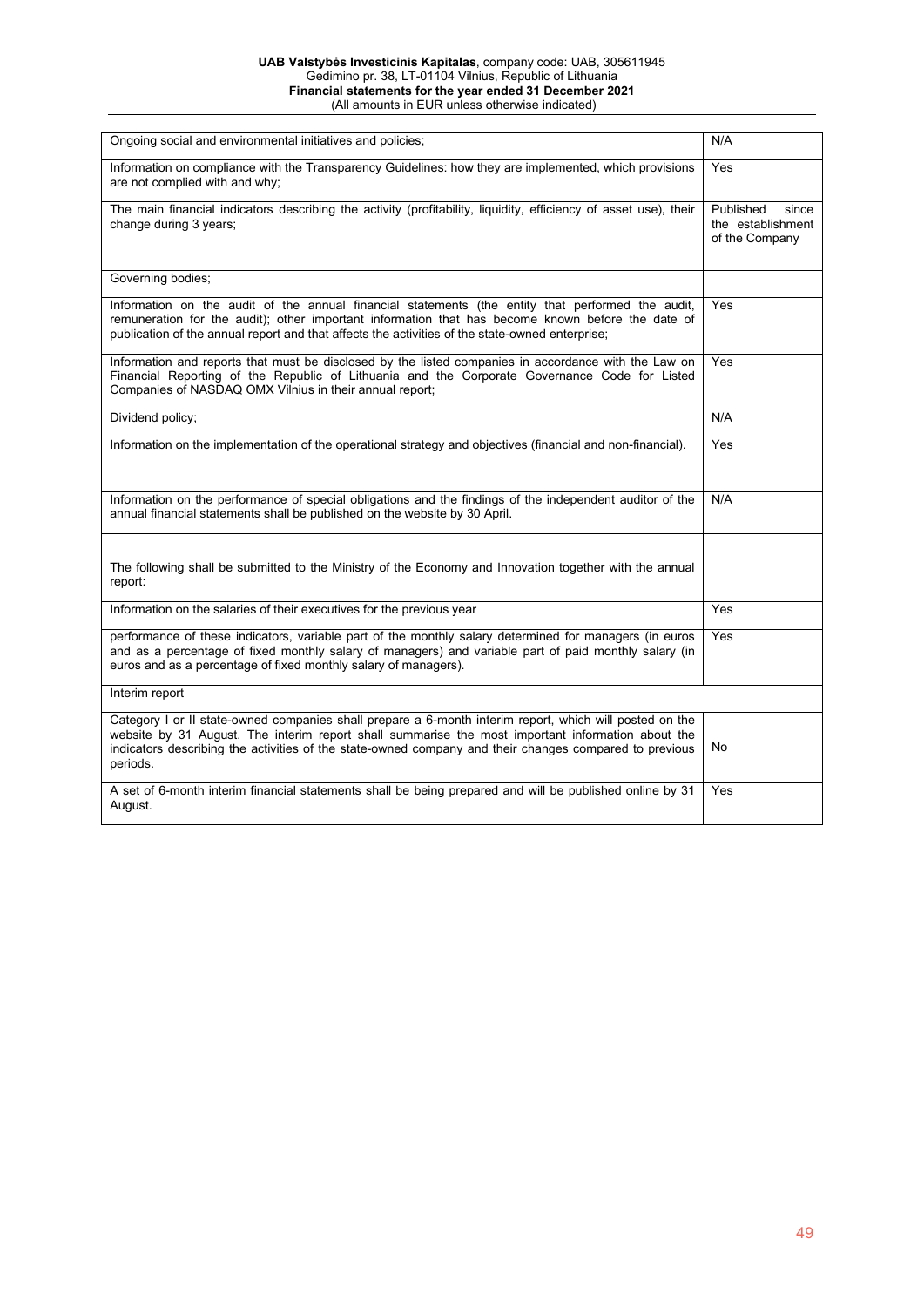| | |
|---|---|
| Ongoing social and environmental initiatives and policies; | N/A |
| Information on compliance with the Transparency Guidelines: how they are implemented, which provisions are not complied with and why; | Yes |
| The main financial indicators describing the activity (profitability, liquidity, efficiency of asset use), their change during 3 years; | Published since the establishment of the Company |
| Governing bodies; | |
| Information on the audit of the annual financial statements (the entity that performed the audit, remuneration for the audit); other important information that has become known before the date of publication of the annual report and that affects the activities of the state-owned enterprise; | Yes |
| Information and reports that must be disclosed by the listed companies in accordance with the Law on Financial Reporting of the Republic of Lithuania and the Corporate Governance Code for Listed Companies of NASDAQ OMX Vilnius in their annual report; | Yes |
| Dividend policy; | N/A |
| Information on the implementation of the operational strategy and objectives (financial and non-financial). | Yes |
| Information on the performance of special obligations and the findings of the independent auditor of the annual financial statements shall be published on the website by 30 April. | N/A |
| The following shall be submitted to the Ministry of the Economy and Innovation together with the annual report: | |
| Information on the salaries of their executives for the previous year | Yes |
| performance of these indicators, variable part of the monthly salary determined for managers (in euros and as a percentage of fixed monthly salary of managers) and variable part of paid monthly salary (in euros and as a percentage of fixed monthly salary of managers). | Yes |
| Interim report | |
| Category I or II state-owned companies shall prepare a 6-month interim report, which will posted on the website by 31 August. The interim report shall summarise the most important information about the indicators describing the activities of the state-owned company and their changes compared to previous periods. | No |
| A set of 6-month interim financial statements shall be being prepared and will be published online by 31 August. | Yes |